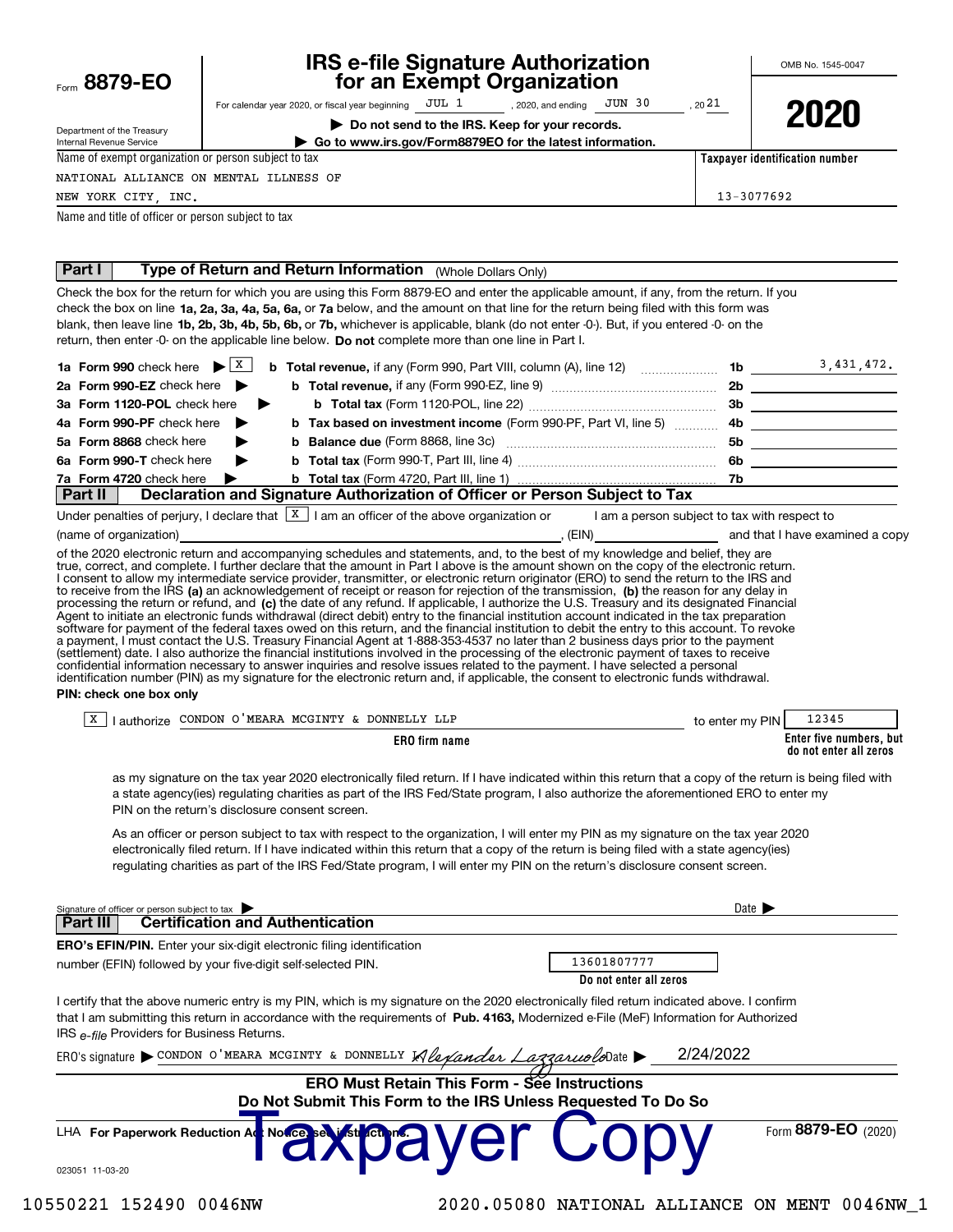Form **8879-EO**

Department of the Treasury
Internal Revenue Service

# IRS e-file Signature Authorization for an Exempt Organization

For calendar year 2020, or fiscal year beginning JUL 1, 2020, and ending JUN 30, 20 21

▶ **Do not send to the IRS. Keep for your records.**

▶ **Go to www.irs.gov/Form8879EO for the latest information.**

OMB No. 1545-0047

**2020**

Name of exempt organization or person subject to tax: NATIONAL ALLIANCE ON MENTAL ILLNESS OF NEW YORK CITY, INC.

**Taxpayer identification number**: 13-3077692

Name and title of officer or person subject to tax

## Part I Type of Return and Return Information (Whole Dollars Only)

Check the box for the return for which you are using this Form 8879-EO and enter the applicable amount, if any, from the return. If you check the box on line **1a, 2a, 3a, 4a, 5a, 6a,** or **7a** below, and the amount on that line for the return being filed with this form was blank, then leave line **1b, 2b, 3b, 4b, 5b, 6b,** or **7b,** whichever is applicable, blank (do not enter -0-). But, if you entered -0- on the return, then enter -0- on the applicable line below. **Do not** complete more than one line in Part I.

| | | | |
|---|---|---|---|
| **1a Form 990** check here ▶ [X] | **b Total revenue,** if any (Form 990, Part VIII, column (A), line 12) | **1b** | 3,431,472. |
| **2a Form 990-EZ** check here ▶ | **b Total revenue,** if any (Form 990-EZ, line 9) | **2b** | |
| **3a Form 1120-POL** check here ▶ | **b Total tax** (Form 1120-POL, line 22) | **3b** | |
| **4a Form 990-PF** check here ▶ | **b Tax based on investment income** (Form 990-PF, Part VI, line 5) | **4b** | |
| **5a Form 8868** check here ▶ | **b Balance due** (Form 8868, line 3c) | **5b** | |
| **6a Form 990-T** check here ▶ | **b Total tax** (Form 990-T, Part III, line 4) | **6b** | |
| **7a Form 4720** check here ▶ | **b Total tax** (Form 4720, Part III, line 1) | **7b** | |

## Part II Declaration and Signature Authorization of Officer or Person Subject to Tax

Under penalties of perjury, I declare that [X] I am an officer of the above organization or [ ] I am a person subject to tax with respect to (name of organization) ______, (EIN) ______ and that I have examined a copy of the 2020 electronic return and accompanying schedules and statements, and, to the best of my knowledge and belief, they are true, correct, and complete. I further declare that the amount in Part I above is the amount shown on the copy of the electronic return. I consent to allow my intermediate service provider, transmitter, or electronic return originator (ERO) to send the return to the IRS and to receive from the IRS **(a)** an acknowledgement of receipt or reason for rejection of the transmission, **(b)** the reason for any delay in processing the return or refund, and **(c)** the date of any refund. If applicable, I authorize the U.S. Treasury and its designated Financial Agent to initiate an electronic funds withdrawal (direct debit) entry to the financial institution account indicated in the tax preparation software for payment of the federal taxes owed on this return, and the financial institution to debit the entry to this account. To revoke a payment, I must contact the U.S. Treasury Financial Agent at 1-888-353-4537 no later than 2 business days prior to the payment (settlement) date. I also authorize the financial institutions involved in the processing of the electronic payment of taxes to receive confidential information necessary to answer inquiries and resolve issues related to the payment. I have selected a personal identification number (PIN) as my signature for the electronic return and, if applicable, the consent to electronic funds withdrawal.

**PIN: check one box only**

[X] I authorize CONDON O'MEARA MCGINTY & DONNELLY LLP (**ERO firm name**) to enter my PIN 12345 (**Enter five numbers, but do not enter all zeros**)

as my signature on the tax year 2020 electronically filed return. If I have indicated within this return that a copy of the return is being filed with a state agency(ies) regulating charities as part of the IRS Fed/State program, I also authorize the aforementioned ERO to enter my PIN on the return's disclosure consent screen.

[ ] As an officer or person subject to tax with respect to the organization, I will enter my PIN as my signature on the tax year 2020 electronically filed return. If I have indicated within this return that a copy of the return is being filed with a state agency(ies) regulating charities as part of the IRS Fed/State program, I will enter my PIN on the return's disclosure consent screen.

Signature of officer or person subject to tax ▶ ______ Date ▶ ______

## Part III Certification and Authentication

**ERO's EFIN/PIN.** Enter your six-digit electronic filing identification number (EFIN) followed by your five-digit self-selected PIN. 13601807777

**Do not enter all zeros**

I certify that the above numeric entry is my PIN, which is my signature on the 2020 electronically filed return indicated above. I confirm that I am submitting this return in accordance with the requirements of **Pub. 4163,** Modernized e-File (MeF) Information for Authorized IRS *e-file* Providers for Business Returns.

ERO's signature ▶ CONDON O'MEARA MCGINTY & DONNELLY Alexander Lazzaruolo Date ▶ 2/24/2022

**ERO Must Retain This Form - See Instructions**

**Do Not Submit This Form to the IRS Unless Requested To Do So**

LHA **For Paperwork Reduction Act Notice, see instructions.** Form **8879-EO** (2020)

Taxpayer Copy

023051 11-03-20

10550221 152490 0046NW 2020.05080 NATIONAL ALLIANCE ON MENT 0046NW_1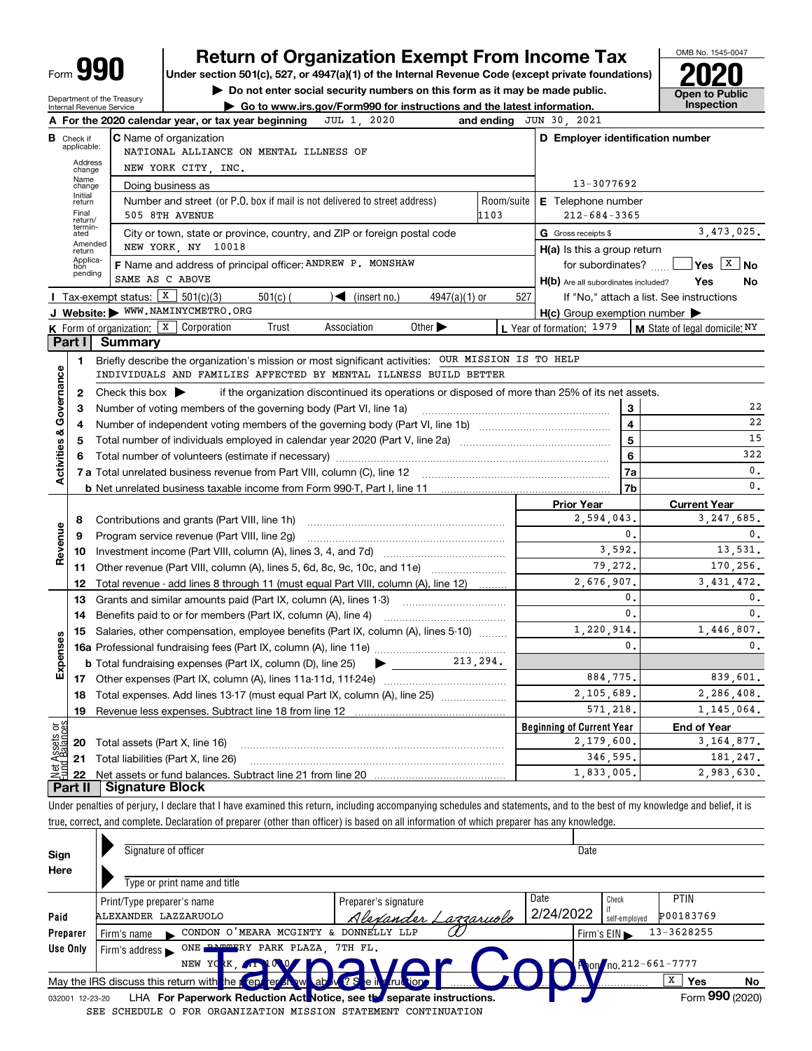Form **990** | **Return of Organization Exempt From Income Tax** | OMB No. 1545-0047

Under section 501(c), 527, or 4947(a)(1) of the Internal Revenue Code (except private foundations)

▶ Do not enter social security numbers on this form as it may be made public.

▶ Go to www.irs.gov/Form990 for instructions and the latest information.

Department of the Treasury Internal Revenue Service

**2020** Open to Public Inspection

**A** For the 2020 calendar year, or tax year beginning JUL 1, 2020 and ending JUN 30, 2021

**B** Check if applicable: Address change, Name change, Initial return, Final return/terminated, Amended return, Application pending

**C** Name of organization: NATIONAL ALLIANCE ON MENTAL ILLNESS OF NEW YORK CITY, INC.

Doing business as

Number and street (or P.O. box if mail is not delivered to street address): 505 8TH AVENUE Room/suite: 1103

City or town, state or province, country, and ZIP or foreign postal code: NEW YORK, NY 10018

**D** Employer identification number: 13-3077692

**E** Telephone number: 212-684-3365

**G** Gross receipts $ 3,473,025.

**F** Name and address of principal officer: ANDREW P. MONSHAW SAME AS C ABOVE

**H(a)** Is this a group return for subordinates? Yes [ ] No [X]

**H(b)** Are all subordinates included? Yes No

If "No," attach a list. See instructions

**H(c)** Group exemption number ▶

**I** Tax-exempt status: [X] 501(c)(3) [ ] 501(c) ( ) ◀ (insert no.) [ ] 4947(a)(1) or [ ] 527

**J** Website: ▶ WWW.NAMINYCMETRO.ORG

**K** Form of organization: [X] Corporation [ ] Trust [ ] Association [ ] Other ▶

**L** Year of formation: 1979 **M** State of legal domicile: NY

## Part I Summary

**Activities & Governance**

1. Briefly describe the organization's mission or most significant activities: OUR MISSION IS TO HELP INDIVIDUALS AND FAMILIES AFFECTED BY MENTAL ILLNESS BUILD BETTER
2. Check this box ▶ [ ] if the organization discontinued its operations or disposed of more than 25% of its net assets.

| | | | |
|---|---|---|---|
| 3 | Number of voting members of the governing body (Part VI, line 1a) | 3 | 22 |
| 4 | Number of independent voting members of the governing body (Part VI, line 1b) | 4 | 22 |
| 5 | Total number of individuals employed in calendar year 2020 (Part V, line 2a) | 5 | 15 |
| 6 | Total number of volunteers (estimate if necessary) | 6 | 322 |
| 7a | Total unrelated business revenue from Part VIII, column (C), line 12 | 7a | 0. |
| b | Net unrelated business taxable income from Form 990-T, Part I, line 11 | 7b | 0. |

| | | | Prior Year | Current Year |
|---|---|---|---|---|
| **Revenue** | 8 | Contributions and grants (Part VIII, line 1h) | 2,594,043. | 3,247,685. |
| | 9 | Program service revenue (Part VIII, line 2g) | 0. | 0. |
| | 10 | Investment income (Part VIII, column (A), lines 3, 4, and 7d) | 3,592. | 13,531. |
| | 11 | Other revenue (Part VIII, column (A), lines 5, 6d, 8c, 9c, 10c, and 11e) | 79,272. | 170,256. |
| | 12 | Total revenue - add lines 8 through 11 (must equal Part VIII, column (A), line 12) | 2,676,907. | 3,431,472. |
| **Expenses** | 13 | Grants and similar amounts paid (Part IX, column (A), lines 1-3) | 0. | 0. |
| | 14 | Benefits paid to or for members (Part IX, column (A), line 4) | 0. | 0. |
| | 15 | Salaries, other compensation, employee benefits (Part IX, column (A), lines 5-10) | 1,220,914. | 1,446,807. |
| | 16a | Professional fundraising fees (Part IX, column (A), line 11e) | 0. | 0. |
| | b | Total fundraising expenses (Part IX, column (D), line 25) ▶ 213,294. | | |
| | 17 | Other expenses (Part IX, column (A), lines 11a-11d, 11f-24e) | 884,775. | 839,601. |
| | 18 | Total expenses. Add lines 13-17 (must equal Part IX, column (A), line 25) | 2,105,689. | 2,286,408. |
| | 19 | Revenue less expenses. Subtract line 18 from line 12 | 571,218. | 1,145,064. |
| | | | **Beginning of Current Year** | **End of Year** |
| **Net Assets or Fund Balances** | 20 | Total assets (Part X, line 16) | 2,179,600. | 3,164,877. |
| | 21 | Total liabilities (Part X, line 26) | 346,595. | 181,247. |
| | 22 | Net assets or fund balances. Subtract line 21 from line 20 | 1,833,005. | 2,983,630. |

## Part II Signature Block

Under penalties of perjury, I declare that I have examined this return, including accompanying schedules and statements, and to the best of my knowledge and belief, it is true, correct, and complete. Declaration of preparer (other than officer) is based on all information of which preparer has any knowledge.

**Sign Here**

Signature of officer | Date

Type or print name and title

**Paid Preparer Use Only**

| Print/Type preparer's name | Preparer's signature | Date | Check if self-employed | PTIN |
|---|---|---|---|---|
| ALEXANDER LAZZARUOLO | Alexander Lazzaruolo | 2/24/2022 | | P00183769 |

Firm's name ▶ CONDON O'MEARA MCGINTY & DONNELLY LLP | Firm's EIN ▶ 13-3628255

Firm's address ▶ ONE BATTERY PARK PLAZA, 7TH FL. NEW YORK, NY 10004 | Phone no. 212-661-7777

May the IRS discuss this return with the preparer shown above? See instructions [X] Yes [ ] No

032001 12-23-20 LHA For Paperwork Reduction Act Notice, see the separate instructions. Form **990** (2020)

SEE SCHEDULE O FOR ORGANIZATION MISSION STATEMENT CONTINUATION

Taxpayer Copy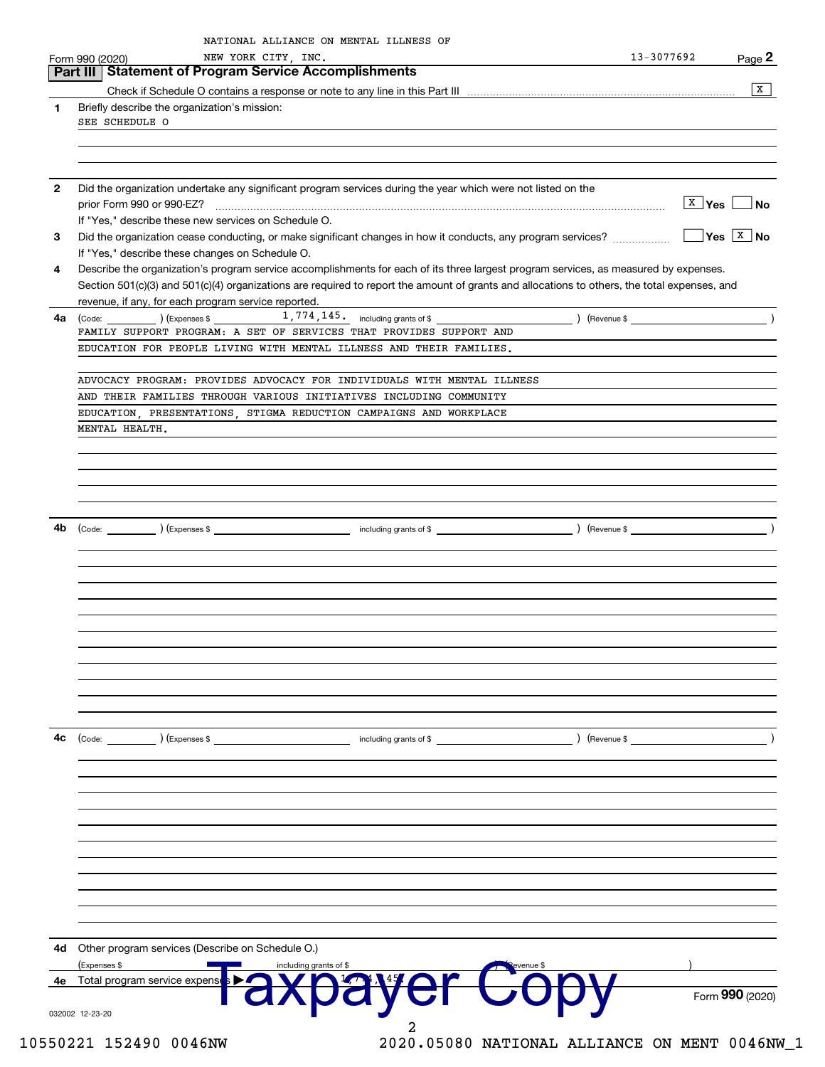NATIONAL ALLIANCE ON MENTAL ILLNESS OF NEW YORK CITY, INC.

Form 990 (2020) 13-3077692 Page 2

## Part III Statement of Program Service Accomplishments

Check if Schedule O contains a response or note to any line in this Part III [X]

**1** Briefly describe the organization's mission:

SEE SCHEDULE O

**2** Did the organization undertake any significant program services during the year which were not listed on the prior Form 990 or 990-EZ? [X] Yes [ ] No

If "Yes," describe these new services on Schedule O.

**3** Did the organization cease conducting, or make significant changes in how it conducts, any program services? [ ] Yes [X] No

If "Yes," describe these changes on Schedule O.

**4** Describe the organization's program service accomplishments for each of its three largest program services, as measured by expenses. Section 501(c)(3) and 501(c)(4) organizations are required to report the amount of grants and allocations to others, the total expenses, and revenue, if any, for each program service reported.

**4a** (Code: ) (Expenses $ 1,774,145. including grants of $ ) (Revenue $ )

FAMILY SUPPORT PROGRAM: A SET OF SERVICES THAT PROVIDES SUPPORT AND EDUCATION FOR PEOPLE LIVING WITH MENTAL ILLNESS AND THEIR FAMILIES.

ADVOCACY PROGRAM: PROVIDES ADVOCACY FOR INDIVIDUALS WITH MENTAL ILLNESS AND THEIR FAMILIES THROUGH VARIOUS INITIATIVES INCLUDING COMMUNITY EDUCATION, PRESENTATIONS, STIGMA REDUCTION CAMPAIGNS AND WORKPLACE MENTAL HEALTH.

**4b** (Code: ) (Expenses $ including grants of $ ) (Revenue $ )

**4c** (Code: ) (Expenses $ including grants of $ ) (Revenue $ )

**4d** Other program services (Describe on Schedule O.)

(Expenses $ including grants of $ ) (Revenue $ )

**4e** Total program service expenses ▶ 1,774,145.

Taxpayer Copy

Form **990** (2020)

032002 12-23-20

10550221 152490 0046NW 2020.05080 NATIONAL ALLIANCE ON MENT 0046NW_1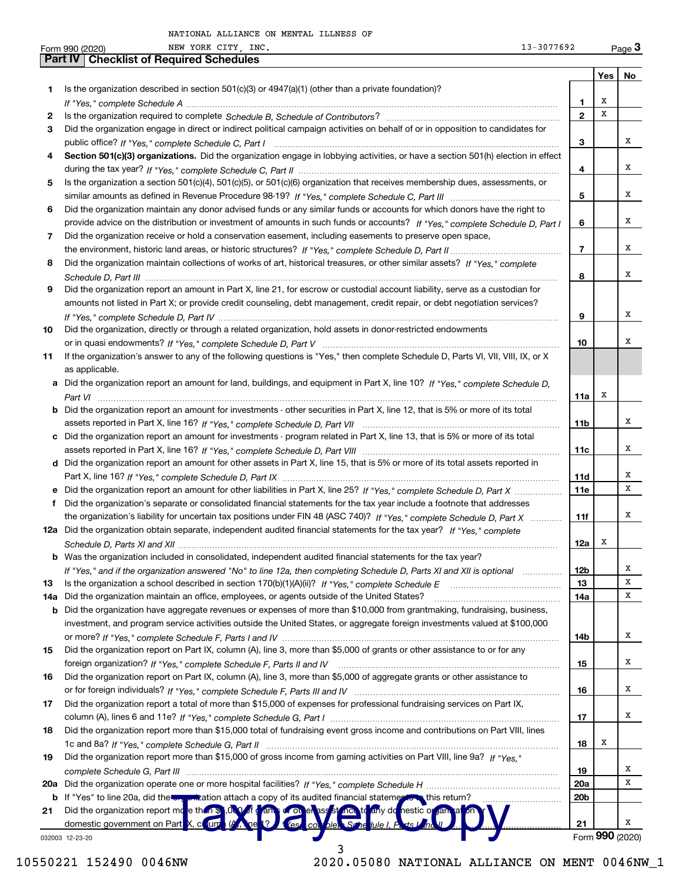NATIONAL ALLIANCE ON MENTAL ILLNESS OF NEW YORK CITY, INC. 13-3077692

Form 990 (2020)

## Part IV | Checklist of Required Schedules

| | | | Yes | No |
|---|---|---|---|---|
| 1 | Is the organization described in section 501(c)(3) or 4947(a)(1) (other than a private foundation)? *If "Yes," complete Schedule A* | 1 | X | |
| 2 | Is the organization required to complete *Schedule B, Schedule of Contributors*? | 2 | X | |
| 3 | Did the organization engage in direct or indirect political campaign activities on behalf of or in opposition to candidates for public office? *If "Yes," complete Schedule C, Part I* | 3 | | X |
| 4 | **Section 501(c)(3) organizations.** Did the organization engage in lobbying activities, or have a section 501(h) election in effect during the tax year? *If "Yes," complete Schedule C, Part II* | 4 | | X |
| 5 | Is the organization a section 501(c)(4), 501(c)(5), or 501(c)(6) organization that receives membership dues, assessments, or similar amounts as defined in Revenue Procedure 98-19? *If "Yes," complete Schedule C, Part III* | 5 | | X |
| 6 | Did the organization maintain any donor advised funds or any similar funds or accounts for which donors have the right to provide advice on the distribution or investment of amounts in such funds or accounts? *If "Yes," complete Schedule D, Part I* | 6 | | X |
| 7 | Did the organization receive or hold a conservation easement, including easements to preserve open space, the environment, historic land areas, or historic structures? *If "Yes," complete Schedule D, Part II* | 7 | | X |
| 8 | Did the organization maintain collections of works of art, historical treasures, or other similar assets? *If "Yes," complete Schedule D, Part III* | 8 | | X |
| 9 | Did the organization report an amount in Part X, line 21, for escrow or custodial account liability, serve as a custodian for amounts not listed in Part X; or provide credit counseling, debt management, credit repair, or debt negotiation services? *If "Yes," complete Schedule D, Part IV* | 9 | | X |
| 10 | Did the organization, directly or through a related organization, hold assets in donor-restricted endowments or in quasi endowments? *If "Yes," complete Schedule D, Part V* | 10 | | X |
| 11 | If the organization's answer to any of the following questions is "Yes," then complete Schedule D, Parts VI, VII, VIII, IX, or X as applicable. | | | |
| a | Did the organization report an amount for land, buildings, and equipment in Part X, line 10? *If "Yes," complete Schedule D, Part VI* | 11a | X | |
| b | Did the organization report an amount for investments - other securities in Part X, line 12, that is 5% or more of its total assets reported in Part X, line 16? *If "Yes," complete Schedule D, Part VII* | 11b | | X |
| c | Did the organization report an amount for investments - program related in Part X, line 13, that is 5% or more of its total assets reported in Part X, line 16? *If "Yes," complete Schedule D, Part VIII* | 11c | | X |
| d | Did the organization report an amount for other assets in Part X, line 15, that is 5% or more of its total assets reported in Part X, line 16? *If "Yes," complete Schedule D, Part IX* | 11d | | X |
| e | Did the organization report an amount for other liabilities in Part X, line 25? *If "Yes," complete Schedule D, Part X* | 11e | | X |
| f | Did the organization's separate or consolidated financial statements for the tax year include a footnote that addresses the organization's liability for uncertain tax positions under FIN 48 (ASC 740)? *If "Yes," complete Schedule D, Part X* | 11f | | X |
| 12a | Did the organization obtain separate, independent audited financial statements for the tax year? *If "Yes," complete Schedule D, Parts XI and XII* | 12a | X | |
| b | Was the organization included in consolidated, independent audited financial statements for the tax year? *If "Yes," and if the organization answered "No" to line 12a, then completing Schedule D, Parts XI and XII is optional* | 12b | | X |
| 13 | Is the organization a school described in section 170(b)(1)(A)(ii)? *If "Yes," complete Schedule E* | 13 | | X |
| 14a | Did the organization maintain an office, employees, or agents outside of the United States? | 14a | | X |
| b | Did the organization have aggregate revenues or expenses of more than $10,000 from grantmaking, fundraising, business, investment, and program service activities outside the United States, or aggregate foreign investments valued at $100,000 or more? *If "Yes," complete Schedule F, Parts I and IV* | 14b | | X |
| 15 | Did the organization report on Part IX, column (A), line 3, more than $5,000 of grants or other assistance to or for any foreign organization? *If "Yes," complete Schedule F, Parts II and IV* | 15 | | X |
| 16 | Did the organization report on Part IX, column (A), line 3, more than $5,000 of aggregate grants or other assistance to or for foreign individuals? *If "Yes," complete Schedule F, Parts III and IV* | 16 | | X |
| 17 | Did the organization report a total of more than $15,000 of expenses for professional fundraising services on Part IX, column (A), lines 6 and 11e? *If "Yes," complete Schedule G, Part I* | 17 | | X |
| 18 | Did the organization report more than $15,000 total of fundraising event gross income and contributions on Part VIII, lines 1c and 8a? *If "Yes," complete Schedule G, Part II* | 18 | X | |
| 19 | Did the organization report more than $15,000 of gross income from gaming activities on Part VIII, line 9a? *If "Yes," complete Schedule G, Part III* | 19 | | X |
| 20a | Did the organization operate one or more hospital facilities? *If "Yes," complete Schedule H* | 20a | | X |
| b | If "Yes" to line 20a, did the organization attach a copy of its audited financial statements to this return? | 20b | | |
| 21 | Did the organization report more than $5,000 of grants or other assistance to any domestic organization or domestic government on Part IX, column (A), line 1? *If "Yes," complete Schedule I, Parts I and II* | 21 | | X |

032003 12-23-20

Form **990** (2020)

Taxpayer Copy

10550221 152490 0046NW 2020.05080 NATIONAL ALLIANCE ON MENT 0046NW_1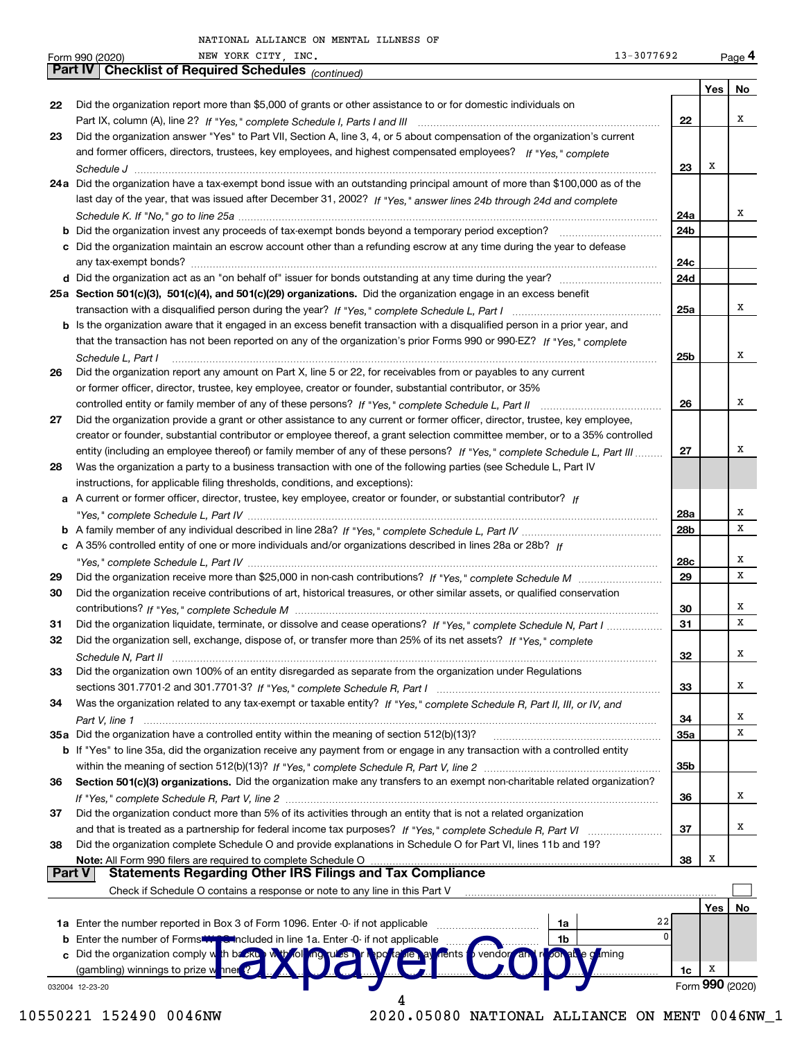NATIONAL ALLIANCE ON MENTAL ILLNESS OF NEW YORK CITY, INC. 13-3077692

Form 990 (2020) Page 4

## Part IV Checklist of Required Schedules *(continued)*

| | | | Yes | No |
|---|---|---|---|---|
| 22 | Did the organization report more than $5,000 of grants or other assistance to or for domestic individuals on Part IX, column (A), line 2? *If "Yes," complete Schedule I, Parts I and III* | 22 | | X |
| 23 | Did the organization answer "Yes" to Part VII, Section A, line 3, 4, or 5 about compensation of the organization's current and former officers, directors, trustees, key employees, and highest compensated employees? *If "Yes," complete Schedule J* | 23 | X | |
| 24a | Did the organization have a tax-exempt bond issue with an outstanding principal amount of more than $100,000 as of the last day of the year, that was issued after December 31, 2002? *If "Yes," answer lines 24b through 24d and complete Schedule K. If "No," go to line 25a* | 24a | | X |
| b | Did the organization invest any proceeds of tax-exempt bonds beyond a temporary period exception? | 24b | | |
| c | Did the organization maintain an escrow account other than a refunding escrow at any time during the year to defease any tax-exempt bonds? | 24c | | |
| d | Did the organization act as an "on behalf of" issuer for bonds outstanding at any time during the year? | 24d | | |
| 25a | **Section 501(c)(3), 501(c)(4), and 501(c)(29) organizations.** Did the organization engage in an excess benefit transaction with a disqualified person during the year? *If "Yes," complete Schedule L, Part I* | 25a | | X |
| b | Is the organization aware that it engaged in an excess benefit transaction with a disqualified person in a prior year, and that the transaction has not been reported on any of the organization's prior Forms 990 or 990-EZ? *If "Yes," complete Schedule L, Part I* | 25b | | X |
| 26 | Did the organization report any amount on Part X, line 5 or 22, for receivables from or payables to any current or former officer, director, trustee, key employee, creator or founder, substantial contributor, or 35% controlled entity or family member of any of these persons? *If "Yes," complete Schedule L, Part II* | 26 | | X |
| 27 | Did the organization provide a grant or other assistance to any current or former officer, director, trustee, key employee, creator or founder, substantial contributor or employee thereof, a grant selection committee member, or to a 35% controlled entity (including an employee thereof) or family member of any of these persons? *If "Yes," complete Schedule L, Part III* | 27 | | X |
| 28 | Was the organization a party to a business transaction with one of the following parties (see Schedule L, Part IV instructions, for applicable filing thresholds, conditions, and exceptions): | | | |
| a | A current or former officer, director, trustee, key employee, creator or founder, or substantial contributor? *If "Yes," complete Schedule L, Part IV* | 28a | | X |
| b | A family member of any individual described in line 28a? *If "Yes," complete Schedule L, Part IV* | 28b | | X |
| c | A 35% controlled entity of one or more individuals and/or organizations described in lines 28a or 28b? *If "Yes," complete Schedule L, Part IV* | 28c | | X |
| 29 | Did the organization receive more than $25,000 in non-cash contributions? *If "Yes," complete Schedule M* | 29 | | X |
| 30 | Did the organization receive contributions of art, historical treasures, or other similar assets, or qualified conservation contributions? *If "Yes," complete Schedule M* | 30 | | X |
| 31 | Did the organization liquidate, terminate, or dissolve and cease operations? *If "Yes," complete Schedule N, Part I* | 31 | | X |
| 32 | Did the organization sell, exchange, dispose of, or transfer more than 25% of its net assets? *If "Yes," complete Schedule N, Part II* | 32 | | X |
| 33 | Did the organization own 100% of an entity disregarded as separate from the organization under Regulations sections 301.7701-2 and 301.7701-3? *If "Yes," complete Schedule R, Part I* | 33 | | X |
| 34 | Was the organization related to any tax-exempt or taxable entity? *If "Yes," complete Schedule R, Part II, III, or IV, and Part V, line 1* | 34 | | X |
| 35a | Did the organization have a controlled entity within the meaning of section 512(b)(13)? | 35a | | X |
| b | If "Yes" to line 35a, did the organization receive any payment from or engage in any transaction with a controlled entity within the meaning of section 512(b)(13)? *If "Yes," complete Schedule R, Part V, line 2* | 35b | | |
| 36 | **Section 501(c)(3) organizations.** Did the organization make any transfers to an exempt non-charitable related organization? *If "Yes," complete Schedule R, Part V, line 2* | 36 | | X |
| 37 | Did the organization conduct more than 5% of its activities through an entity that is not a related organization and that is treated as a partnership for federal income tax purposes? *If "Yes," complete Schedule R, Part VI* | 37 | | X |
| 38 | Did the organization complete Schedule O and provide explanations in Schedule O for Part VI, lines 11b and 19? **Note:** All Form 990 filers are required to complete Schedule O | 38 | X | |

## Part V Statements Regarding Other IRS Filings and Tax Compliance

Check if Schedule O contains a response or note to any line in this Part V ☐

| | | | | | Yes | No |
|---|---|---|---|---|---|---|
| 1a | Enter the number reported in Box 3 of Form 1096. Enter -0- if not applicable | 1a | 22 | | | |
| b | Enter the number of Forms W-2G included in line 1a. Enter -0- if not applicable | 1b | 0 | | | |
| c | Did the organization comply with backup withholding rules for reportable payments to vendors and reportable gaming (gambling) winnings to prize winners? | | | 1c | X | |

032004 12-23-20 Form **990** (2020)

Taxpayer Copy

10550221 152490 0046NW 2020.05080 NATIONAL ALLIANCE ON MENT 0046NW_1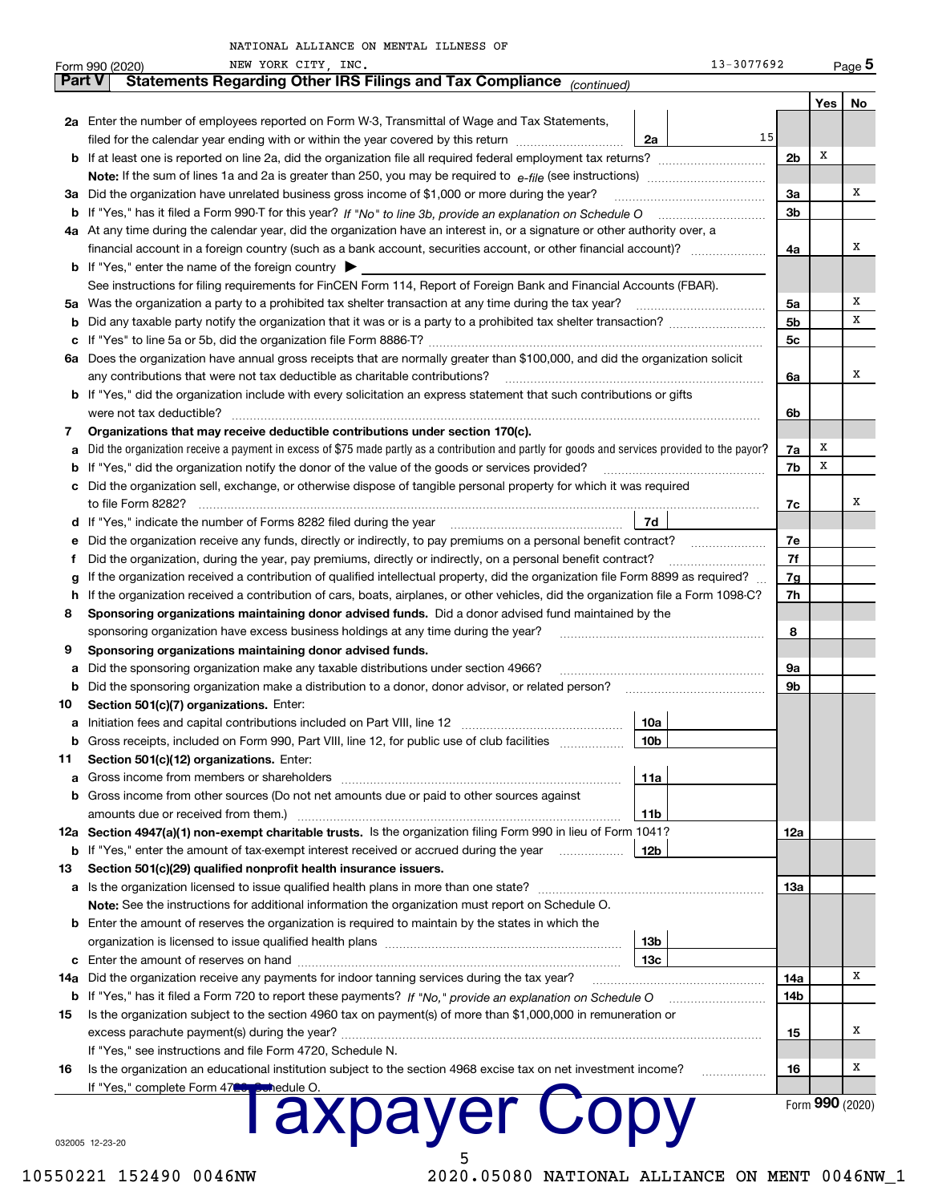NATIONAL ALLIANCE ON MENTAL ILLNESS OF NEW YORK CITY, INC. 13-3077692

Form 990 (2020) Page 5

**Part V Statements Regarding Other IRS Filings and Tax Compliance** *(continued)*

| | | | | | Yes | No |
|---|---|---|---|---|---|---|
| **2a** | Enter the number of employees reported on Form W-3, Transmittal of Wage and Tax Statements, filed for the calendar year ending with or within the year covered by this return | 2a | 15 | | | |
| **b** | If at least one is reported on line 2a, did the organization file all required federal employment tax returns? | | | 2b | X | |
| | **Note:** If the sum of lines 1a and 2a is greater than 250, you may be required to *e-file* (see instructions) | | | | | |
| **3a** | Did the organization have unrelated business gross income of $1,000 or more during the year? | | | 3a | | X |
| **b** | If "Yes," has it filed a Form 990-T for this year? *If "No" to line 3b, provide an explanation on Schedule O* | | | 3b | | |
| **4a** | At any time during the calendar year, did the organization have an interest in, or a signature or other authority over, a financial account in a foreign country (such as a bank account, securities account, or other financial account)? | | | 4a | | X |
| **b** | If "Yes," enter the name of the foreign country ▶ | | | | | |
| | See instructions for filing requirements for FinCEN Form 114, Report of Foreign Bank and Financial Accounts (FBAR). | | | | | |
| **5a** | Was the organization a party to a prohibited tax shelter transaction at any time during the tax year? | | | 5a | | X |
| **b** | Did any taxable party notify the organization that it was or is a party to a prohibited tax shelter transaction? | | | 5b | | X |
| **c** | If "Yes" to line 5a or 5b, did the organization file Form 8886-T? | | | 5c | | |
| **6a** | Does the organization have annual gross receipts that are normally greater than $100,000, and did the organization solicit any contributions that were not tax deductible as charitable contributions? | | | 6a | | X |
| **b** | If "Yes," did the organization include with every solicitation an express statement that such contributions or gifts were not tax deductible? | | | 6b | | |
| **7** | **Organizations that may receive deductible contributions under section 170(c).** | | | | | |
| **a** | Did the organization receive a payment in excess of $75 made partly as a contribution and partly for goods and services provided to the payor? | | | 7a | X | |
| **b** | If "Yes," did the organization notify the donor of the value of the goods or services provided? | | | 7b | X | |
| **c** | Did the organization sell, exchange, or otherwise dispose of tangible personal property for which it was required to file Form 8282? | | | 7c | | X |
| **d** | If "Yes," indicate the number of Forms 8282 filed during the year | 7d | | | | |
| **e** | Did the organization receive any funds, directly or indirectly, to pay premiums on a personal benefit contract? | | | 7e | | |
| **f** | Did the organization, during the year, pay premiums, directly or indirectly, on a personal benefit contract? | | | 7f | | |
| **g** | If the organization received a contribution of qualified intellectual property, did the organization file Form 8899 as required? | | | 7g | | |
| **h** | If the organization received a contribution of cars, boats, airplanes, or other vehicles, did the organization file a Form 1098-C? | | | 7h | | |
| **8** | **Sponsoring organizations maintaining donor advised funds.** Did a donor advised fund maintained by the sponsoring organization have excess business holdings at any time during the year? | | | 8 | | |
| **9** | **Sponsoring organizations maintaining donor advised funds.** | | | | | |
| **a** | Did the sponsoring organization make any taxable distributions under section 4966? | | | 9a | | |
| **b** | Did the sponsoring organization make a distribution to a donor, donor advisor, or related person? | | | 9b | | |
| **10** | **Section 501(c)(7) organizations.** Enter: | | | | | |
| **a** | Initiation fees and capital contributions included on Part VIII, line 12 | 10a | | | | |
| **b** | Gross receipts, included on Form 990, Part VIII, line 12, for public use of club facilities | 10b | | | | |
| **11** | **Section 501(c)(12) organizations.** Enter: | | | | | |
| **a** | Gross income from members or shareholders | 11a | | | | |
| **b** | Gross income from other sources (Do not net amounts due or paid to other sources against amounts due or received from them.) | 11b | | | | |
| **12a** | **Section 4947(a)(1) non-exempt charitable trusts.** Is the organization filing Form 990 in lieu of Form 1041? | | | 12a | | |
| **b** | If "Yes," enter the amount of tax-exempt interest received or accrued during the year | 12b | | | | |
| **13** | **Section 501(c)(29) qualified nonprofit health insurance issuers.** | | | | | |
| **a** | Is the organization licensed to issue qualified health plans in more than one state? | | | 13a | | |
| | **Note:** See the instructions for additional information the organization must report on Schedule O. | | | | | |
| **b** | Enter the amount of reserves the organization is required to maintain by the states in which the organization is licensed to issue qualified health plans | 13b | | | | |
| **c** | Enter the amount of reserves on hand | 13c | | | | |
| **14a** | Did the organization receive any payments for indoor tanning services during the tax year? | | | 14a | | X |
| **b** | If "Yes," has it filed a Form 720 to report these payments? *If "No," provide an explanation on Schedule O* | | | 14b | | |
| **15** | Is the organization subject to the section 4960 tax on payment(s) of more than $1,000,000 in remuneration or excess parachute payment(s) during the year? | | | 15 | | X |
| | If "Yes," see instructions and file Form 4720, Schedule N. | | | | | |
| **16** | Is the organization an educational institution subject to the section 4968 excise tax on net investment income? | | | 16 | | X |
| | If "Yes," complete Form 4720, Schedule O. | | | | | |

Form **990** (2020)

Taxpayer Copy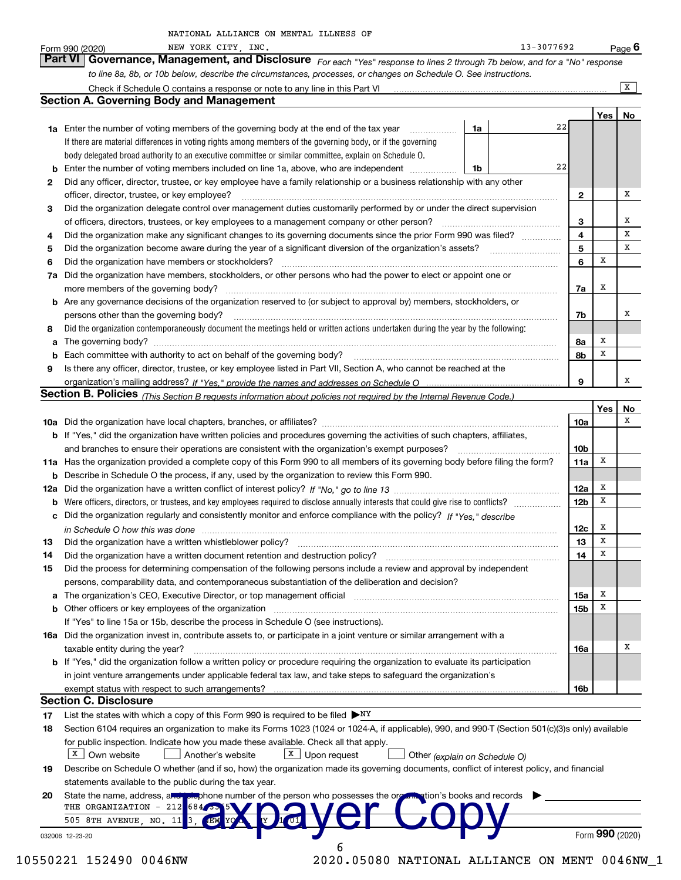NATIONAL ALLIANCE ON MENTAL ILLNESS OF NEW YORK CITY, INC. — 13-3077692

Form 990 (2020) Page 6

## Part VI Governance, Management, and Disclosure

*For each "Yes" response to lines 2 through 7b below, and for a "No" response to line 8a, 8b, or 10b below, describe the circumstances, processes, or changes on Schedule O. See instructions.*

Check if Schedule O contains a response or note to any line in this Part VI ..... [X]

### Section A. Governing Body and Management

| | | | | Yes | No |
|---|---|---|---|---|---|
| **1a** | Enter the number of voting members of the governing body at the end of the tax year — If there are material differences in voting rights among members of the governing body, or if the governing body delegated broad authority to an executive committee or similar committee, explain on Schedule O. | 1a: 22 | | | |
| **b** | Enter the number of voting members included on line 1a, above, who are independent | 1b: 22 | | | |
| **2** | Did any officer, director, trustee, or key employee have a family relationship or a business relationship with any other officer, director, trustee, or key employee? | | 2 | | X |
| **3** | Did the organization delegate control over management duties customarily performed by or under the direct supervision of officers, directors, trustees, or key employees to a management company or other person? | | 3 | | X |
| **4** | Did the organization make any significant changes to its governing documents since the prior Form 990 was filed? | | 4 | | X |
| **5** | Did the organization become aware during the year of a significant diversion of the organization's assets? | | 5 | | X |
| **6** | Did the organization have members or stockholders? | | 6 | X | |
| **7a** | Did the organization have members, stockholders, or other persons who had the power to elect or appoint one or more members of the governing body? | | 7a | X | |
| **b** | Are any governance decisions of the organization reserved to (or subject to approval by) members, stockholders, or persons other than the governing body? | | 7b | | X |
| **8** | Did the organization contemporaneously document the meetings held or written actions undertaken during the year by the following: | | | | |
| **a** | The governing body? | | 8a | X | |
| **b** | Each committee with authority to act on behalf of the governing body? | | 8b | X | |
| **9** | Is there any officer, director, trustee, or key employee listed in Part VII, Section A, who cannot be reached at the organization's mailing address? *If "Yes," provide the names and addresses on Schedule O* | | 9 | | X |

### Section B. Policies *(This Section B requests information about policies not required by the Internal Revenue Code.)*

| | | | Yes | No |
|---|---|---|---|---|
| **10a** | Did the organization have local chapters, branches, or affiliates? | 10a | | X |
| **b** | If "Yes," did the organization have written policies and procedures governing the activities of such chapters, affiliates, and branches to ensure their operations are consistent with the organization's exempt purposes? | 10b | | |
| **11a** | Has the organization provided a complete copy of this Form 990 to all members of its governing body before filing the form? | 11a | X | |
| **b** | Describe in Schedule O the process, if any, used by the organization to review this Form 990. | | | |
| **12a** | Did the organization have a written conflict of interest policy? *If "No," go to line 13* | 12a | X | |
| **b** | Were officers, directors, or trustees, and key employees required to disclose annually interests that could give rise to conflicts? | 12b | X | |
| **c** | Did the organization regularly and consistently monitor and enforce compliance with the policy? *If "Yes," describe in Schedule O how this was done* | 12c | X | |
| **13** | Did the organization have a written whistleblower policy? | 13 | X | |
| **14** | Did the organization have a written document retention and destruction policy? | 14 | X | |
| **15** | Did the process for determining compensation of the following persons include a review and approval by independent persons, comparability data, and contemporaneous substantiation of the deliberation and decision? | | | |
| **a** | The organization's CEO, Executive Director, or top management official | 15a | X | |
| **b** | Other officers or key employees of the organization | 15b | X | |
| | If "Yes" to line 15a or 15b, describe the process in Schedule O (see instructions). | | | |
| **16a** | Did the organization invest in, contribute assets to, or participate in a joint venture or similar arrangement with a taxable entity during the year? | 16a | | X |
| **b** | If "Yes," did the organization follow a written policy or procedure requiring the organization to evaluate its participation in joint venture arrangements under applicable federal tax law, and take steps to safeguard the organization's exempt status with respect to such arrangements? | 16b | | |

### Section C. Disclosure

**17** List the states with which a copy of this Form 990 is required to be filed ▶ NY

**18** Section 6104 requires an organization to make its Forms 1023 (1024 or 1024-A, if applicable), 990, and 990-T (Section 501(c)(3)s only) available for public inspection. Indicate how you made these available. Check all that apply.

[X] Own website [ ] Another's website [X] Upon request [ ] Other *(explain on Schedule O)*

**19** Describe on Schedule O whether (and if so, how) the organization made its governing documents, conflict of interest policy, and financial statements available to the public during the tax year.

**20** State the name, address, and telephone number of the person who possesses the organization's books and records ▶

THE ORGANIZATION - 212-684-3365

505 8TH AVENUE, NO. 1103, NEW YORK, NY 10018

Taxpayer Copy

032006 12-23-20 Form **990** (2020)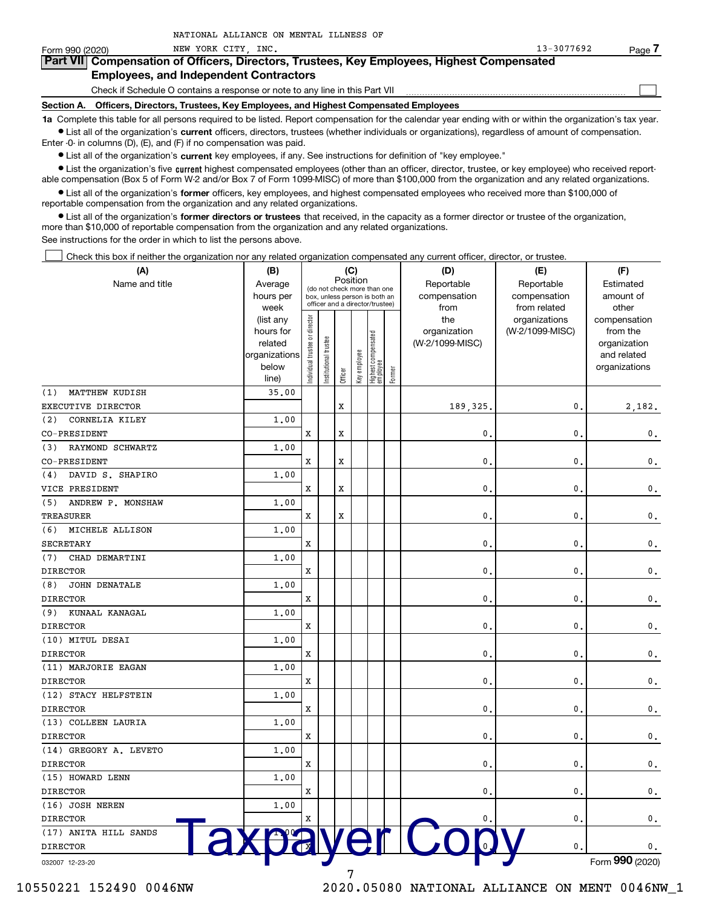NATIONAL ALLIANCE ON MENTAL ILLNESS OF NEW YORK CITY, INC. 13-3077692

Form 990 (2020)

## Part VII Compensation of Officers, Directors, Trustees, Key Employees, Highest Compensated Employees, and Independent Contractors

Check if Schedule O contains a response or note to any line in this Part VII ☐

### Section A. Officers, Directors, Trustees, Key Employees, and Highest Compensated Employees

**1a** Complete this table for all persons required to be listed. Report compensation for the calendar year ending with or within the organization's tax year.

- List all of the organization's **current** officers, directors, trustees (whether individuals or organizations), regardless of amount of compensation. Enter -0- in columns (D), (E), and (F) if no compensation was paid.
- List all of the organization's **current** key employees, if any. See instructions for definition of "key employee."
- List the organization's five **current** highest compensated employees (other than an officer, director, trustee, or key employee) who received reportable compensation (Box 5 of Form W-2 and/or Box 7 of Form 1099-MISC) of more than $100,000 from the organization and any related organizations.
- List all of the organization's **former** officers, key employees, and highest compensated employees who received more than $100,000 of reportable compensation from the organization and any related organizations.
- List all of the organization's **former directors or trustees** that received, in the capacity as a former director or trustee of the organization, more than $10,000 of reportable compensation from the organization and any related organizations.

See instructions for the order in which to list the persons above.

☐ Check this box if neither the organization nor any related organization compensated any current officer, director, or trustee.

| (A) Name and title | (B) Average hours per week (list any hours for related organizations below line) | (C) Position (do not check more than one box, unless person is both an officer and a director/trustee): Individual trustee or director | Institutional trustee | Officer | Key employee | Highest compensated employee | Former | (D) Reportable compensation from the organization (W-2/1099-MISC) | (E) Reportable compensation from related organizations (W-2/1099-MISC) | (F) Estimated amount of other compensation from the organization and related organizations |
|---|---|---|---|---|---|---|---|---|---|---|
| (1) MATTHEW KUDISH<br>EXECUTIVE DIRECTOR | 35.00 | | | X | | | | 189,325. | 0. | 2,182. |
| (2) CORNELIA KILEY<br>CO-PRESIDENT | 1.00 | X | | X | | | | 0. | 0. | 0. |
| (3) RAYMOND SCHWARTZ<br>CO-PRESIDENT | 1.00 | X | | X | | | | 0. | 0. | 0. |
| (4) DAVID S. SHAPIRO<br>VICE PRESIDENT | 1.00 | X | | X | | | | 0. | 0. | 0. |
| (5) ANDREW P. MONSHAW<br>TREASURER | 1.00 | X | | X | | | | 0. | 0. | 0. |
| (6) MICHELE ALLISON<br>SECRETARY | 1.00 | X | | | | | | 0. | 0. | 0. |
| (7) CHAD DEMARTINI<br>DIRECTOR | 1.00 | X | | | | | | 0. | 0. | 0. |
| (8) JOHN DENATALE<br>DIRECTOR | 1.00 | X | | | | | | 0. | 0. | 0. |
| (9) KUNAAL KANAGAL<br>DIRECTOR | 1.00 | X | | | | | | 0. | 0. | 0. |
| (10) MITUL DESAI<br>DIRECTOR | 1.00 | X | | | | | | 0. | 0. | 0. |
| (11) MARJORIE EAGAN<br>DIRECTOR | 1.00 | X | | | | | | 0. | 0. | 0. |
| (12) STACY HELFSTEIN<br>DIRECTOR | 1.00 | X | | | | | | 0. | 0. | 0. |
| (13) COLLEEN LAURIA<br>DIRECTOR | 1.00 | X | | | | | | 0. | 0. | 0. |
| (14) GREGORY A. LEVETO<br>DIRECTOR | 1.00 | X | | | | | | 0. | 0. | 0. |
| (15) HOWARD LENN<br>DIRECTOR | 1.00 | X | | | | | | 0. | 0. | 0. |
| (16) JOSH NEREN<br>DIRECTOR | 1.00 | X | | | | | | 0. | 0. | 0. |
| (17) ANITA HILL SANDS<br>DIRECTOR | 1.00 | X | | | | | | 0. | 0. | 0. |

Taxpayer Copy

032007 12-23-20

Form **990** (2020)

10550221 152490 0046NW 2020.05080 NATIONAL ALLIANCE ON MENT 0046NW_1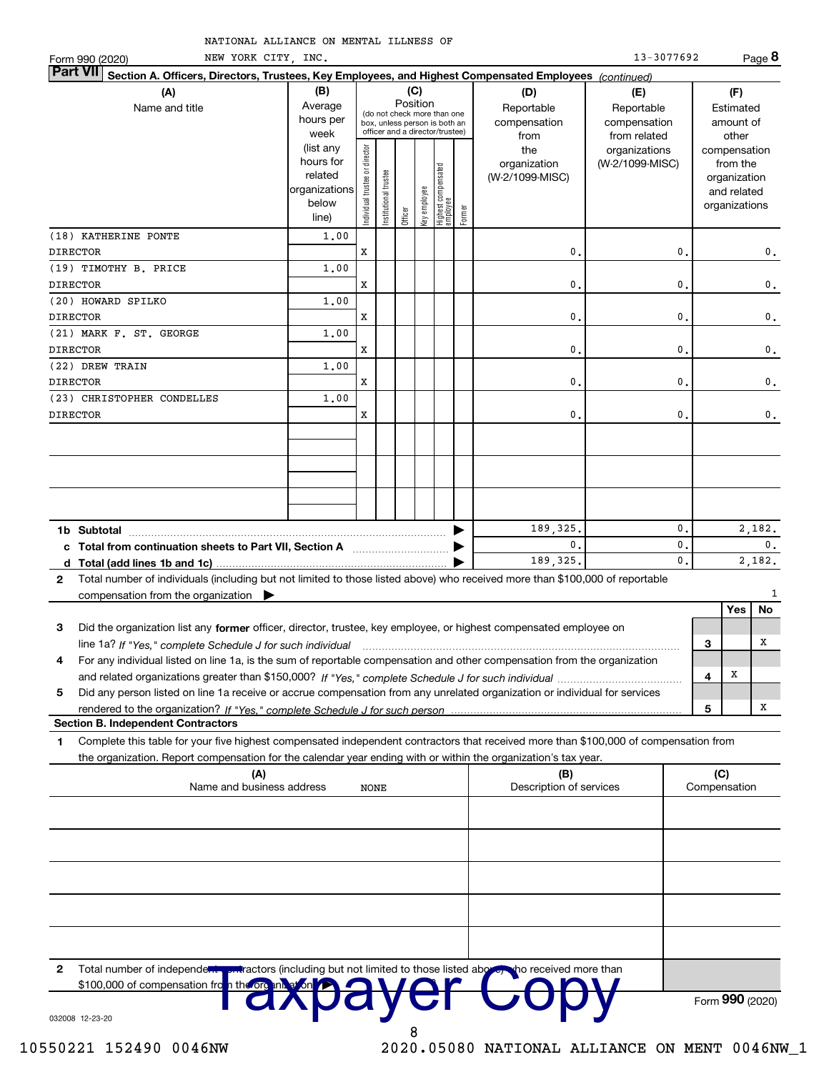NATIONAL ALLIANCE ON MENTAL ILLNESS OF NEW YORK CITY, INC. 13-3077692

Form 990 (2020) Page 8

## Part VII Section A. Officers, Directors, Trustees, Key Employees, and Highest Compensated Employees *(continued)*

| (A) Name and title | (B) Average hours per week (list any hours for related organizations below line) | Individual trustee or director | Institutional trustee | Officer | Key employee | Highest compensated employee | Former | (D) Reportable compensation from the organization (W-2/1099-MISC) | (E) Reportable compensation from related organizations (W-2/1099-MISC) | (F) Estimated amount of other compensation from the organization and related organizations |
|---|---|---|---|---|---|---|---|---|---|---|
| (18) KATHERINE PONTE<br>DIRECTOR | 1.00 | X | | | | | | 0. | 0. | 0. |
| (19) TIMOTHY B. PRICE<br>DIRECTOR | 1.00 | X | | | | | | 0. | 0. | 0. |
| (20) HOWARD SPILKO<br>DIRECTOR | 1.00 | X | | | | | | 0. | 0. | 0. |
| (21) MARK F. ST. GEORGE<br>DIRECTOR | 1.00 | X | | | | | | 0. | 0. | 0. |
| (22) DREW TRAIN<br>DIRECTOR | 1.00 | X | | | | | | 0. | 0. | 0. |
| (23) CHRISTOPHER CONDELLES<br>DIRECTOR | 1.00 | X | | | | | | 0. | 0. | 0. |
| 1b Subtotal | | | | | | | | 189,325. | 0. | 2,182. |
| c Total from continuation sheets to Part VII, Section A | | | | | | | | 0. | 0. | 0. |
| d Total (add lines 1b and 1c) | | | | | | | | 189,325. | 0. | 2,182. |

2 Total number of individuals (including but not limited to those listed above) who received more than $100,000 of reportable compensation from the organization ▶ 1

| | | Yes | No |
|---|---|---|---|
| 3 Did the organization list any **former** officer, director, trustee, key employee, or highest compensated employee on line 1a? *If "Yes," complete Schedule J for such individual* | 3 | | X |
| 4 For any individual listed on line 1a, is the sum of reportable compensation and other compensation from the organization and related organizations greater than $150,000? *If "Yes," complete Schedule J for such individual* | 4 | X | |
| 5 Did any person listed on line 1a receive or accrue compensation from any unrelated organization or individual for services rendered to the organization? *If "Yes," complete Schedule J for such person* | 5 | | X |

### Section B. Independent Contractors

1 Complete this table for your five highest compensated independent contractors that received more than $100,000 of compensation from the organization. Report compensation for the calendar year ending with or within the organization's tax year.

| (A) Name and business address | (B) Description of services | (C) Compensation |
|---|---|---|
| NONE | | |
| | | |
| | | |
| | | |
| | | |

2 Total number of independent contractors (including but not limited to those listed above) who received more than $100,000 of compensation from the organization ▶

Taxpayer Copy

Form 990 (2020)

032008 12-23-20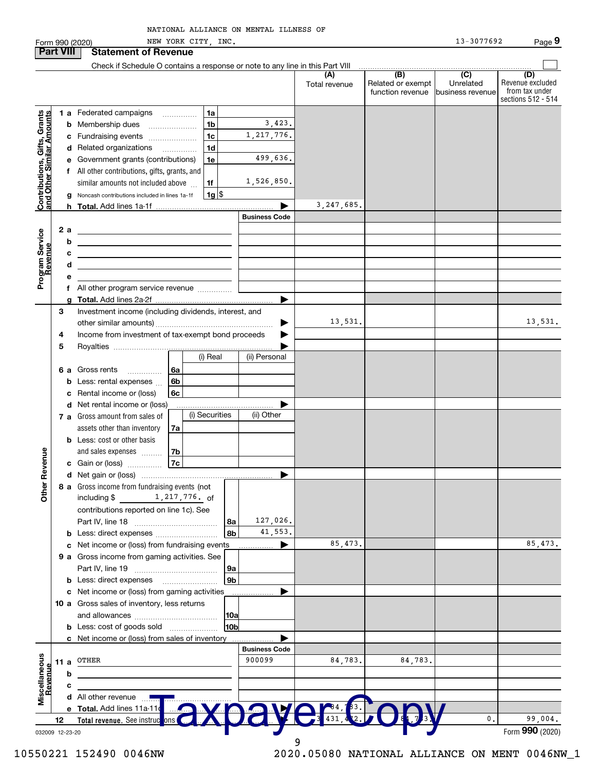NATIONAL ALLIANCE ON MENTAL ILLNESS OF NEW YORK CITY, INC. 13-3077692

Form 990 (2020)

## Part VIII Statement of Revenue

Check if Schedule O contains a response or note to any line in this Part VIII

| | | | (A) Total revenue | (B) Related or exempt function revenue | (C) Unrelated business revenue | (D) Revenue excluded from tax under sections 512 - 514 |
|---|---|---|---|---|---|---|
| **Contributions, Gifts, Grants and Other Similar Amounts** | | | | | | |
| 1 a Federated campaigns | 1a | | | | | |
| b Membership dues | 1b | 3,423. | | | | |
| c Fundraising events | 1c | 1,217,776. | | | | |
| d Related organizations | 1d | | | | | |
| e Government grants (contributions) | 1e | 499,636. | | | | |
| f All other contributions, gifts, grants, and similar amounts not included above | 1f | 1,526,850. | | | | |
| g Noncash contributions included in lines 1a-1f | 1g | $ | | | | |
| h Total. Add lines 1a-1f | | | 3,247,685. | | | |
| **Program Service Revenue** | | Business Code | | | | |
| 2 a | | | | | | |
| b | | | | | | |
| c | | | | | | |
| d | | | | | | |
| e | | | | | | |
| f All other program service revenue | | | | | | |
| g Total. Add lines 2a-2f | | | | | | |
| **Other Revenue** | | | | | | |
| 3 Investment income (including dividends, interest, and other similar amounts) | | | 13,531. | | | 13,531. |
| 4 Income from investment of tax-exempt bond proceeds | | | | | | |
| 5 Royalties | | | | | | |
| | | (i) Real / (ii) Personal | | | | |
| 6 a Gross rents | 6a | | | | | |
| b Less: rental expenses | 6b | | | | | |
| c Rental income or (loss) | 6c | | | | | |
| d Net rental income or (loss) | | | | | | |
| | | (i) Securities / (ii) Other | | | | |
| 7 a Gross amount from sales of assets other than inventory | 7a | | | | | |
| b Less: cost or other basis and sales expenses | 7b | | | | | |
| c Gain or (loss) | 7c | | | | | |
| d Net gain or (loss) | | | | | | |
| 8 a Gross income from fundraising events (not including $ 1,217,776. of contributions reported on line 1c). See Part IV, line 18 | 8a | 127,026. | | | | |
| b Less: direct expenses | 8b | 41,553. | | | | |
| c Net income or (loss) from fundraising events | | | 85,473. | | | 85,473. |
| 9 a Gross income from gaming activities. See Part IV, line 19 | 9a | | | | | |
| b Less: direct expenses | 9b | | | | | |
| c Net income or (loss) from gaming activities | | | | | | |
| 10 a Gross sales of inventory, less returns and allowances | 10a | | | | | |
| b Less: cost of goods sold | 10b | | | | | |
| c Net income or (loss) from sales of inventory | | | | | | |
| **Miscellaneous Revenue** | | Business Code | | | | |
| 11 a OTHER | | 900099 | 84,783. | 84,783. | | |
| b | | | | | | |
| c | | | | | | |
| d All other revenue | | | | | | |
| e Total. Add lines 11a-11d | | | 84,783. | | | |
| 12 Total revenue. See instructions | | | 3,431,472. | 84,783. | 0. | 99,004. |

032009 12-23-20

Form 990 (2020)

TaxpayerCopy

10550221 152490 0046NW 2020.05080 NATIONAL ALLIANCE ON MENT 0046NW_1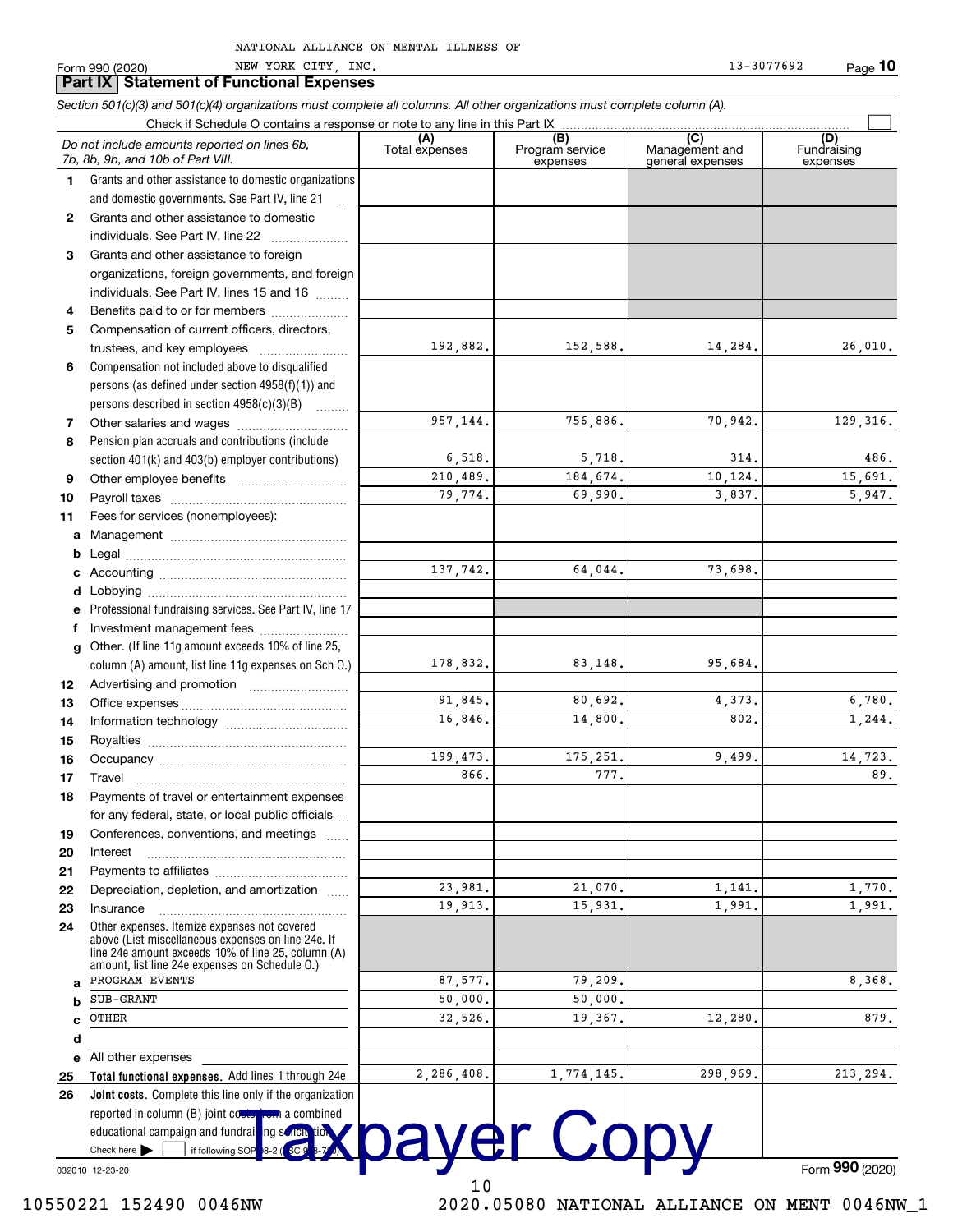NATIONAL ALLIANCE ON MENTAL ILLNESS OF NEW YORK CITY, INC.

Form 990 (2020) 13-3077692

## Part IX Statement of Functional Expenses

*Section 501(c)(3) and 501(c)(4) organizations must complete all columns. All other organizations must complete column (A).*

Check if Schedule O contains a response or note to any line in this Part IX ☐

| *Do not include amounts reported on lines 6b, 7b, 8b, 9b, and 10b of Part VIII.* | (A) Total expenses | (B) Program service expenses | (C) Management and general expenses | (D) Fundraising expenses |
|---|---|---|---|---|
| 1 Grants and other assistance to domestic organizations and domestic governments. See Part IV, line 21 | | | | |
| 2 Grants and other assistance to domestic individuals. See Part IV, line 22 | | | | |
| 3 Grants and other assistance to foreign organizations, foreign governments, and foreign individuals. See Part IV, lines 15 and 16 | | | | |
| 4 Benefits paid to or for members | | | | |
| 5 Compensation of current officers, directors, trustees, and key employees | 192,882. | 152,588. | 14,284. | 26,010. |
| 6 Compensation not included above to disqualified persons (as defined under section 4958(f)(1)) and persons described in section 4958(c)(3)(B) | | | | |
| 7 Other salaries and wages | 957,144. | 756,886. | 70,942. | 129,316. |
| 8 Pension plan accruals and contributions (include section 401(k) and 403(b) employer contributions) | 6,518. | 5,718. | 314. | 486. |
| 9 Other employee benefits | 210,489. | 184,674. | 10,124. | 15,691. |
| 10 Payroll taxes | 79,774. | 69,990. | 3,837. | 5,947. |
| 11 Fees for services (nonemployees): | | | | |
| a Management | | | | |
| b Legal | | | | |
| c Accounting | 137,742. | 64,044. | 73,698. | |
| d Lobbying | | | | |
| e Professional fundraising services. See Part IV, line 17 | | | | |
| f Investment management fees | | | | |
| g Other. (If line 11g amount exceeds 10% of line 25, column (A) amount, list line 11g expenses on Sch O.) | 178,832. | 83,148. | 95,684. | |
| 12 Advertising and promotion | | | | |
| 13 Office expenses | 91,845. | 80,692. | 4,373. | 6,780. |
| 14 Information technology | 16,846. | 14,800. | 802. | 1,244. |
| 15 Royalties | | | | |
| 16 Occupancy | 199,473. | 175,251. | 9,499. | 14,723. |
| 17 Travel | 866. | 777. | | 89. |
| 18 Payments of travel or entertainment expenses for any federal, state, or local public officials | | | | |
| 19 Conferences, conventions, and meetings | | | | |
| 20 Interest | | | | |
| 21 Payments to affiliates | | | | |
| 22 Depreciation, depletion, and amortization | 23,981. | 21,070. | 1,141. | 1,770. |
| 23 Insurance | 19,913. | 15,931. | 1,991. | 1,991. |
| 24 Other expenses. Itemize expenses not covered above (List miscellaneous expenses on line 24e. If line 24e amount exceeds 10% of line 25, column (A) amount, list line 24e expenses on Schedule O.) | | | | |
| a PROGRAM EVENTS | 87,577. | 79,209. | | 8,368. |
| b SUB-GRANT | 50,000. | 50,000. | | |
| c OTHER | 32,526. | 19,367. | 12,280. | 879. |
| d | | | | |
| e All other expenses | | | | |
| 25 **Total functional expenses.** Add lines 1 through 24e | 2,286,408. | 1,774,145. | 298,969. | 213,294. |
| 26 **Joint costs.** Complete this line only if the organization reported in column (B) joint costs from a combined educational campaign and fundraising solicitation. Check here ☐ if following SOP 98-2 (ASC 958-720) | | | | |

Taxpayer Copy

032010 12-23-20 Form **990** (2020)

10550221 152490 0046NW 2020.05080 NATIONAL ALLIANCE ON MENT 0046NW_1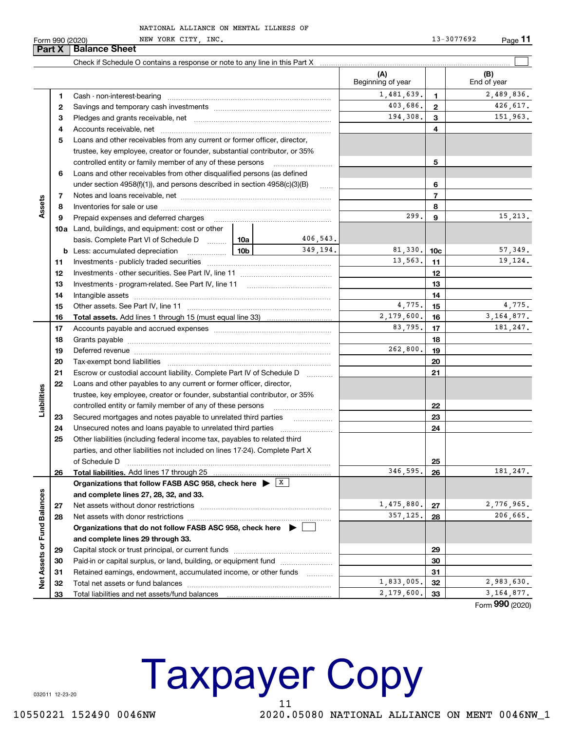NATIONAL ALLIANCE ON MENTAL ILLNESS OF NEW YORK CITY, INC. 13-3077692

## Part X Balance Sheet

Check if Schedule O contains a response or note to any line in this Part X

| | | | | | (A) Beginning of year | | (B) End of year |
|---|---|---|---|---|---|---|---|
| **Assets** | 1 | Cash - non-interest-bearing | | | 1,481,639. | 1 | 2,489,836. |
| | 2 | Savings and temporary cash investments | | | 403,686. | 2 | 426,617. |
| | 3 | Pledges and grants receivable, net | | | 194,308. | 3 | 151,963. |
| | 4 | Accounts receivable, net | | | | 4 | |
| | 5 | Loans and other receivables from any current or former officer, director, trustee, key employee, creator or founder, substantial contributor, or 35% controlled entity or family member of any of these persons | | | | 5 | |
| | 6 | Loans and other receivables from other disqualified persons (as defined under section 4958(f)(1)), and persons described in section 4958(c)(3)(B) | | | | 6 | |
| | 7 | Notes and loans receivable, net | | | | 7 | |
| | 8 | Inventories for sale or use | | | | 8 | |
| | 9 | Prepaid expenses and deferred charges | | | 299. | 9 | 15,213. |
| | 10a | Land, buildings, and equipment: cost or other basis. Complete Part VI of Schedule D | 10a | 406,543. | | | |
| | b | Less: accumulated depreciation | 10b | 349,194. | 81,330. | 10c | 57,349. |
| | 11 | Investments - publicly traded securities | | | 13,563. | 11 | 19,124. |
| | 12 | Investments - other securities. See Part IV, line 11 | | | | 12 | |
| | 13 | Investments - program-related. See Part IV, line 11 | | | | 13 | |
| | 14 | Intangible assets | | | | 14 | |
| | 15 | Other assets. See Part IV, line 11 | | | 4,775. | 15 | 4,775. |
| | 16 | **Total assets.** Add lines 1 through 15 (must equal line 33) | | | 2,179,600. | 16 | 3,164,877. |
| **Liabilities** | 17 | Accounts payable and accrued expenses | | | 83,795. | 17 | 181,247. |
| | 18 | Grants payable | | | | 18 | |
| | 19 | Deferred revenue | | | 262,800. | 19 | |
| | 20 | Tax-exempt bond liabilities | | | | 20 | |
| | 21 | Escrow or custodial account liability. Complete Part IV of Schedule D | | | | 21 | |
| | 22 | Loans and other payables to any current or former officer, director, trustee, key employee, creator or founder, substantial contributor, or 35% controlled entity or family member of any of these persons | | | | 22 | |
| | 23 | Secured mortgages and notes payable to unrelated third parties | | | | 23 | |
| | 24 | Unsecured notes and loans payable to unrelated third parties | | | | 24 | |
| | 25 | Other liabilities (including federal income tax, payables to related third parties, and other liabilities not included on lines 17-24). Complete Part X of Schedule D | | | | 25 | |
| | 26 | **Total liabilities.** Add lines 17 through 25 | | | 346,595. | 26 | 181,247. |
| **Net Assets or Fund Balances** | | **Organizations that follow FASB ASC 958, check here** ☒ **and complete lines 27, 28, 32, and 33.** | | | | | |
| | 27 | Net assets without donor restrictions | | | 1,475,880. | 27 | 2,776,965. |
| | 28 | Net assets with donor restrictions | | | 357,125. | 28 | 206,665. |
| | | **Organizations that do not follow FASB ASC 958, check here** ☐ **and complete lines 29 through 33.** | | | | | |
| | 29 | Capital stock or trust principal, or current funds | | | | 29 | |
| | 30 | Paid-in or capital surplus, or land, building, or equipment fund | | | | 30 | |
| | 31 | Retained earnings, endowment, accumulated income, or other funds | | | | 31 | |
| | 32 | Total net assets or fund balances | | | 1,833,005. | 32 | 2,983,630. |
| | 33 | Total liabilities and net assets/fund balances | | | 2,179,600. | 33 | 3,164,877. |

Form **990** (2020)

Taxpayer Copy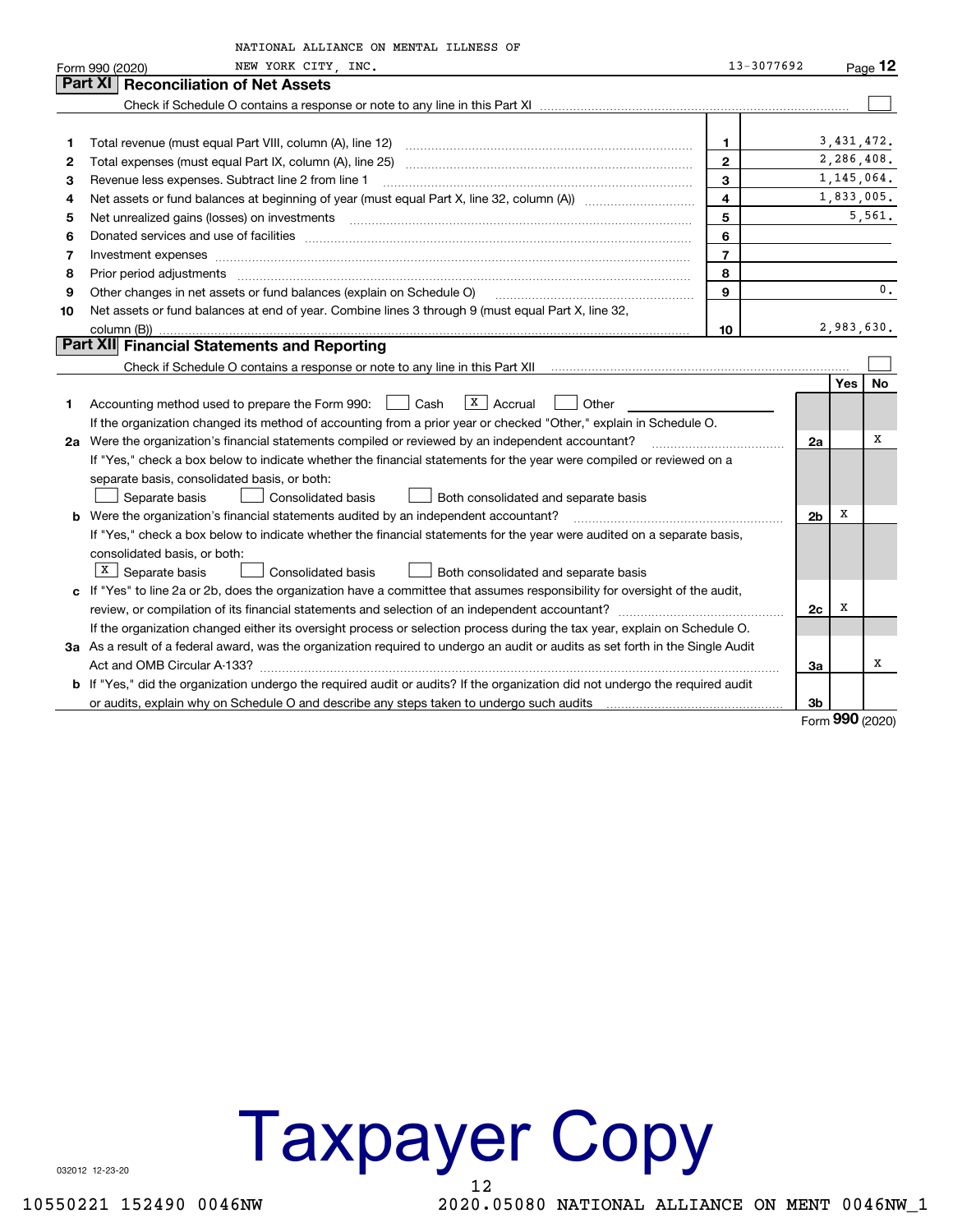NATIONAL ALLIANCE ON MENTAL ILLNESS OF NEW YORK CITY, INC. 13-3077692

Form 990 (2020)

## Part XI Reconciliation of Net Assets

Check if Schedule O contains a response or note to any line in this Part XI ☐

| | | | |
|---|---|---|---|
| 1 | Total revenue (must equal Part VIII, column (A), line 12) | 1 | 3,431,472. |
| 2 | Total expenses (must equal Part IX, column (A), line 25) | 2 | 2,286,408. |
| 3 | Revenue less expenses. Subtract line 2 from line 1 | 3 | 1,145,064. |
| 4 | Net assets or fund balances at beginning of year (must equal Part X, line 32, column (A)) | 4 | 1,833,005. |
| 5 | Net unrealized gains (losses) on investments | 5 | 5,561. |
| 6 | Donated services and use of facilities | 6 | |
| 7 | Investment expenses | 7 | |
| 8 | Prior period adjustments | 8 | |
| 9 | Other changes in net assets or fund balances (explain on Schedule O) | 9 | 0. |
| 10 | Net assets or fund balances at end of year. Combine lines 3 through 9 (must equal Part X, line 32, column (B)) | 10 | 2,983,630. |

## Part XII Financial Statements and Reporting

Check if Schedule O contains a response or note to any line in this Part XII ☐

| | | | Yes | No |
|---|---|---|---|---|
| 1 | Accounting method used to prepare the Form 990: ☐ Cash ☒ Accrual ☐ Other | | | |
| | If the organization changed its method of accounting from a prior year or checked "Other," explain in Schedule O. | | | |
| 2a | Were the organization's financial statements compiled or reviewed by an independent accountant? | 2a | | X |
| | If "Yes," check a box below to indicate whether the financial statements for the year were compiled or reviewed on a separate basis, consolidated basis, or both: ☐ Separate basis ☐ Consolidated basis ☐ Both consolidated and separate basis | | | |
| b | Were the organization's financial statements audited by an independent accountant? | 2b | X | |
| | If "Yes," check a box below to indicate whether the financial statements for the year were audited on a separate basis, consolidated basis, or both: ☒ Separate basis ☐ Consolidated basis ☐ Both consolidated and separate basis | | | |
| c | If "Yes" to line 2a or 2b, does the organization have a committee that assumes responsibility for oversight of the audit, review, or compilation of its financial statements and selection of an independent accountant? | 2c | X | |
| | If the organization changed either its oversight process or selection process during the tax year, explain on Schedule O. | | | |
| 3a | As a result of a federal award, was the organization required to undergo an audit or audits as set forth in the Single Audit Act and OMB Circular A-133? | 3a | | X |
| b | If "Yes," did the organization undergo the required audit or audits? If the organization did not undergo the required audit or audits, explain why on Schedule O and describe any steps taken to undergo such audits | 3b | | |

Form **990** (2020)

Taxpayer Copy

032012 12-23-20

10550221 152490 0046NW 2020.05080 NATIONAL ALLIANCE ON MENT 0046NW_1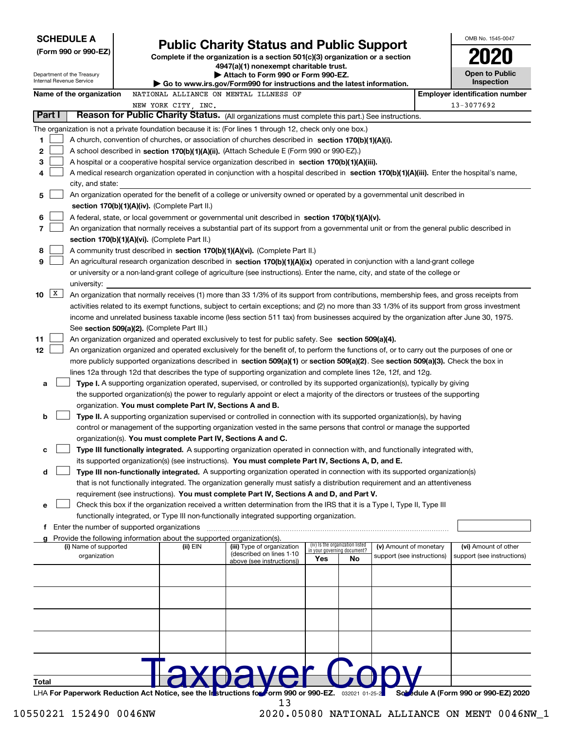**SCHEDULE A**
**(Form 990 or 990-EZ)**

Department of the Treasury
Internal Revenue Service

# Public Charity Status and Public Support

**Complete if the organization is a section 501(c)(3) organization or a section 4947(a)(1) nonexempt charitable trust.**
**▶ Attach to Form 990 or Form 990-EZ.**
**▶ Go to www.irs.gov/Form990 for instructions and the latest information.**

OMB No. 1545-0047

**2020**

**Open to Public Inspection**

**Name of the organization** NATIONAL ALLIANCE ON MENTAL ILLNESS OF NEW YORK CITY, INC.

**Employer identification number** 13-3077692

## Part I Reason for Public Charity Status. (All organizations must complete this part.) See instructions.

The organization is not a private foundation because it is: (For lines 1 through 12, check only one box.)

1 ☐ A church, convention of churches, or association of churches described in **section 170(b)(1)(A)(i).**

2 ☐ A school described in **section 170(b)(1)(A)(ii).** (Attach Schedule E (Form 990 or 990-EZ).)

3 ☐ A hospital or a cooperative hospital service organization described in **section 170(b)(1)(A)(iii).**

4 ☐ A medical research organization operated in conjunction with a hospital described in **section 170(b)(1)(A)(iii).** Enter the hospital's name, city, and state:

5 ☐ An organization operated for the benefit of a college or university owned or operated by a governmental unit described in **section 170(b)(1)(A)(iv).** (Complete Part II.)

6 ☐ A federal, state, or local government or governmental unit described in **section 170(b)(1)(A)(v).**

7 ☐ An organization that normally receives a substantial part of its support from a governmental unit or from the general public described in **section 170(b)(1)(A)(vi).** (Complete Part II.)

8 ☐ A community trust described in **section 170(b)(1)(A)(vi).** (Complete Part II.)

9 ☐ An agricultural research organization described in **section 170(b)(1)(A)(ix)** operated in conjunction with a land-grant college or university or a non-land-grant college of agriculture (see instructions). Enter the name, city, and state of the college or university:

10 ☒ An organization that normally receives (1) more than 33 1/3% of its support from contributions, membership fees, and gross receipts from activities related to its exempt functions, subject to certain exceptions; and (2) no more than 33 1/3% of its support from gross investment income and unrelated business taxable income (less section 511 tax) from businesses acquired by the organization after June 30, 1975. See **section 509(a)(2).** (Complete Part III.)

11 ☐ An organization organized and operated exclusively to test for public safety. See **section 509(a)(4).**

12 ☐ An organization organized and operated exclusively for the benefit of, to perform the functions of, or to carry out the purposes of one or more publicly supported organizations described in **section 509(a)(1)** or **section 509(a)(2)**. See **section 509(a)(3).** Check the box in lines 12a through 12d that describes the type of supporting organization and complete lines 12e, 12f, and 12g.

a ☐ **Type I.** A supporting organization operated, supervised, or controlled by its supported organization(s), typically by giving the supported organization(s) the power to regularly appoint or elect a majority of the directors or trustees of the supporting organization. **You must complete Part IV, Sections A and B.**

b ☐ **Type II.** A supporting organization supervised or controlled in connection with its supported organization(s), by having control or management of the supporting organization vested in the same persons that control or manage the supported organization(s). **You must complete Part IV, Sections A and C.**

c ☐ **Type III functionally integrated.** A supporting organization operated in connection with, and functionally integrated with, its supported organization(s) (see instructions). **You must complete Part IV, Sections A, D, and E.**

d ☐ **Type III non-functionally integrated.** A supporting organization operated in connection with its supported organization(s) that is not functionally integrated. The organization generally must satisfy a distribution requirement and an attentiveness requirement (see instructions). **You must complete Part IV, Sections A and D, and Part V.**

e ☐ Check this box if the organization received a written determination from the IRS that it is a Type I, Type II, Type III functionally integrated, or Type III non-functionally integrated supporting organization.

f Enter the number of supported organizations

g Provide the following information about the supported organization(s).

| (i) Name of supported organization | (ii) EIN | (iii) Type of organization (described on lines 1-10 above (see instructions)) | (iv) Is the organization listed in your governing document? Yes | No | (v) Amount of monetary support (see instructions) | (vi) Amount of other support (see instructions) |
|---|---|---|---|---|---|---|
| | | | | | | |
| | | | | | | |
| | | | | | | |
| | | | | | | |
| | | | | | | |
| **Total** | | | | | | |

Taxpayer Copy

LHA **For Paperwork Reduction Act Notice, see the Instructions for Form 990 or 990-EZ.** 032021 01-25-21 **Schedule A (Form 990 or 990-EZ) 2020**

10550221 152490 0046NW 2020.05080 NATIONAL ALLIANCE ON MENT 0046NW_1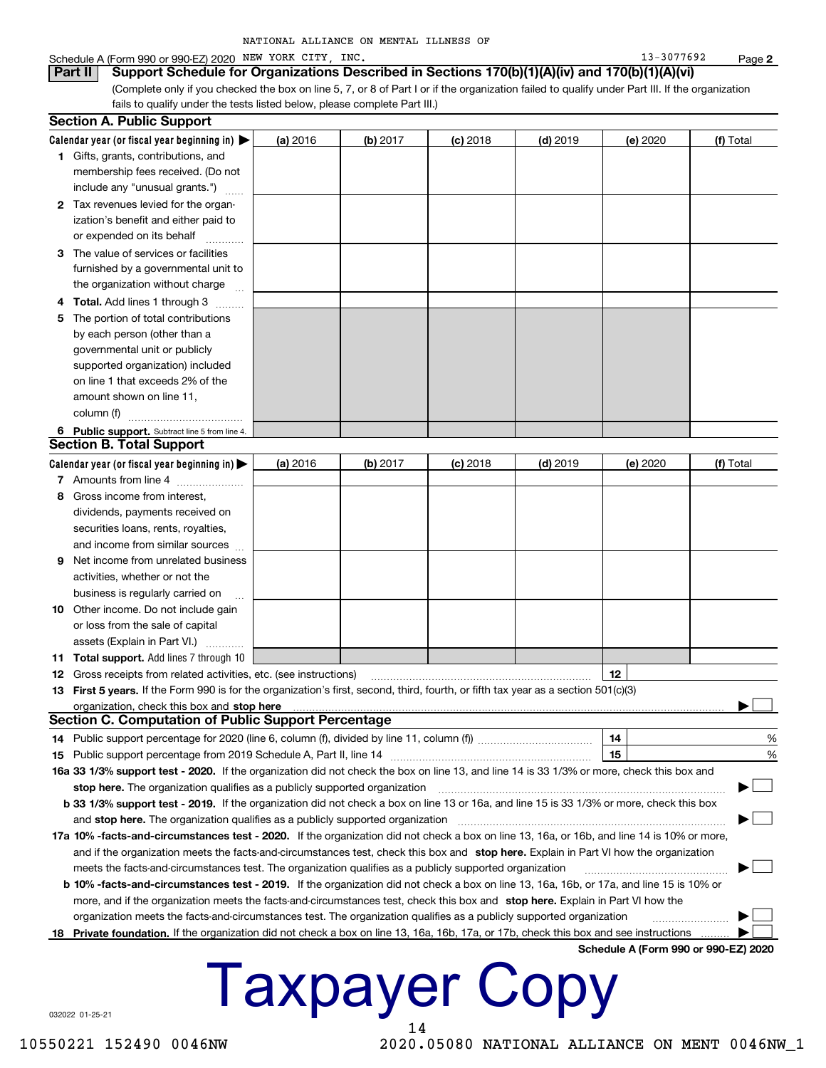NATIONAL ALLIANCE ON MENTAL ILLNESS OF

Schedule A (Form 990 or 990-EZ) 2020 NEW YORK CITY, INC. 13-3077692

## Part II Support Schedule for Organizations Described in Sections 170(b)(1)(A)(iv) and 170(b)(1)(A)(vi)

(Complete only if you checked the box on line 5, 7, or 8 of Part I or if the organization failed to qualify under Part III. If the organization fails to qualify under the tests listed below, please complete Part III.)

### Section A. Public Support

| Calendar year (or fiscal year beginning in) ▶ | (a) 2016 | (b) 2017 | (c) 2018 | (d) 2019 | (e) 2020 | (f) Total |
|---|---|---|---|---|---|---|
| 1 Gifts, grants, contributions, and membership fees received. (Do not include any "unusual grants.") | | | | | | |
| 2 Tax revenues levied for the organization's benefit and either paid to or expended on its behalf | | | | | | |
| 3 The value of services or facilities furnished by a governmental unit to the organization without charge | | | | | | |
| 4 **Total.** Add lines 1 through 3 | | | | | | |
| 5 The portion of total contributions by each person (other than a governmental unit or publicly supported organization) included on line 1 that exceeds 2% of the amount shown on line 11, column (f) | | | | | | |
| 6 **Public support.** Subtract line 5 from line 4. | | | | | | |

### Section B. Total Support

| Calendar year (or fiscal year beginning in) ▶ | (a) 2016 | (b) 2017 | (c) 2018 | (d) 2019 | (e) 2020 | (f) Total |
|---|---|---|---|---|---|---|
| 7 Amounts from line 4 | | | | | | |
| 8 Gross income from interest, dividends, payments received on securities loans, rents, royalties, and income from similar sources | | | | | | |
| 9 Net income from unrelated business activities, whether or not the business is regularly carried on | | | | | | |
| 10 Other income. Do not include gain or loss from the sale of capital assets (Explain in Part VI.) | | | | | | |
| 11 **Total support.** Add lines 7 through 10 | | | | | | |

12 Gross receipts from related activities, etc. (see instructions) — 12

13 **First 5 years.** If the Form 990 is for the organization's first, second, third, fourth, or fifth tax year as a section 501(c)(3) organization, check this box and **stop here** ▶ ☐

### Section C. Computation of Public Support Percentage

14 Public support percentage for 2020 (line 6, column (f), divided by line 11, column (f)) — 14 — %

15 Public support percentage from 2019 Schedule A, Part II, line 14 — 15 — %

16a **33 1/3% support test - 2020.** If the organization did not check the box on line 13, and line 14 is 33 1/3% or more, check this box and **stop here.** The organization qualifies as a publicly supported organization ▶ ☐

b **33 1/3% support test - 2019.** If the organization did not check a box on line 13 or 16a, and line 15 is 33 1/3% or more, check this box and **stop here.** The organization qualifies as a publicly supported organization ▶ ☐

17a **10% -facts-and-circumstances test - 2020.** If the organization did not check a box on line 13, 16a, or 16b, and line 14 is 10% or more, and if the organization meets the facts-and-circumstances test, check this box and **stop here.** Explain in Part VI how the organization meets the facts-and-circumstances test. The organization qualifies as a publicly supported organization ▶ ☐

b **10% -facts-and-circumstances test - 2019.** If the organization did not check a box on line 13, 16a, 16b, or 17a, and line 15 is 10% or more, and if the organization meets the facts-and-circumstances test, check this box and **stop here.** Explain in Part VI how the organization meets the facts-and-circumstances test. The organization qualifies as a publicly supported organization ▶ ☐

18 **Private foundation.** If the organization did not check a box on line 13, 16a, 16b, 17a, or 17b, check this box and see instructions ▶ ☐

**Schedule A (Form 990 or 990-EZ) 2020**

Taxpayer Copy

032022 01-25-21

10550221 152490 0046NW 2020.05080 NATIONAL ALLIANCE ON MENT 0046NW_1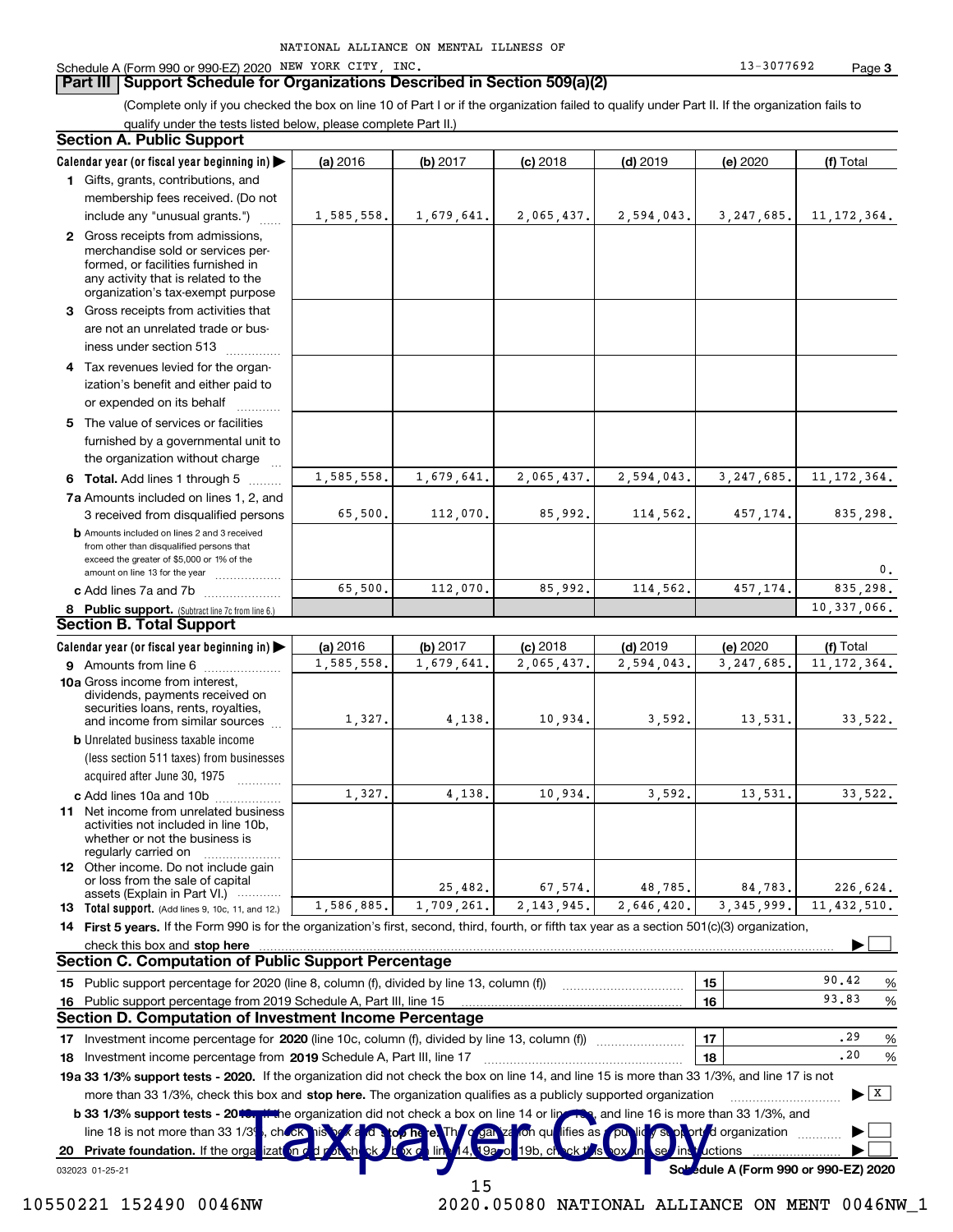NATIONAL ALLIANCE ON MENTAL ILLNESS OF NEW YORK CITY, INC. 13-3077692

Schedule A (Form 990 or 990-EZ) 2020

## Part III Support Schedule for Organizations Described in Section 509(a)(2)

(Complete only if you checked the box on line 10 of Part I or if the organization failed to qualify under Part II. If the organization fails to qualify under the tests listed below, please complete Part II.)

### Section A. Public Support

| Calendar year (or fiscal year beginning in) ▶ | (a) 2016 | (b) 2017 | (c) 2018 | (d) 2019 | (e) 2020 | (f) Total |
|---|---|---|---|---|---|---|
| 1 Gifts, grants, contributions, and membership fees received. (Do not include any "unusual grants.") | 1,585,558. | 1,679,641. | 2,065,437. | 2,594,043. | 3,247,685. | 11,172,364. |
| 2 Gross receipts from admissions, merchandise sold or services performed, or facilities furnished in any activity that is related to the organization's tax-exempt purpose | | | | | | |
| 3 Gross receipts from activities that are not an unrelated trade or business under section 513 | | | | | | |
| 4 Tax revenues levied for the organization's benefit and either paid to or expended on its behalf | | | | | | |
| 5 The value of services or facilities furnished by a governmental unit to the organization without charge | | | | | | |
| 6 **Total.** Add lines 1 through 5 | 1,585,558. | 1,679,641. | 2,065,437. | 2,594,043. | 3,247,685. | 11,172,364. |
| 7a Amounts included on lines 1, 2, and 3 received from disqualified persons | 65,500. | 112,070. | 85,992. | 114,562. | 457,174. | 835,298. |
| b Amounts included on lines 2 and 3 received from other than disqualified persons that exceed the greater of $5,000 or 1% of the amount on line 13 for the year | | | | | | 0. |
| c Add lines 7a and 7b | 65,500. | 112,070. | 85,992. | 114,562. | 457,174. | 835,298. |
| 8 **Public support.** (Subtract line 7c from line 6.) | | | | | | 10,337,066. |

### Section B. Total Support

| Calendar year (or fiscal year beginning in) ▶ | (a) 2016 | (b) 2017 | (c) 2018 | (d) 2019 | (e) 2020 | (f) Total |
|---|---|---|---|---|---|---|
| 9 Amounts from line 6 | 1,585,558. | 1,679,641. | 2,065,437. | 2,594,043. | 3,247,685. | 11,172,364. |
| 10a Gross income from interest, dividends, payments received on securities loans, rents, royalties, and income from similar sources | 1,327. | 4,138. | 10,934. | 3,592. | 13,531. | 33,522. |
| b Unrelated business taxable income (less section 511 taxes) from businesses acquired after June 30, 1975 | | | | | | |
| c Add lines 10a and 10b | 1,327. | 4,138. | 10,934. | 3,592. | 13,531. | 33,522. |
| 11 Net income from unrelated business activities not included in line 10b, whether or not the business is regularly carried on | | | | | | |
| 12 Other income. Do not include gain or loss from the sale of capital assets (Explain in Part VI.) | | 25,482. | 67,574. | 48,785. | 84,783. | 226,624. |
| 13 **Total support.** (Add lines 9, 10c, 11, and 12.) | 1,586,885. | 1,709,261. | 2,143,945. | 2,646,420. | 3,345,999. | 11,432,510. |

14 **First 5 years.** If the Form 990 is for the organization's first, second, third, fourth, or fifth tax year as a section 501(c)(3) organization, check this box and **stop here** ▶ ☐

### Section C. Computation of Public Support Percentage

| | | | |
|---|---|---|---|
| 15 Public support percentage for 2020 (line 8, column (f), divided by line 13, column (f)) | 15 | 90.42 | % |
| 16 Public support percentage from 2019 Schedule A, Part III, line 15 | 16 | 93.83 | % |

### Section D. Computation of Investment Income Percentage

| | | | |
|---|---|---|---|
| 17 Investment income percentage for **2020** (line 10c, column (f), divided by line 13, column (f)) | 17 | .29 | % |
| 18 Investment income percentage from **2019** Schedule A, Part III, line 17 | 18 | .20 | % |

**19a 33 1/3% support tests - 2020.** If the organization did not check the box on line 14, and line 15 is more than 33 1/3%, and line 17 is not more than 33 1/3%, check this box and **stop here.** The organization qualifies as a publicly supported organization ▶ ☒

**b 33 1/3% support tests - 2019.** If the organization did not check a box on line 14 or line 19a, and line 16 is more than 33 1/3%, and line 18 is not more than 33 1/3%, check this box and **stop here.** The organization qualifies as a publicly supported organization ▶ ☐

**20 Private foundation.** If the organization did not check a box on line 14, 19a, or 19b, check this box and see instructions ▶ ☐

032023 01-25-21

Schedule A (Form 990 or 990-EZ) 2020

Taxpayer Copy

10550221 152490 0046NW 2020.05080 NATIONAL ALLIANCE ON MENT 0046NW_1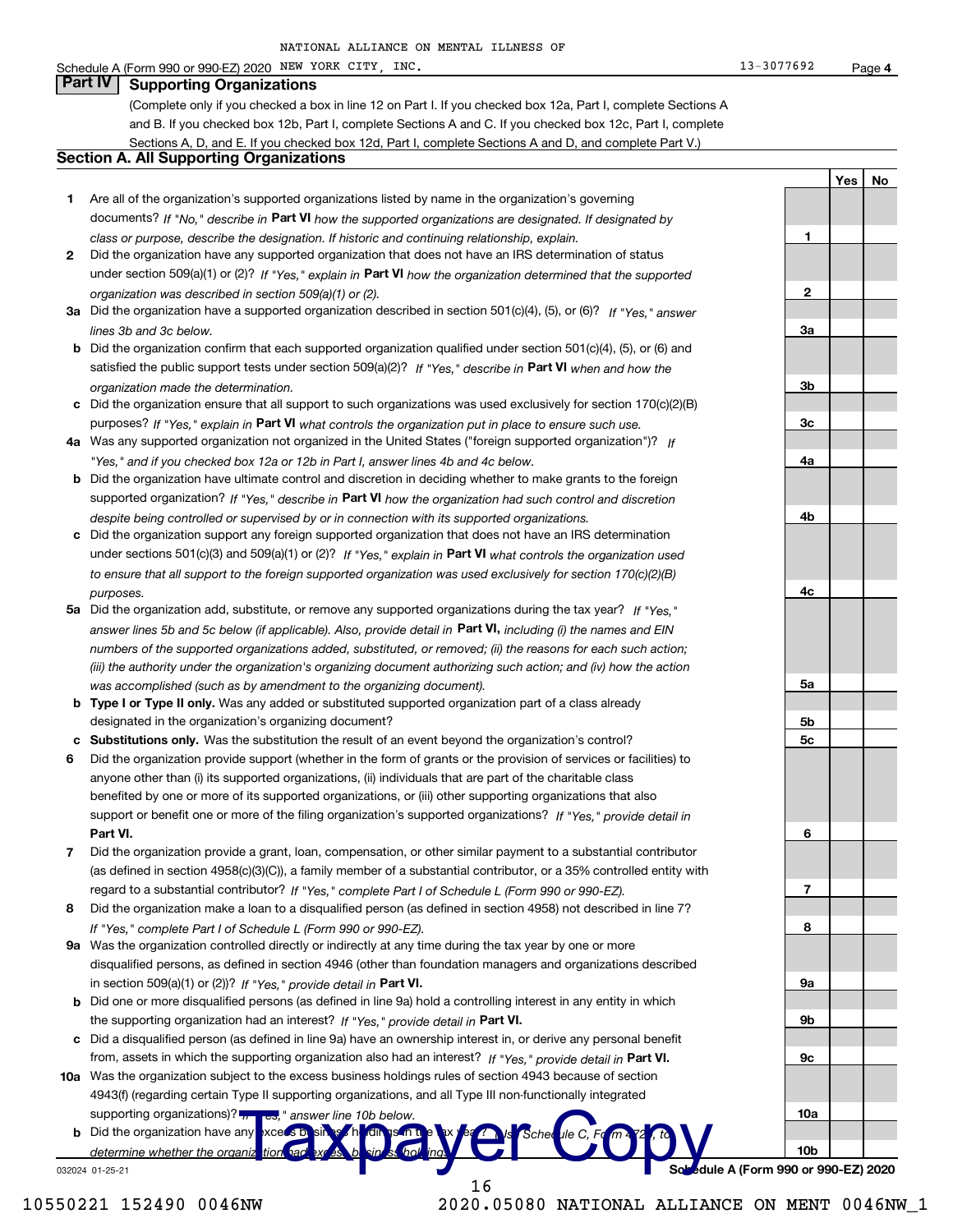NATIONAL ALLIANCE ON MENTAL ILLNESS OF

Schedule A (Form 990 or 990-EZ) 2020 NEW YORK CITY, INC. 13-3077692 Page 4

## Part IV Supporting Organizations

(Complete only if you checked a box in line 12 on Part I. If you checked box 12a, Part I, complete Sections A and B. If you checked box 12b, Part I, complete Sections A and C. If you checked box 12c, Part I, complete Sections A, D, and E. If you checked box 12d, Part I, complete Sections A and D, and complete Part V.)

### Section A. All Supporting Organizations

| | | | Yes | No |
|---|---|---|---|---|
| **1** | Are all of the organization's supported organizations listed by name in the organization's governing documents? *If "No," describe in* **Part VI** *how the supported organizations are designated. If designated by class or purpose, describe the designation. If historic and continuing relationship, explain.* | **1** | | |
| **2** | Did the organization have any supported organization that does not have an IRS determination of status under section 509(a)(1) or (2)? *If "Yes," explain in* **Part VI** *how the organization determined that the supported organization was described in section 509(a)(1) or (2).* | **2** | | |
| **3a** | Did the organization have a supported organization described in section 501(c)(4), (5), or (6)? *If "Yes," answer lines 3b and 3c below.* | **3a** | | |
| **b** | Did the organization confirm that each supported organization qualified under section 501(c)(4), (5), or (6) and satisfied the public support tests under section 509(a)(2)? *If "Yes," describe in* **Part VI** *when and how the organization made the determination.* | **3b** | | |
| **c** | Did the organization ensure that all support to such organizations was used exclusively for section 170(c)(2)(B) purposes? *If "Yes," explain in* **Part VI** *what controls the organization put in place to ensure such use.* | **3c** | | |
| **4a** | Was any supported organization not organized in the United States ("foreign supported organization")? *If "Yes," and if you checked box 12a or 12b in Part I, answer lines 4b and 4c below.* | **4a** | | |
| **b** | Did the organization have ultimate control and discretion in deciding whether to make grants to the foreign supported organization? *If "Yes," describe in* **Part VI** *how the organization had such control and discretion despite being controlled or supervised by or in connection with its supported organizations.* | **4b** | | |
| **c** | Did the organization support any foreign supported organization that does not have an IRS determination under sections 501(c)(3) and 509(a)(1) or (2)? *If "Yes," explain in* **Part VI** *what controls the organization used to ensure that all support to the foreign supported organization was used exclusively for section 170(c)(2)(B) purposes.* | **4c** | | |
| **5a** | Did the organization add, substitute, or remove any supported organizations during the tax year? *If "Yes," answer lines 5b and 5c below (if applicable). Also, provide detail in* **Part VI,** *including (i) the names and EIN numbers of the supported organizations added, substituted, or removed; (ii) the reasons for each such action; (iii) the authority under the organization's organizing document authorizing such action; and (iv) how the action was accomplished (such as by amendment to the organizing document).* | **5a** | | |
| **b** | **Type I or Type II only.** Was any added or substituted supported organization part of a class already designated in the organization's organizing document? | **5b** | | |
| **c** | **Substitutions only.** Was the substitution the result of an event beyond the organization's control? | **5c** | | |
| **6** | Did the organization provide support (whether in the form of grants or the provision of services or facilities) to anyone other than (i) its supported organizations, (ii) individuals that are part of the charitable class benefited by one or more of its supported organizations, or (iii) other supporting organizations that also support or benefit one or more of the filing organization's supported organizations? *If "Yes," provide detail in* **Part VI.** | **6** | | |
| **7** | Did the organization provide a grant, loan, compensation, or other similar payment to a substantial contributor (as defined in section 4958(c)(3)(C)), a family member of a substantial contributor, or a 35% controlled entity with regard to a substantial contributor? *If "Yes," complete Part I of Schedule L (Form 990 or 990-EZ).* | **7** | | |
| **8** | Did the organization make a loan to a disqualified person (as defined in section 4958) not described in line 7? *If "Yes," complete Part I of Schedule L (Form 990 or 990-EZ).* | **8** | | |
| **9a** | Was the organization controlled directly or indirectly at any time during the tax year by one or more disqualified persons, as defined in section 4946 (other than foundation managers and organizations described in section 509(a)(1) or (2))? *If "Yes," provide detail in* **Part VI.** | **9a** | | |
| **b** | Did one or more disqualified persons (as defined in line 9a) hold a controlling interest in any entity in which the supporting organization had an interest? *If "Yes," provide detail in* **Part VI.** | **9b** | | |
| **c** | Did a disqualified person (as defined in line 9a) have an ownership interest in, or derive any personal benefit from, assets in which the supporting organization also had an interest? *If "Yes," provide detail in* **Part VI.** | **9c** | | |
| **10a** | Was the organization subject to the excess business holdings rules of section 4943 because of section 4943(f) (regarding certain Type II supporting organizations, and all Type III non-functionally integrated supporting organizations)? *If "Yes," answer line 10b below.* | **10a** | | |
| **b** | Did the organization have any excess business holdings in the tax year? *(Use Schedule C, Form 4720, to determine whether the organization had excess business holdings.)* | **10b** | | |

032024 01-25-21 **Schedule A (Form 990 or 990-EZ) 2020**

Taxpayer Copy

10550221 152490 0046NW 2020.05080 NATIONAL ALLIANCE ON MENT 0046NW_1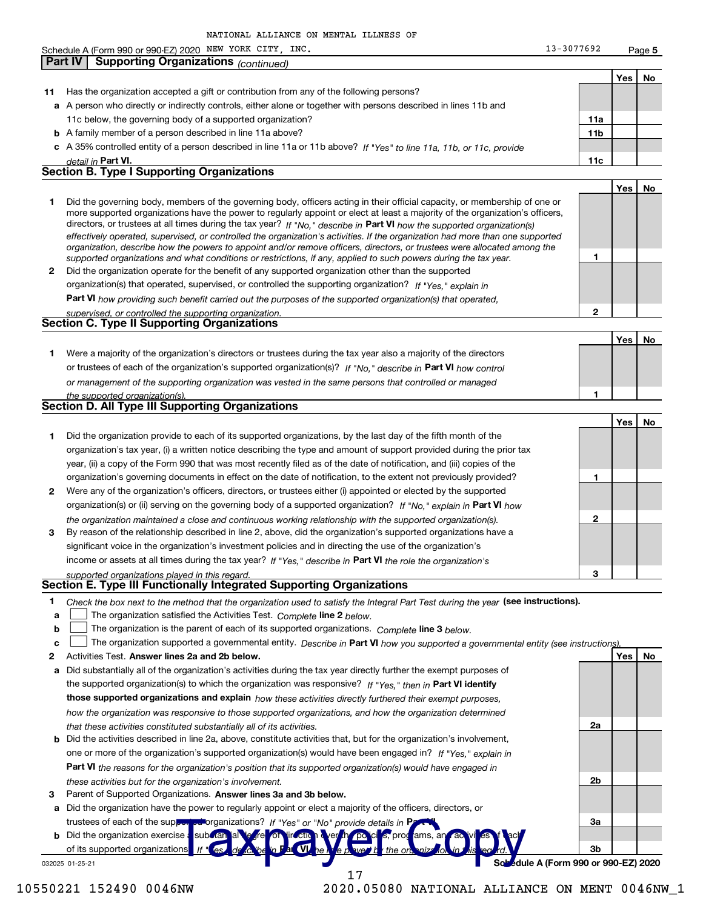NATIONAL ALLIANCE ON MENTAL ILLNESS OF

Schedule A (Form 990 or 990-EZ) 2020 NEW YORK CITY, INC. 13-3077692 Page 5

## Part IV Supporting Organizations *(continued)*

| | | | Yes | No |
|---|---|---|---|---|
| **11** | Has the organization accepted a gift or contribution from any of the following persons? | | | |
| **a** | A person who directly or indirectly controls, either alone or together with persons described in lines 11b and 11c below, the governing body of a supported organization? | **11a** | | |
| **b** | A family member of a person described in line 11a above? | **11b** | | |
| **c** | A 35% controlled entity of a person described in line 11a or 11b above? *If "Yes" to line 11a, 11b, or 11c, provide detail in* **Part VI.** | **11c** | | |

### Section B. Type I Supporting Organizations

| | | | Yes | No |
|---|---|---|---|---|
| **1** | Did the governing body, members of the governing body, officers acting in their official capacity, or membership of one or more supported organizations have the power to regularly appoint or elect at least a majority of the organization's officers, directors, or trustees at all times during the tax year? *If "No," describe in* **Part VI** *how the supported organization(s) effectively operated, supervised, or controlled the organization's activities. If the organization had more than one supported organization, describe how the powers to appoint and/or remove officers, directors, or trustees were allocated among the supported organizations and what conditions or restrictions, if any, applied to such powers during the tax year.* | **1** | | |
| **2** | Did the organization operate for the benefit of any supported organization other than the supported organization(s) that operated, supervised, or controlled the supporting organization? *If "Yes," explain in* **Part VI** *how providing such benefit carried out the purposes of the supported organization(s) that operated, supervised, or controlled the supporting organization.* | **2** | | |

### Section C. Type II Supporting Organizations

| | | | Yes | No |
|---|---|---|---|---|
| **1** | Were a majority of the organization's directors or trustees during the tax year also a majority of the directors or trustees of each of the organization's supported organization(s)? *If "No," describe in* **Part VI** *how control or management of the supporting organization was vested in the same persons that controlled or managed the supported organization(s).* | **1** | | |

### Section D. All Type III Supporting Organizations

| | | | Yes | No |
|---|---|---|---|---|
| **1** | Did the organization provide to each of its supported organizations, by the last day of the fifth month of the organization's tax year, (i) a written notice describing the type and amount of support provided during the prior tax year, (ii) a copy of the Form 990 that was most recently filed as of the date of notification, and (iii) copies of the organization's governing documents in effect on the date of notification, to the extent not previously provided? | **1** | | |
| **2** | Were any of the organization's officers, directors, or trustees either (i) appointed or elected by the supported organization(s) or (ii) serving on the governing body of a supported organization? *If "No," explain in* **Part VI** *how the organization maintained a close and continuous working relationship with the supported organization(s).* | **2** | | |
| **3** | By reason of the relationship described in line 2, above, did the organization's supported organizations have a significant voice in the organization's investment policies and in directing the use of the organization's income or assets at all times during the tax year? *If "Yes," describe in* **Part VI** *the role the organization's supported organizations played in this regard.* | **3** | | |

### Section E. Type III Functionally Integrated Supporting Organizations

**1** *Check the box next to the method that the organization used to satisfy the Integral Part Test during the year* **(see instructions).**

- **a** ☐ The organization satisfied the Activities Test. *Complete* **line 2** *below.*
- **b** ☐ The organization is the parent of each of its supported organizations. *Complete* **line 3** *below.*
- **c** ☐ The organization supported a governmental entity. *Describe in* **Part VI** *how you supported a governmental entity (see instructions).*

| | | | Yes | No |
|---|---|---|---|---|
| **2** | Activities Test. **Answer lines 2a and 2b below.** | | | |
| **a** | Did substantially all of the organization's activities during the tax year directly further the exempt purposes of the supported organization(s) to which the organization was responsive? *If "Yes," then in* **Part VI identify those supported organizations and explain** *how these activities directly furthered their exempt purposes, how the organization was responsive to those supported organizations, and how the organization determined that these activities constituted substantially all of its activities.* | **2a** | | |
| **b** | Did the activities described in line 2a, above, constitute activities that, but for the organization's involvement, one or more of the organization's supported organization(s) would have been engaged in? *If "Yes," explain in* **Part VI** *the reasons for the organization's position that its supported organization(s) would have engaged in these activities but for the organization's involvement.* | **2b** | | |
| **3** | Parent of Supported Organizations. **Answer lines 3a and 3b below.** | | | |
| **a** | Did the organization have the power to regularly appoint or elect a majority of the officers, directors, or trustees of each of the supported organizations? *If "Yes" or "No" provide details in* **Part VI.** | **3a** | | |
| **b** | Did the organization exercise a substantial degree of direction over the policies, programs, and activities of each of its supported organizations? *If "Yes," describe in* **Part VI** *the role played by the organization in this regard.* | **3b** | | |

032025 01-25-21 **Schedule A (Form 990 or 990-EZ) 2020**

Taxpayer Copy

10550221 152490 0046NW 2020.05080 NATIONAL ALLIANCE ON MENT 0046NW_1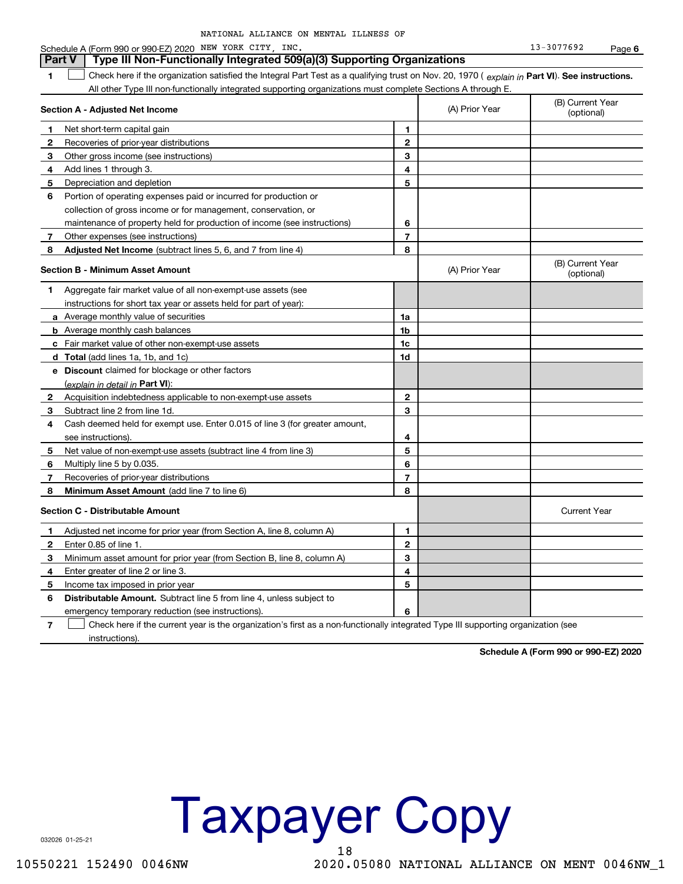NATIONAL ALLIANCE ON MENTAL ILLNESS OF NEW YORK CITY, INC. 13-3077692

## Part V Type III Non-Functionally Integrated 509(a)(3) Supporting Organizations

1 ☐ Check here if the organization satisfied the Integral Part Test as a qualifying trust on Nov. 20, 1970 ( *explain in* **Part VI**). **See instructions.** All other Type III non-functionally integrated supporting organizations must complete Sections A through E.

| Section A - Adjusted Net Income | | (A) Prior Year | (B) Current Year (optional) |
|---|---|---|---|
| 1 Net short-term capital gain | 1 | | |
| 2 Recoveries of prior-year distributions | 2 | | |
| 3 Other gross income (see instructions) | 3 | | |
| 4 Add lines 1 through 3. | 4 | | |
| 5 Depreciation and depletion | 5 | | |
| 6 Portion of operating expenses paid or incurred for production or collection of gross income or for management, conservation, or maintenance of property held for production of income (see instructions) | 6 | | |
| 7 Other expenses (see instructions) | 7 | | |
| 8 **Adjusted Net Income** (subtract lines 5, 6, and 7 from line 4) | 8 | | |

| Section B - Minimum Asset Amount | | (A) Prior Year | (B) Current Year (optional) |
|---|---|---|---|
| 1 Aggregate fair market value of all non-exempt-use assets (see instructions for short tax year or assets held for part of year): | | | |
| a Average monthly value of securities | 1a | | |
| b Average monthly cash balances | 1b | | |
| c Fair market value of other non-exempt-use assets | 1c | | |
| d **Total** (add lines 1a, 1b, and 1c) | 1d | | |
| e **Discount** claimed for blockage or other factors (*explain in detail in* **Part VI**): | | | |
| 2 Acquisition indebtedness applicable to non-exempt-use assets | 2 | | |
| 3 Subtract line 2 from line 1d. | 3 | | |
| 4 Cash deemed held for exempt use. Enter 0.015 of line 3 (for greater amount, see instructions). | 4 | | |
| 5 Net value of non-exempt-use assets (subtract line 4 from line 3) | 5 | | |
| 6 Multiply line 5 by 0.035. | 6 | | |
| 7 Recoveries of prior-year distributions | 7 | | |
| 8 **Minimum Asset Amount** (add line 7 to line 6) | 8 | | |

| Section C - Distributable Amount | | | Current Year |
|---|---|---|---|
| 1 Adjusted net income for prior year (from Section A, line 8, column A) | 1 | | |
| 2 Enter 0.85 of line 1. | 2 | | |
| 3 Minimum asset amount for prior year (from Section B, line 8, column A) | 3 | | |
| 4 Enter greater of line 2 or line 3. | 4 | | |
| 5 Income tax imposed in prior year | 5 | | |
| 6 **Distributable Amount.** Subtract line 5 from line 4, unless subject to emergency temporary reduction (see instructions). | 6 | | |

7 ☐ Check here if the current year is the organization's first as a non-functionally integrated Type III supporting organization (see instructions).

**Schedule A (Form 990 or 990-EZ) 2020**

Taxpayer Copy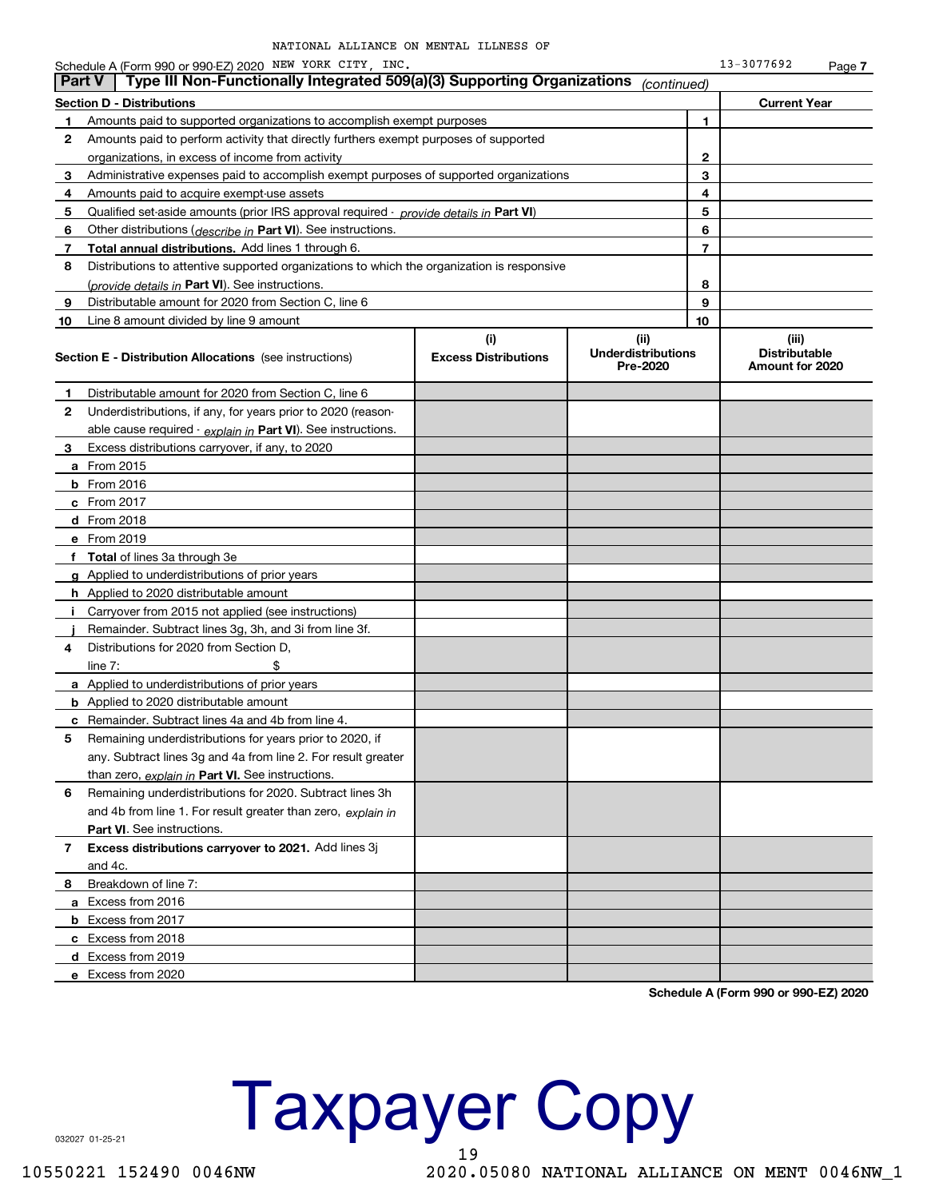NATIONAL ALLIANCE ON MENTAL ILLNESS OF NEW YORK CITY, INC. 13-3077692

## Part V | Type III Non-Functionally Integrated 509(a)(3) Supporting Organizations *(continued)*

| Section D - Distributions | | | Current Year |
|---|---|---|---|
| 1 | Amounts paid to supported organizations to accomplish exempt purposes | 1 | |
| 2 | Amounts paid to perform activity that directly furthers exempt purposes of supported organizations, in excess of income from activity | 2 | |
| 3 | Administrative expenses paid to accomplish exempt purposes of supported organizations | 3 | |
| 4 | Amounts paid to acquire exempt-use assets | 4 | |
| 5 | Qualified set-aside amounts (prior IRS approval required - *provide details in* **Part VI**) | 5 | |
| 6 | Other distributions (*describe in* **Part VI**). See instructions. | 6 | |
| 7 | **Total annual distributions.** Add lines 1 through 6. | 7 | |
| 8 | Distributions to attentive supported organizations to which the organization is responsive (*provide details in* **Part VI**). See instructions. | 8 | |
| 9 | Distributable amount for 2020 from Section C, line 6 | 9 | |
| 10 | Line 8 amount divided by line 9 amount | 10 | |

| **Section E - Distribution Allocations** (see instructions) | (i) Excess Distributions | (ii) Underdistributions Pre-2020 | (iii) Distributable Amount for 2020 |
|---|---|---|---|
| **1** Distributable amount for 2020 from Section C, line 6 | | | |
| **2** Underdistributions, if any, for years prior to 2020 (reasonable cause required - *explain in* **Part VI**). See instructions. | | | |
| **3** Excess distributions carryover, if any, to 2020 | | | |
| **a** From 2015 | | | |
| **b** From 2016 | | | |
| **c** From 2017 | | | |
| **d** From 2018 | | | |
| **e** From 2019 | | | |
| **f** **Total** of lines 3a through 3e | | | |
| **g** Applied to underdistributions of prior years | | | |
| **h** Applied to 2020 distributable amount | | | |
| **i** Carryover from 2015 not applied (see instructions) | | | |
| **j** Remainder. Subtract lines 3g, 3h, and 3i from line 3f. | | | |
| **4** Distributions for 2020 from Section D, line 7: $ | | | |
| **a** Applied to underdistributions of prior years | | | |
| **b** Applied to 2020 distributable amount | | | |
| **c** Remainder. Subtract lines 4a and 4b from line 4. | | | |
| **5** Remaining underdistributions for years prior to 2020, if any. Subtract lines 3g and 4a from line 2. For result greater than zero, *explain in* **Part VI.** See instructions. | | | |
| **6** Remaining underdistributions for 2020. Subtract lines 3h and 4b from line 1. For result greater than zero, *explain in* **Part VI**. See instructions. | | | |
| **7** **Excess distributions carryover to 2021.** Add lines 3j and 4c. | | | |
| **8** Breakdown of line 7: | | | |
| **a** Excess from 2016 | | | |
| **b** Excess from 2017 | | | |
| **c** Excess from 2018 | | | |
| **d** Excess from 2019 | | | |
| **e** Excess from 2020 | | | |

**Schedule A (Form 990 or 990-EZ) 2020**

Taxpayer Copy

032027 01-25-21

10550221 152490 0046NW 2020.05080 NATIONAL ALLIANCE ON MENT 0046NW_1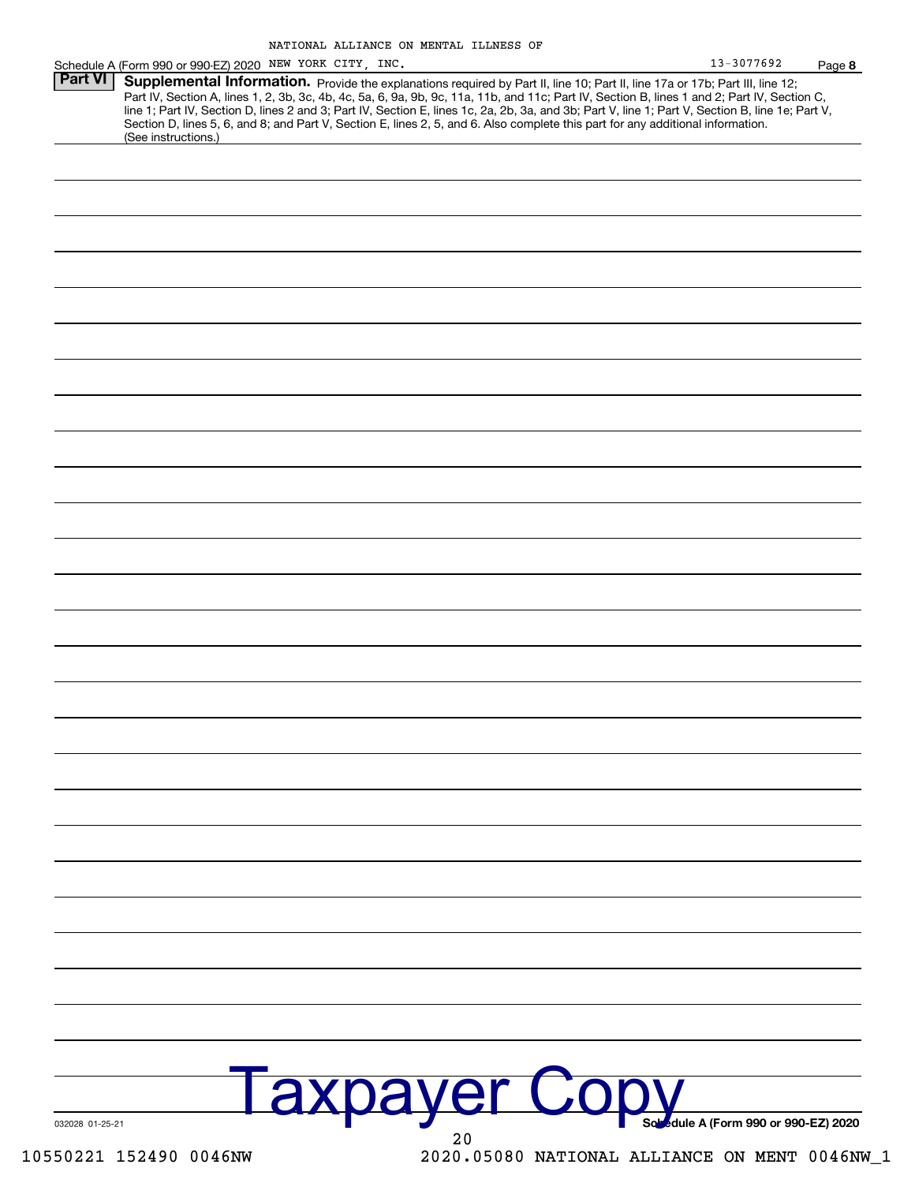NATIONAL ALLIANCE ON MENTAL ILLNESS OF NEW YORK CITY, INC. 13-3077692

Schedule A (Form 990 or 990-EZ) 2020 Page **8**

## Part VI Supplemental Information.

Provide the explanations required by Part II, line 10; Part II, line 17a or 17b; Part III, line 12; Part IV, Section A, lines 1, 2, 3b, 3c, 4b, 4c, 5a, 6, 9a, 9b, 9c, 11a, 11b, and 11c; Part IV, Section B, lines 1 and 2; Part IV, Section C, line 1; Part IV, Section D, lines 2 and 3; Part IV, Section E, lines 1c, 2a, 2b, 3a, and 3b; Part V, line 1; Part V, Section B, line 1e; Part V, Section D, lines 5, 6, and 8; and Part V, Section E, lines 2, 5, and 6. Also complete this part for any additional information. (See instructions.)

Taxpayer Copy

032028 01-25-21 **Schedule A (Form 990 or 990-EZ) 2020**

10550221 152490 0046NW 2020.05080 NATIONAL ALLIANCE ON MENT 0046NW_1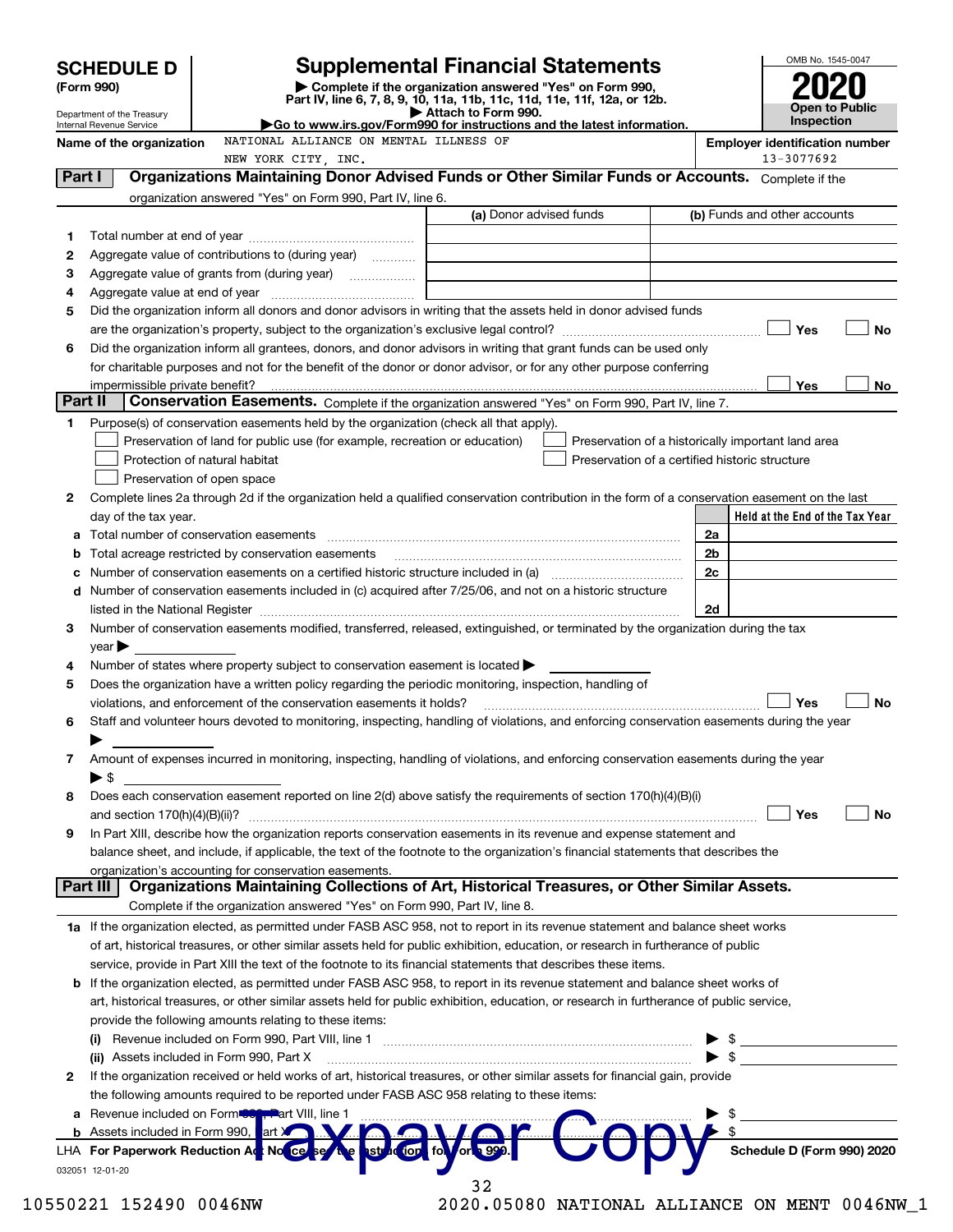# SCHEDULE D (Form 990)

Department of the Treasury
Internal Revenue Service

## Supplemental Financial Statements

▶ Complete if the organization answered "Yes" on Form 990, Part IV, line 6, 7, 8, 9, 10, 11a, 11b, 11c, 11d, 11e, 11f, 12a, or 12b.
▶ Attach to Form 990.
▶Go to www.irs.gov/Form990 for instructions and the latest information.

OMB No. 1545-0047
**2020**
**Open to Public Inspection**

**Name of the organization** NATIONAL ALLIANCE ON MENTAL ILLNESS OF NEW YORK CITY, INC.

**Employer identification number** 13-3077692

### Part I — Organizations Maintaining Donor Advised Funds or Other Similar Funds or Accounts.
Complete if the organization answered "Yes" on Form 990, Part IV, line 6.

| | | (a) Donor advised funds | (b) Funds and other accounts |
|---|---|---|---|
| 1 | Total number at end of year | | |
| 2 | Aggregate value of contributions to (during year) | | |
| 3 | Aggregate value of grants from (during year) | | |
| 4 | Aggregate value at end of year | | |

5 Did the organization inform all donors and donor advisors in writing that the assets held in donor advised funds are the organization's property, subject to the organization's exclusive legal control? ☐ Yes ☐ No

6 Did the organization inform all grantees, donors, and donor advisors in writing that grant funds can be used only for charitable purposes and not for the benefit of the donor or donor advisor, or for any other purpose conferring impermissible private benefit? ☐ Yes ☐ No

### Part II — Conservation Easements.
Complete if the organization answered "Yes" on Form 990, Part IV, line 7.

1 Purpose(s) of conservation easements held by the organization (check all that apply).
- ☐ Preservation of land for public use (for example, recreation or education)
- ☐ Protection of natural habitat
- ☐ Preservation of open space
- ☐ Preservation of a historically important land area
- ☐ Preservation of a certified historic structure

2 Complete lines 2a through 2d if the organization held a qualified conservation contribution in the form of a conservation easement on the last day of the tax year.

| | | | Held at the End of the Tax Year |
|---|---|---|---|
| a | Total number of conservation easements | 2a | |
| b | Total acreage restricted by conservation easements | 2b | |
| c | Number of conservation easements on a certified historic structure included in (a) | 2c | |
| d | Number of conservation easements included in (c) acquired after 7/25/06, and not on a historic structure listed in the National Register | 2d | |

3 Number of conservation easements modified, transferred, released, extinguished, or terminated by the organization during the tax year ▶

4 Number of states where property subject to conservation easement is located ▶

5 Does the organization have a written policy regarding the periodic monitoring, inspection, handling of violations, and enforcement of the conservation easements it holds? ☐ Yes ☐ No

6 Staff and volunteer hours devoted to monitoring, inspecting, handling of violations, and enforcing conservation easements during the year ▶

7 Amount of expenses incurred in monitoring, inspecting, handling of violations, and enforcing conservation easements during the year ▶ $

8 Does each conservation easement reported on line 2(d) above satisfy the requirements of section 170(h)(4)(B)(i) and section 170(h)(4)(B)(ii)? ☐ Yes ☐ No

9 In Part XIII, describe how the organization reports conservation easements in its revenue and expense statement and balance sheet, and include, if applicable, the text of the footnote to the organization's financial statements that describes the organization's accounting for conservation easements.

### Part III — Organizations Maintaining Collections of Art, Historical Treasures, or Other Similar Assets.
Complete if the organization answered "Yes" on Form 990, Part IV, line 8.

1a If the organization elected, as permitted under FASB ASC 958, not to report in its revenue statement and balance sheet works of art, historical treasures, or other similar assets held for public exhibition, education, or research in furtherance of public service, provide in Part XIII the text of the footnote to its financial statements that describes these items.

b If the organization elected, as permitted under FASB ASC 958, to report in its revenue statement and balance sheet works of art, historical treasures, or other similar assets held for public exhibition, education, or research in furtherance of public service, provide the following amounts relating to these items:

(i) Revenue included on Form 990, Part VIII, line 1 ▶ $

(ii) Assets included in Form 990, Part X ▶ $

2 If the organization received or held works of art, historical treasures, or other similar assets for financial gain, provide the following amounts required to be reported under FASB ASC 958 relating to these items:

a Revenue included on Form 990, Part VIII, line 1 ▶ $

b Assets included in Form 990, Part X ▶ $

LHA For Paperwork Reduction Act Notice, see the Instructions for Form 990. Schedule D (Form 990) 2020

032051 12-01-20

Taxpayer Copy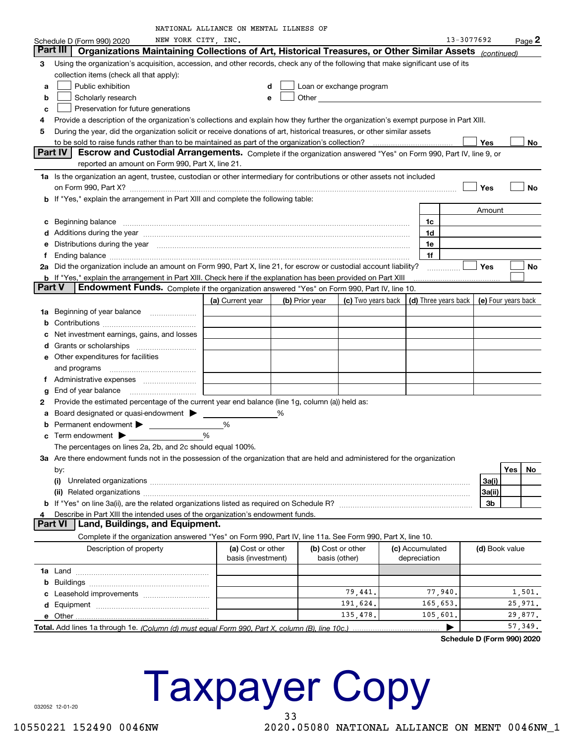NATIONAL ALLIANCE ON MENTAL ILLNESS OF NEW YORK CITY, INC.

Schedule D (Form 990) 2020 13-3077692 Page 2

## Part III Organizations Maintaining Collections of Art, Historical Treasures, or Other Similar Assets *(continued)*

3 Using the organization's acquisition, accession, and other records, check any of the following that make significant use of its collection items (check all that apply):

a ☐ Public exhibition
b ☐ Scholarly research
c ☐ Preservation for future generations
d ☐ Loan or exchange program
e ☐ Other

4 Provide a description of the organization's collections and explain how they further the organization's exempt purpose in Part XIII.

5 During the year, did the organization solicit or receive donations of art, historical treasures, or other similar assets to be sold to raise funds rather than to be maintained as part of the organization's collection? ☐ Yes ☐ No

## Part IV Escrow and Custodial Arrangements.

Complete if the organization answered "Yes" on Form 990, Part IV, line 9, or reported an amount on Form 990, Part X, line 21.

1a Is the organization an agent, trustee, custodian or other intermediary for contributions or other assets not included on Form 990, Part X? ☐ Yes ☐ No

b If "Yes," explain the arrangement in Part XIII and complete the following table:

| | | Amount |
|---|---|---|
| c Beginning balance | 1c | |
| d Additions during the year | 1d | |
| e Distributions during the year | 1e | |
| f Ending balance | 1f | |

2a Did the organization include an amount on Form 990, Part X, line 21, for escrow or custodial account liability? ☐ Yes ☐ No

b If "Yes," explain the arrangement in Part XIII. Check here if the explanation has been provided on Part XIII ☐

## Part V Endowment Funds.

Complete if the organization answered "Yes" on Form 990, Part IV, line 10.

| | (a) Current year | (b) Prior year | (c) Two years back | (d) Three years back | (e) Four years back |
|---|---|---|---|---|---|
| 1a Beginning of year balance | | | | | |
| b Contributions | | | | | |
| c Net investment earnings, gains, and losses | | | | | |
| d Grants or scholarships | | | | | |
| e Other expenditures for facilities and programs | | | | | |
| f Administrative expenses | | | | | |
| g End of year balance | | | | | |

2 Provide the estimated percentage of the current year end balance (line 1g, column (a)) held as:

a Board designated or quasi-endowment ▶ ______ %
b Permanent endowment ▶ ______ %
c Term endowment ▶ ______ %

The percentages on lines 2a, 2b, and 2c should equal 100%.

3a Are there endowment funds not in the possession of the organization that are held and administered for the organization by:

| | | Yes | No |
|---|---|---|---|
| (i) Unrelated organizations | 3a(i) | | |
| (ii) Related organizations | 3a(ii) | | |
| b If "Yes" on line 3a(ii), are the related organizations listed as required on Schedule R? | 3b | | |

4 Describe in Part XIII the intended uses of the organization's endowment funds.

## Part VI Land, Buildings, and Equipment.

Complete if the organization answered "Yes" on Form 990, Part IV, line 11a. See Form 990, Part X, line 10.

| Description of property | (a) Cost or other basis (investment) | (b) Cost or other basis (other) | (c) Accumulated depreciation | (d) Book value |
|---|---|---|---|---|
| 1a Land | | | | |
| b Buildings | | | | |
| c Leasehold improvements | | 79,441. | 77,940. | 1,501. |
| d Equipment | | 191,624. | 165,653. | 25,971. |
| e Other | | 135,478. | 105,601. | 29,877. |
| **Total.** Add lines 1a through 1e. *(Column (d) must equal Form 990, Part X, column (B), line 10c.)* ▶ | | | | 57,349. |

Schedule D (Form 990) 2020

Taxpayer Copy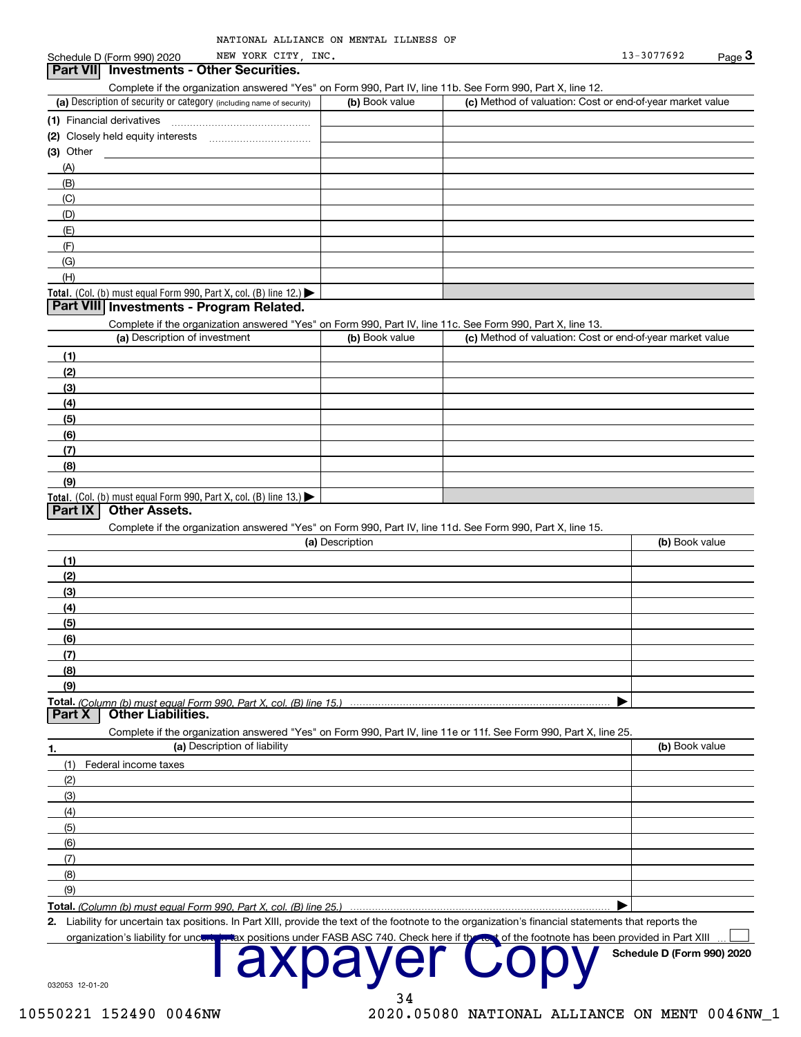NATIONAL ALLIANCE ON MENTAL ILLNESS OF NEW YORK CITY, INC. 13-3077692

Schedule D (Form 990) 2020

## Part VII Investments - Other Securities.

Complete if the organization answered "Yes" on Form 990, Part IV, line 11b. See Form 990, Part X, line 12.

| (a) Description of security or category (including name of security) | (b) Book value | (c) Method of valuation: Cost or end-of-year market value |
|---|---|---|
| (1) Financial derivatives | | |
| (2) Closely held equity interests | | |
| (3) Other | | |
| (A) | | |
| (B) | | |
| (C) | | |
| (D) | | |
| (E) | | |
| (F) | | |
| (G) | | |
| (H) | | |
| Total. (Col. (b) must equal Form 990, Part X, col. (B) line 12.) ▶ | | |

## Part VIII Investments - Program Related.

Complete if the organization answered "Yes" on Form 990, Part IV, line 11c. See Form 990, Part X, line 13.

| (a) Description of investment | (b) Book value | (c) Method of valuation: Cost or end-of-year market value |
|---|---|---|
| (1) | | |
| (2) | | |
| (3) | | |
| (4) | | |
| (5) | | |
| (6) | | |
| (7) | | |
| (8) | | |
| (9) | | |
| Total. (Col. (b) must equal Form 990, Part X, col. (B) line 13.) ▶ | | |

## Part IX Other Assets.

Complete if the organization answered "Yes" on Form 990, Part IV, line 11d. See Form 990, Part X, line 15.

| (a) Description | (b) Book value |
|---|---|
| (1) | |
| (2) | |
| (3) | |
| (4) | |
| (5) | |
| (6) | |
| (7) | |
| (8) | |
| (9) | |
| Total. (Column (b) must equal Form 990, Part X, col. (B) line 15.) ▶ | |

## Part X Other Liabilities.

Complete if the organization answered "Yes" on Form 990, Part IV, line 11e or 11f. See Form 990, Part X, line 25.

| 1. (a) Description of liability | (b) Book value |
|---|---|
| (1) Federal income taxes | |
| (2) | |
| (3) | |
| (4) | |
| (5) | |
| (6) | |
| (7) | |
| (8) | |
| (9) | |
| Total. (Column (b) must equal Form 990, Part X, col. (B) line 25.) ▶ | |

2. Liability for uncertain tax positions. In Part XIII, provide the text of the footnote to the organization's financial statements that reports the organization's liability for uncertain tax positions under FASB ASC 740. Check here if the text of the footnote has been provided in Part XIII ☐

Taxpayer Copy

Schedule D (Form 990) 2020

032053 12-01-20

10550221 152490 0046NW 2020.05080 NATIONAL ALLIANCE ON MENT 0046NW_1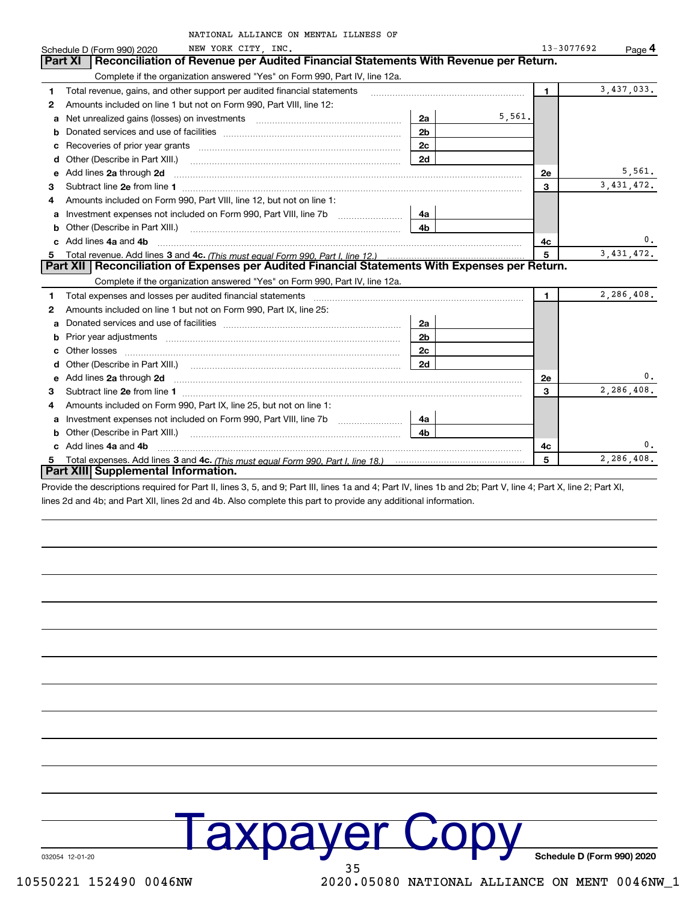NATIONAL ALLIANCE ON MENTAL ILLNESS OF NEW YORK CITY, INC. 13-3077692

Schedule D (Form 990) 2020 Page **4**

## Part XI Reconciliation of Revenue per Audited Financial Statements With Revenue per Return.

Complete if the organization answered "Yes" on Form 990, Part IV, line 12a.

| | | | | | |
|---|---|---|---|---|---|
| 1 | Total revenue, gains, and other support per audited financial statements | | | 1 | 3,437,033. |
| 2 | Amounts included on line 1 but not on Form 990, Part VIII, line 12: | | | | |
| a | Net unrealized gains (losses) on investments | 2a | 5,561. | | |
| b | Donated services and use of facilities | 2b | | | |
| c | Recoveries of prior year grants | 2c | | | |
| d | Other (Describe in Part XIII.) | 2d | | | |
| e | Add lines **2a** through **2d** | | | 2e | 5,561. |
| 3 | Subtract line **2e** from line **1** | | | 3 | 3,431,472. |
| 4 | Amounts included on Form 990, Part VIII, line 12, but not on line 1: | | | | |
| a | Investment expenses not included on Form 990, Part VIII, line 7b | 4a | | | |
| b | Other (Describe in Part XIII.) | 4b | | | |
| c | Add lines **4a** and **4b** | | | 4c | 0. |
| 5 | Total revenue. Add lines **3** and **4c.** *(This must equal Form 990, Part I, line 12.)* | | | 5 | 3,431,472. |

## Part XII Reconciliation of Expenses per Audited Financial Statements With Expenses per Return.

Complete if the organization answered "Yes" on Form 990, Part IV, line 12a.

| | | | | | |
|---|---|---|---|---|---|
| 1 | Total expenses and losses per audited financial statements | | | 1 | 2,286,408. |
| 2 | Amounts included on line 1 but not on Form 990, Part IX, line 25: | | | | |
| a | Donated services and use of facilities | 2a | | | |
| b | Prior year adjustments | 2b | | | |
| c | Other losses | 2c | | | |
| d | Other (Describe in Part XIII.) | 2d | | | |
| e | Add lines **2a** through **2d** | | | 2e | 0. |
| 3 | Subtract line **2e** from line **1** | | | 3 | 2,286,408. |
| 4 | Amounts included on Form 990, Part IX, line 25, but not on line 1: | | | | |
| a | Investment expenses not included on Form 990, Part VIII, line 7b | 4a | | | |
| b | Other (Describe in Part XIII.) | 4b | | | |
| c | Add lines **4a** and **4b** | | | 4c | 0. |
| 5 | Total expenses. Add lines **3** and **4c.** *(This must equal Form 990, Part I, line 18.)* | | | 5 | 2,286,408. |

## Part XIII Supplemental Information.

Provide the descriptions required for Part II, lines 3, 5, and 9; Part III, lines 1a and 4; Part IV, lines 1b and 2b; Part V, line 4; Part X, line 2; Part XI, lines 2d and 4b; and Part XII, lines 2d and 4b. Also complete this part to provide any additional information.

Taxpayer Copy

032054 12-01-20 **Schedule D (Form 990) 2020**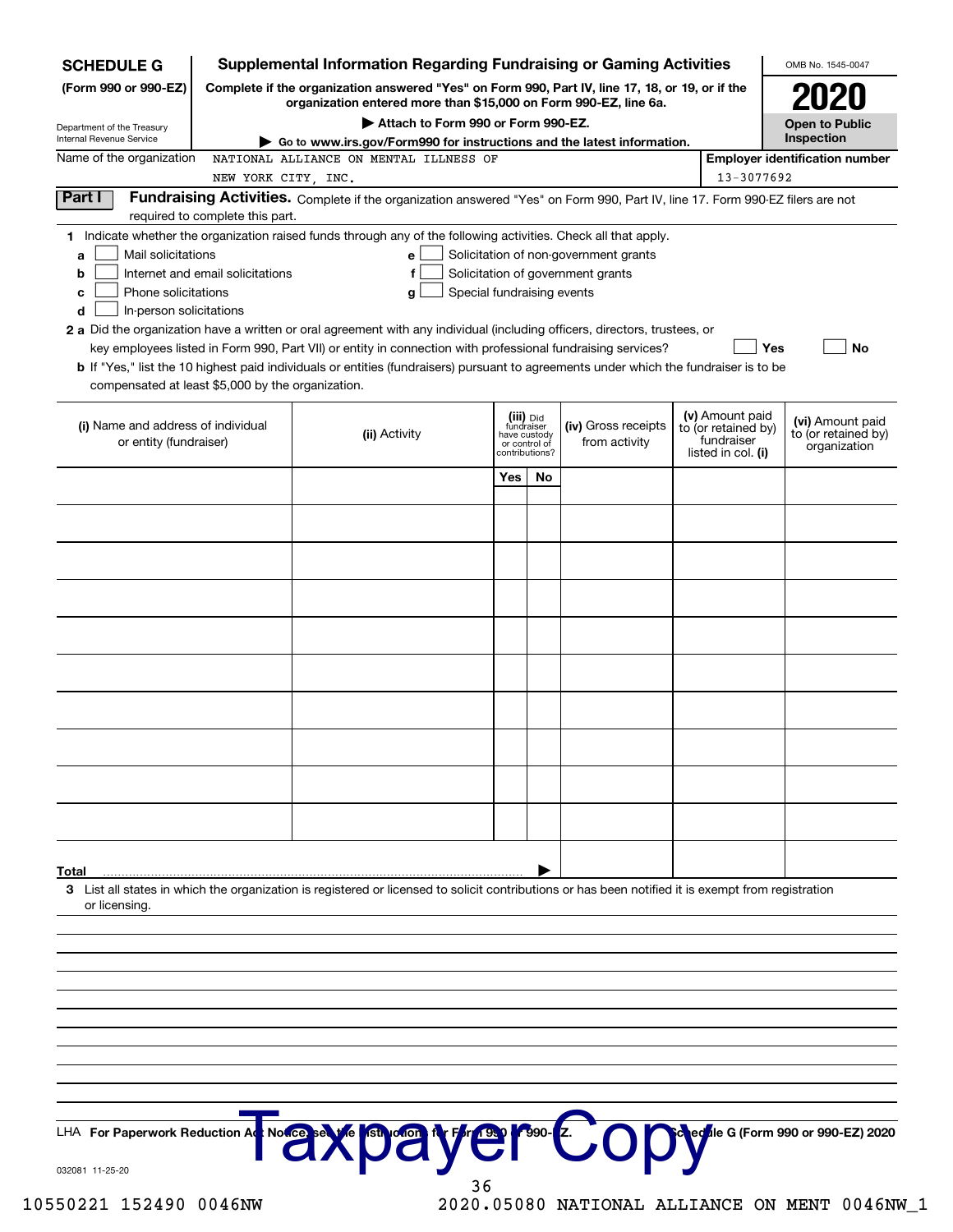**SCHEDULE G**
**(Form 990 or 990-EZ)**

Department of the Treasury
Internal Revenue Service

# Supplemental Information Regarding Fundraising or Gaming Activities

**Complete if the organization answered "Yes" on Form 990, Part IV, line 17, 18, or 19, or if the organization entered more than $15,000 on Form 990-EZ, line 6a.**

**▶ Attach to Form 990 or Form 990-EZ.**

**▶ Go to www.irs.gov/Form990 for instructions and the latest information.**

OMB No. 1545-0047

**2020**

**Open to Public Inspection**

Name of the organization: NATIONAL ALLIANCE ON MENTAL ILLNESS OF NEW YORK CITY, INC.

**Employer identification number:** 13-3077692

**Part I Fundraising Activities.** Complete if the organization answered "Yes" on Form 990, Part IV, line 17. Form 990-EZ filers are not required to complete this part.

**1** Indicate whether the organization raised funds through any of the following activities. Check all that apply.

- **a** ☐ Mail solicitations
- **b** ☐ Internet and email solicitations
- **c** ☐ Phone solicitations
- **d** ☐ In-person solicitations
- **e** ☐ Solicitation of non-government grants
- **f** ☐ Solicitation of government grants
- **g** ☐ Special fundraising events

**2 a** Did the organization have a written or oral agreement with any individual (including officers, directors, trustees, or key employees listed in Form 990, Part VII) or entity in connection with professional fundraising services? ☐ Yes ☐ No

**b** If "Yes," list the 10 highest paid individuals or entities (fundraisers) pursuant to agreements under which the fundraiser is to be compensated at least $5,000 by the organization.

| (i) Name and address of individual or entity (fundraiser) | (ii) Activity | (iii) Did fundraiser have custody or control of contributions? | | (iv) Gross receipts from activity | (v) Amount paid to (or retained by) fundraiser listed in col. (i) | (vi) Amount paid to (or retained by) organization |
|---|---|---|---|---|---|---|
| | | Yes | No | | | |
| | | | | | | |
| | | | | | | |
| | | | | | | |
| | | | | | | |
| | | | | | | |
| | | | | | | |
| | | | | | | |
| | | | | | | |
| | | | | | | |
| | | | | | | |
| **Total** ▶ | | | | | | |

**3** List all states in which the organization is registered or licensed to solicit contributions or has been notified it is exempt from registration or licensing.

LHA **For Paperwork Reduction Act Notice, see the Instructions for Form 990 or 990-EZ.** **Schedule G (Form 990 or 990-EZ) 2020**

Taxpayer Copy

032081 11-25-20

10550221 152490 0046NW 2020.05080 NATIONAL ALLIANCE ON MENT 0046NW_1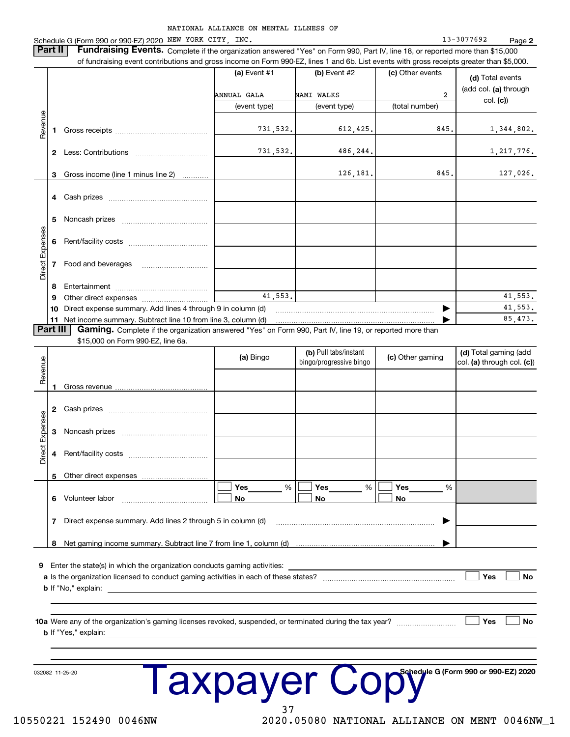NATIONAL ALLIANCE ON MENTAL ILLNESS OF NEW YORK CITY, INC. 13-3077692

Schedule G (Form 990 or 990-EZ) 2020

## Part II Fundraising Events.

Complete if the organization answered "Yes" on Form 990, Part IV, line 18, or reported more than $15,000 of fundraising event contributions and gross income on Form 990-EZ, lines 1 and 6b. List events with gross receipts greater than $5,000.

| | | (a) Event #1 | (b) Event #2 | (c) Other events | (d) Total events (add col. (a) through col. (c)) |
|---|---|---|---|---|---|
| | | ANNUAL GALA | NAMI WALKS | 2 | |
| | | (event type) | (event type) | (total number) | |
| Revenue | 1 Gross receipts | 731,532. | 612,425. | 845. | 1,344,802. |
| | 2 Less: Contributions | 731,532. | 486,244. | | 1,217,776. |
| | 3 Gross income (line 1 minus line 2) | | 126,181. | 845. | 127,026. |
| Direct Expenses | 4 Cash prizes | | | | |
| | 5 Noncash prizes | | | | |
| | 6 Rent/facility costs | | | | |
| | 7 Food and beverages | | | | |
| | 8 Entertainment | | | | |
| | 9 Other direct expenses | 41,553. | | | 41,553. |
| | 10 Direct expense summary. Add lines 4 through 9 in column (d) | | | | 41,553. |
| | 11 Net income summary. Subtract line 10 from line 3, column (d) | | | | 85,473. |

## Part III Gaming.

Complete if the organization answered "Yes" on Form 990, Part IV, line 19, or reported more than $15,000 on Form 990-EZ, line 6a.

| | | (a) Bingo | (b) Pull tabs/instant bingo/progressive bingo | (c) Other gaming | (d) Total gaming (add col. (a) through col. (c)) |
|---|---|---|---|---|---|
| Revenue | 1 Gross revenue | | | | |
| Direct Expenses | 2 Cash prizes | | | | |
| | 3 Noncash prizes | | | | |
| | 4 Rent/facility costs | | | | |
| | 5 Other direct expenses | | | | |
| | 6 Volunteer labor | ☐ Yes ____ % ☐ No | ☐ Yes ____ % ☐ No | ☐ Yes ____ % ☐ No | |
| | 7 Direct expense summary. Add lines 2 through 5 in column (d) | | | | |
| | 8 Net gaming income summary. Subtract line 7 from line 1, column (d) | | | | |

9 Enter the state(s) in which the organization conducts gaming activities: ____________

a Is the organization licensed to conduct gaming activities in each of these states? ☐ Yes ☐ No

b If "No," explain: ____________

10a Were any of the organization's gaming licenses revoked, suspended, or terminated during the tax year? ☐ Yes ☐ No

b If "Yes," explain: ____________

032082 11-25-20 Schedule G (Form 990 or 990-EZ) 2020

Taxpayer Copy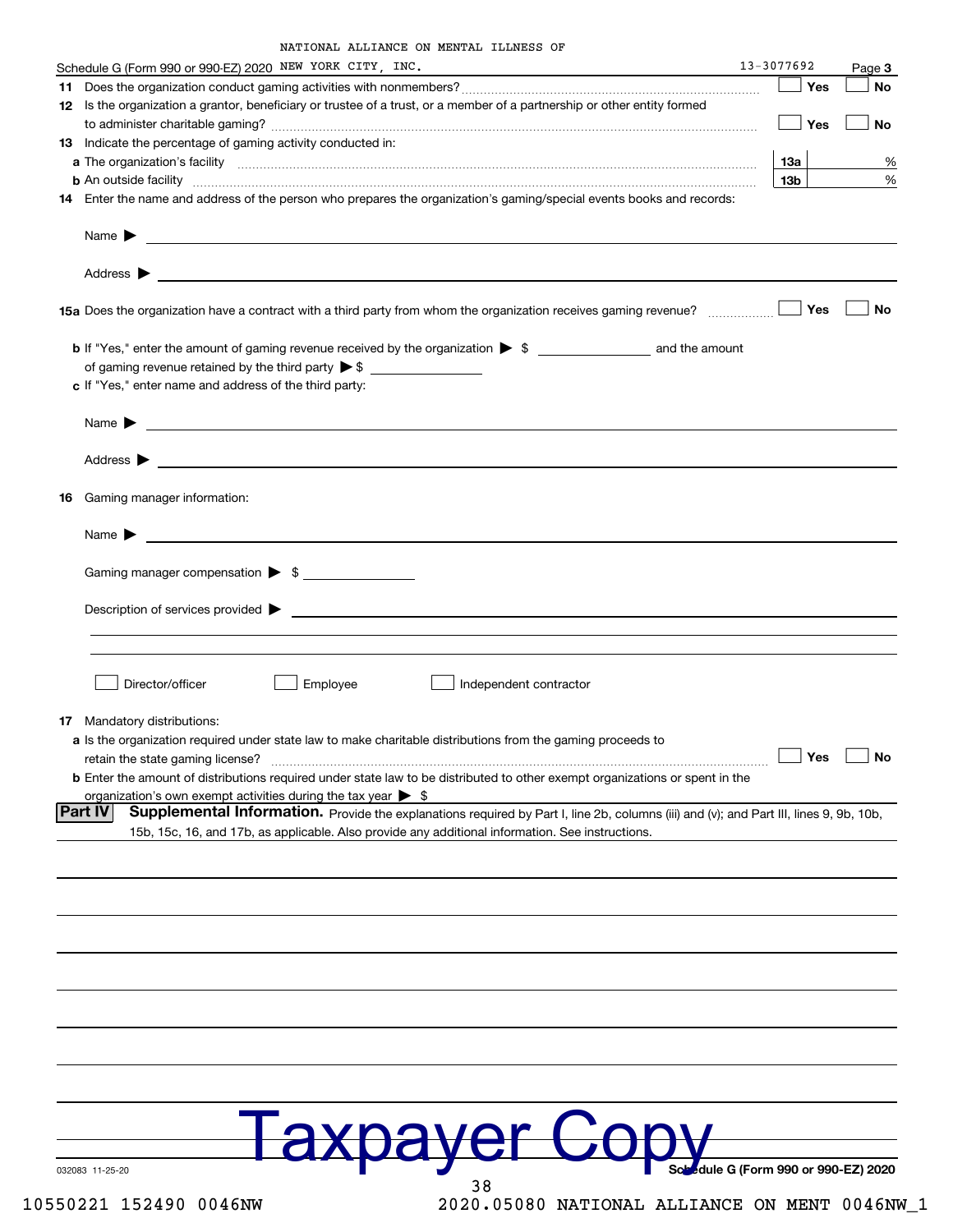NATIONAL ALLIANCE ON MENTAL ILLNESS OF

Schedule G (Form 990 or 990-EZ) 2020 NEW YORK CITY, INC. 13-3077692 Page **3**

**11** Does the organization conduct gaming activities with nonmembers? ☐ Yes ☐ No

**12** Is the organization a grantor, beneficiary or trustee of a trust, or a member of a partnership or other entity formed to administer charitable gaming? ☐ Yes ☐ No

**13** Indicate the percentage of gaming activity conducted in:

**a** The organization's facility **13a** %

**b** An outside facility **13b** %

**14** Enter the name and address of the person who prepares the organization's gaming/special events books and records:

Name ▶

Address ▶

**15a** Does the organization have a contract with a third party from whom the organization receives gaming revenue? ☐ Yes ☐ No

**b** If "Yes," enter the amount of gaming revenue received by the organization ▶ $ and the amount of gaming revenue retained by the third party ▶ $

**c** If "Yes," enter name and address of the third party:

Name ▶

Address ▶

**16** Gaming manager information:

Name ▶

Gaming manager compensation ▶ $

Description of services provided ▶

☐ Director/officer ☐ Employee ☐ Independent contractor

**17** Mandatory distributions:

**a** Is the organization required under state law to make charitable distributions from the gaming proceeds to retain the state gaming license? ☐ Yes ☐ No

**b** Enter the amount of distributions required under state law to be distributed to other exempt organizations or spent in the organization's own exempt activities during the tax year ▶ $

**Part IV** **Supplemental Information.** Provide the explanations required by Part I, line 2b, columns (iii) and (v); and Part III, lines 9, 9b, 10b, 15b, 15c, 16, and 17b, as applicable. Also provide any additional information. See instructions.

Taxpayer Copy

032083 11-25-20 **Schedule G (Form 990 or 990-EZ) 2020**

10550221 152490 0046NW 2020.05080 NATIONAL ALLIANCE ON MENT 0046NW_1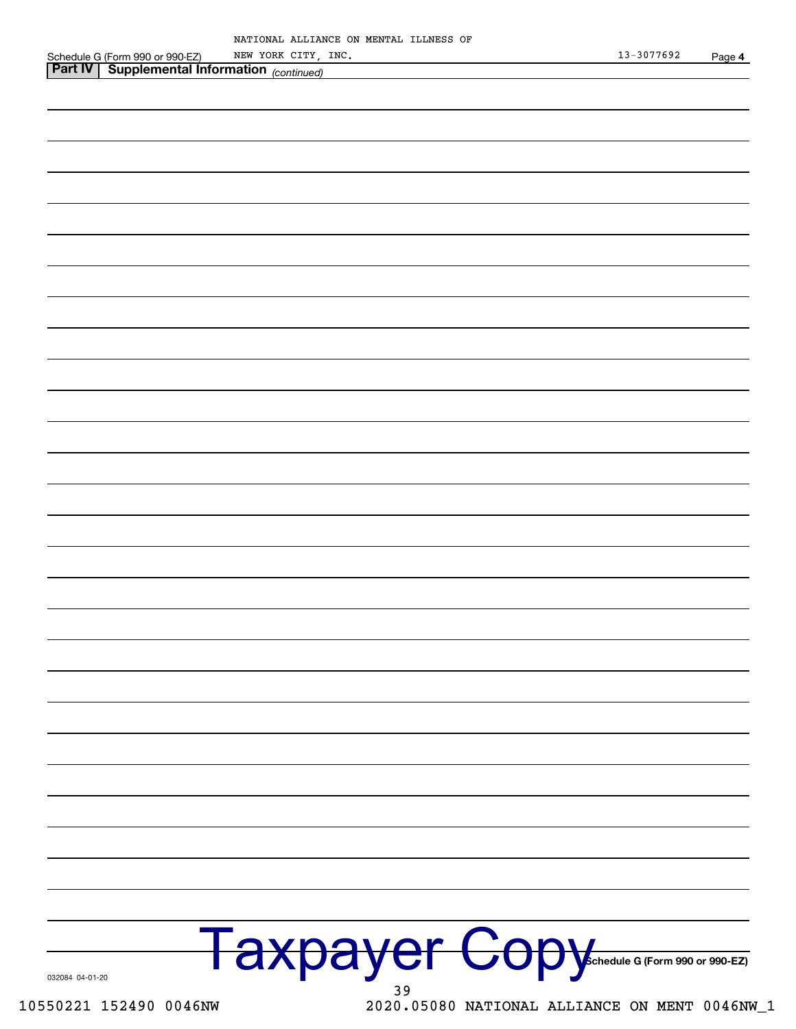NATIONAL ALLIANCE ON MENTAL ILLNESS OF NEW YORK CITY, INC.

Schedule G (Form 990 or 990-EZ) 13-3077692 Page 4

**Part IV** **Supplemental Information** *(continued)*

Taxpayer Copy

Schedule G (Form 990 or 990-EZ)

032084 04-01-20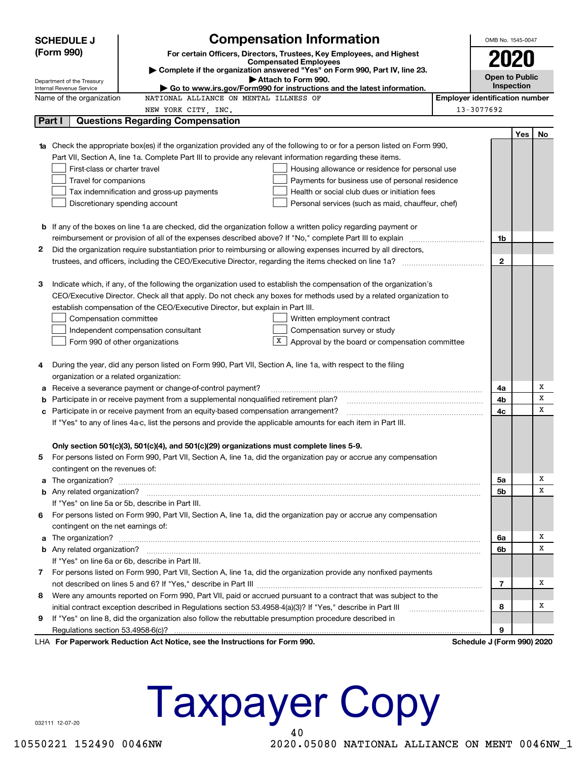# SCHEDULE J (Form 990)

## Compensation Information

**For certain Officers, Directors, Trustees, Key Employees, and Highest Compensated Employees**

▶ Complete if the organization answered "Yes" on Form 990, Part IV, line 23.

▶ Attach to Form 990.

▶ Go to www.irs.gov/Form990 for instructions and the latest information.

Department of the Treasury
Internal Revenue Service

OMB No. 1545-0047

**2020**

**Open to Public Inspection**

| Name of the organization | Employer identification number |
|---|---|
| NATIONAL ALLIANCE ON MENTAL ILLNESS OF NEW YORK CITY, INC. | 13-3077692 |

### Part I Questions Regarding Compensation

| | | | Yes | No |
|---|---|---|---|---|
| **1a** | Check the appropriate box(es) if the organization provided any of the following to or for a person listed on Form 990, Part VII, Section A, line 1a. Complete Part III to provide any relevant information regarding these items.<br>☐ First-class or charter travel ☐ Housing allowance or residence for personal use<br>☐ Travel for companions ☐ Payments for business use of personal residence<br>☐ Tax indemnification and gross-up payments ☐ Health or social club dues or initiation fees<br>☐ Discretionary spending account ☐ Personal services (such as maid, chauffeur, chef) | | | |
| **b** | If any of the boxes on line 1a are checked, did the organization follow a written policy regarding payment or reimbursement or provision of all of the expenses described above? If "No," complete Part III to explain | 1b | | |
| **2** | Did the organization require substantiation prior to reimbursing or allowing expenses incurred by all directors, trustees, and officers, including the CEO/Executive Director, regarding the items checked on line 1a? | 2 | | |
| **3** | Indicate which, if any, of the following the organization used to establish the compensation of the organization's CEO/Executive Director. Check all that apply. Do not check any boxes for methods used by a related organization to establish compensation of the CEO/Executive Director, but explain in Part III.<br>☐ Compensation committee ☐ Written employment contract<br>☐ Independent compensation consultant ☐ Compensation survey or study<br>☐ Form 990 of other organizations ☒ Approval by the board or compensation committee | | | |
| **4** | During the year, did any person listed on Form 990, Part VII, Section A, line 1a, with respect to the filing organization or a related organization: | | | |
| **a** | Receive a severance payment or change-of-control payment? | 4a | | X |
| **b** | Participate in or receive payment from a supplemental nonqualified retirement plan? | 4b | | X |
| **c** | Participate in or receive payment from an equity-based compensation arrangement? | 4c | | X |
| | If "Yes" to any of lines 4a-c, list the persons and provide the applicable amounts for each item in Part III. | | | |
| | **Only section 501(c)(3), 501(c)(4), and 501(c)(29) organizations must complete lines 5-9.** | | | |
| **5** | For persons listed on Form 990, Part VII, Section A, line 1a, did the organization pay or accrue any compensation contingent on the revenues of: | | | |
| **a** | The organization? | 5a | | X |
| **b** | Any related organization? | 5b | | X |
| | If "Yes" on line 5a or 5b, describe in Part III. | | | |
| **6** | For persons listed on Form 990, Part VII, Section A, line 1a, did the organization pay or accrue any compensation contingent on the net earnings of: | | | |
| **a** | The organization? | 6a | | X |
| **b** | Any related organization? | 6b | | X |
| | If "Yes" on line 6a or 6b, describe in Part III. | | | |
| **7** | For persons listed on Form 990, Part VII, Section A, line 1a, did the organization provide any nonfixed payments not described on lines 5 and 6? If "Yes," describe in Part III | 7 | | X |
| **8** | Were any amounts reported on Form 990, Part VII, paid or accrued pursuant to a contract that was subject to the initial contract exception described in Regulations section 53.4958-4(a)(3)? If "Yes," describe in Part III | 8 | | X |
| **9** | If "Yes" on line 8, did the organization also follow the rebuttable presumption procedure described in Regulations section 53.4958-6(c)? | 9 | | |

LHA **For Paperwork Reduction Act Notice, see the Instructions for Form 990.** **Schedule J (Form 990) 2020**

032111 12-07-20

# Taxpayer Copy

10550221 152490 0046NW 2020.05080 NATIONAL ALLIANCE ON MENT 0046NW_1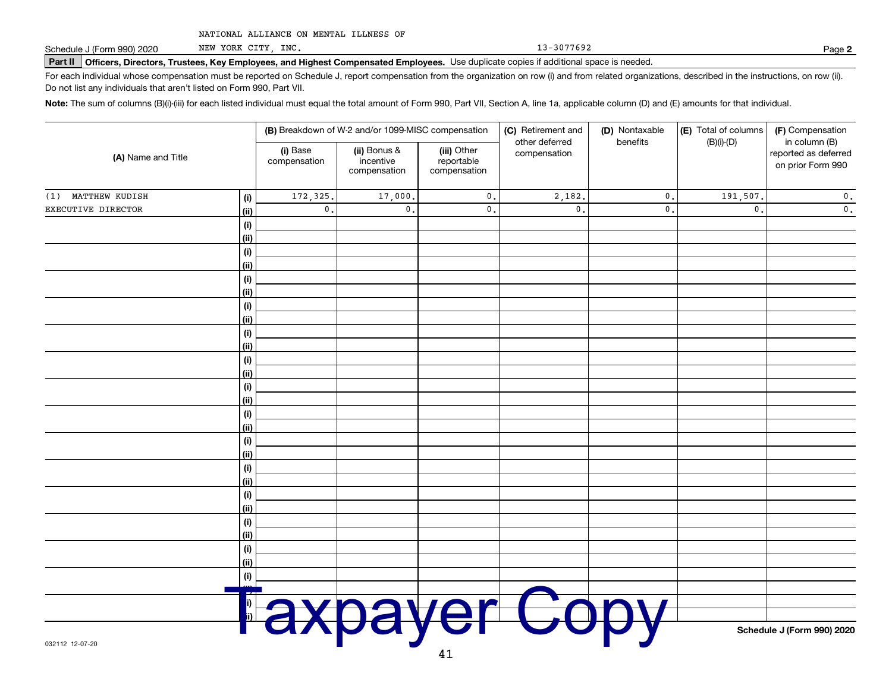NATIONAL ALLIANCE ON MENTAL ILLNESS OF NEW YORK CITY, INC. 13-3077692

Schedule J (Form 990) 2020

**Part II Officers, Directors, Trustees, Key Employees, and Highest Compensated Employees.** Use duplicate copies if additional space is needed.

For each individual whose compensation must be reported on Schedule J, report compensation from the organization on row (i) and from related organizations, described in the instructions, on row (ii). Do not list any individuals that aren't listed on Form 990, Part VII.

**Note:** The sum of columns (B)(i)-(iii) for each listed individual must equal the total amount of Form 990, Part VII, Section A, line 1a, applicable column (D) and (E) amounts for that individual.

| (A) Name and Title | | (B) Breakdown of W-2 and/or 1099-MISC compensation | | | (C) Retirement and other deferred compensation | (D) Nontaxable benefits | (E) Total of columns (B)(i)-(D) | (F) Compensation in column (B) reported as deferred on prior Form 990 |
|---|---|---|---|---|---|---|---|---|
| | | (i) Base compensation | (ii) Bonus & incentive compensation | (iii) Other reportable compensation | | | | |
| (1) MATTHEW KUDISH | (i) | 172,325. | 17,000. | 0. | 2,182. | 0. | 191,507. | 0. |
| EXECUTIVE DIRECTOR | (ii) | 0. | 0. | 0. | 0. | 0. | 0. | 0. |

Schedule J (Form 990) 2020

Taxpayer Copy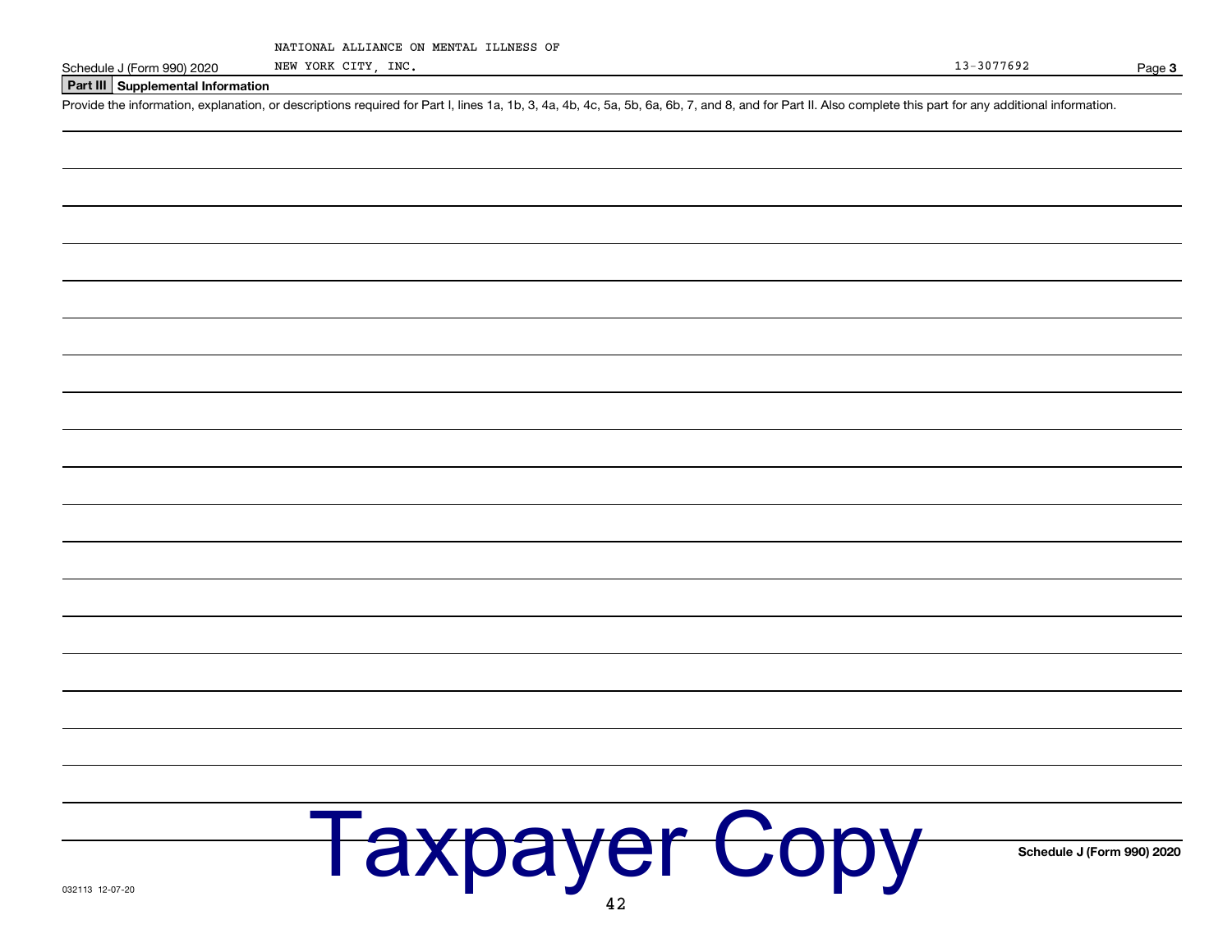NATIONAL ALLIANCE ON MENTAL ILLNESS OF NEW YORK CITY, INC. 13-3077692

## Part III Supplemental Information

Provide the information, explanation, or descriptions required for Part I, lines 1a, 1b, 3, 4a, 4b, 4c, 5a, 5b, 6a, 6b, 7, and 8, and for Part II. Also complete this part for any additional information.

Taxpayer Copy

032113 12-07-20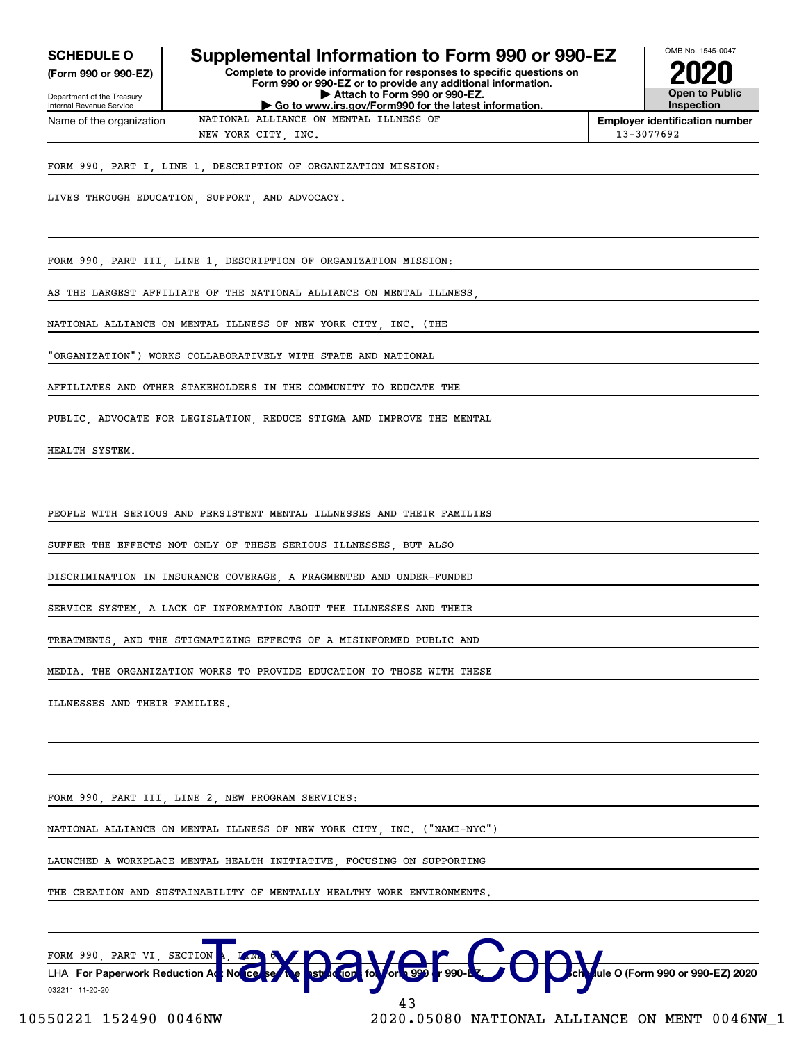**SCHEDULE O**
**(Form 990 or 990-EZ)**

Department of the Treasury
Internal Revenue Service

# Supplemental Information to Form 990 or 990-EZ

**Complete to provide information for responses to specific questions on Form 990 or 990-EZ or to provide any additional information.**
**▶ Attach to Form 990 or 990-EZ.**
**▶ Go to www.irs.gov/Form990 for the latest information.**

OMB No. 1545-0047
**2020**
**Open to Public Inspection**

Name of the organization: NATIONAL ALLIANCE ON MENTAL ILLNESS OF NEW YORK CITY, INC.

**Employer identification number** 13-3077692

FORM 990, PART I, LINE 1, DESCRIPTION OF ORGANIZATION MISSION:

LIVES THROUGH EDUCATION, SUPPORT, AND ADVOCACY.

FORM 990, PART III, LINE 1, DESCRIPTION OF ORGANIZATION MISSION:

AS THE LARGEST AFFILIATE OF THE NATIONAL ALLIANCE ON MENTAL ILLNESS, NATIONAL ALLIANCE ON MENTAL ILLNESS OF NEW YORK CITY, INC. (THE "ORGANIZATION") WORKS COLLABORATIVELY WITH STATE AND NATIONAL AFFILIATES AND OTHER STAKEHOLDERS IN THE COMMUNITY TO EDUCATE THE PUBLIC, ADVOCATE FOR LEGISLATION, REDUCE STIGMA AND IMPROVE THE MENTAL HEALTH SYSTEM.

PEOPLE WITH SERIOUS AND PERSISTENT MENTAL ILLNESSES AND THEIR FAMILIES SUFFER THE EFFECTS NOT ONLY OF THESE SERIOUS ILLNESSES, BUT ALSO DISCRIMINATION IN INSURANCE COVERAGE, A FRAGMENTED AND UNDER-FUNDED SERVICE SYSTEM, A LACK OF INFORMATION ABOUT THE ILLNESSES AND THEIR TREATMENTS, AND THE STIGMATIZING EFFECTS OF A MISINFORMED PUBLIC AND MEDIA. THE ORGANIZATION WORKS TO PROVIDE EDUCATION TO THOSE WITH THESE ILLNESSES AND THEIR FAMILIES.

FORM 990, PART III, LINE 2, NEW PROGRAM SERVICES:

NATIONAL ALLIANCE ON MENTAL ILLNESS OF NEW YORK CITY, INC. ("NAMI-NYC") LAUNCHED A WORKPLACE MENTAL HEALTH INITIATIVE, FOCUSING ON SUPPORTING THE CREATION AND SUSTAINABILITY OF MENTALLY HEALTHY WORK ENVIRONMENTS.

FORM 990, PART VI, SECTION A, LINE 6:

LHA **For Paperwork Reduction Act Notice, see the Instructions for Form 990 or 990-EZ.** **Schedule O (Form 990 or 990-EZ) 2020**

032211 11-20-20

Taxpayer Copy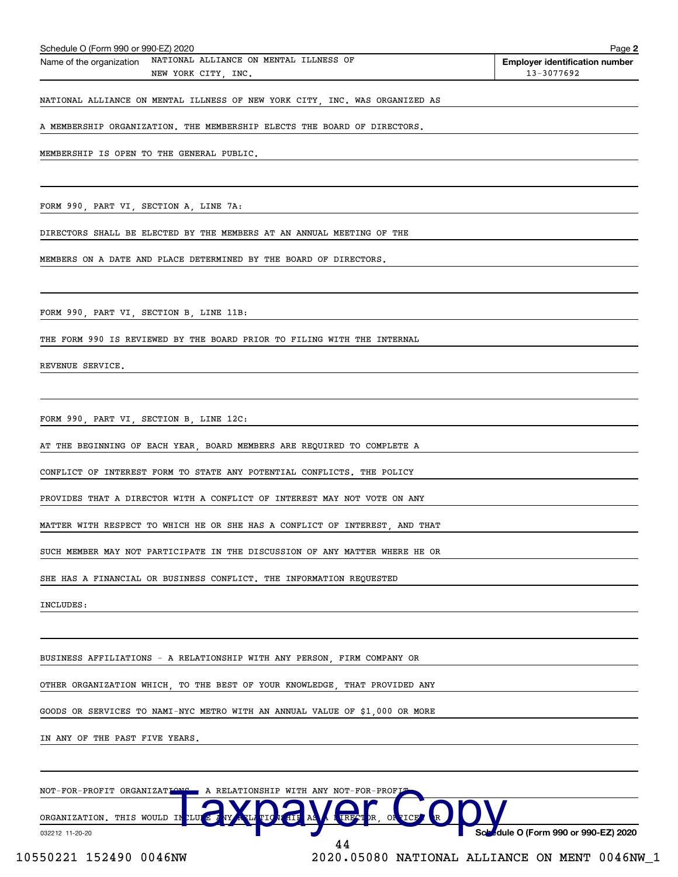Schedule O (Form 990 or 990-EZ) 2020

Name of the organization: NATIONAL ALLIANCE ON MENTAL ILLNESS OF NEW YORK CITY, INC.

Employer identification number: 13-3077692

NATIONAL ALLIANCE ON MENTAL ILLNESS OF NEW YORK CITY, INC. WAS ORGANIZED AS A MEMBERSHIP ORGANIZATION. THE MEMBERSHIP ELECTS THE BOARD OF DIRECTORS. MEMBERSHIP IS OPEN TO THE GENERAL PUBLIC.

FORM 990, PART VI, SECTION A, LINE 7A:

DIRECTORS SHALL BE ELECTED BY THE MEMBERS AT AN ANNUAL MEETING OF THE MEMBERS ON A DATE AND PLACE DETERMINED BY THE BOARD OF DIRECTORS.

FORM 990, PART VI, SECTION B, LINE 11B:

THE FORM 990 IS REVIEWED BY THE BOARD PRIOR TO FILING WITH THE INTERNAL REVENUE SERVICE.

FORM 990, PART VI, SECTION B, LINE 12C:

AT THE BEGINNING OF EACH YEAR, BOARD MEMBERS ARE REQUIRED TO COMPLETE A CONFLICT OF INTEREST FORM TO STATE ANY POTENTIAL CONFLICTS. THE POLICY PROVIDES THAT A DIRECTOR WITH A CONFLICT OF INTEREST MAY NOT VOTE ON ANY MATTER WITH RESPECT TO WHICH HE OR SHE HAS A CONFLICT OF INTEREST, AND THAT SUCH MEMBER MAY NOT PARTICIPATE IN THE DISCUSSION OF ANY MATTER WHERE HE OR SHE HAS A FINANCIAL OR BUSINESS CONFLICT. THE INFORMATION REQUESTED INCLUDES:

BUSINESS AFFILIATIONS - A RELATIONSHIP WITH ANY PERSON, FIRM COMPANY OR OTHER ORGANIZATION WHICH, TO THE BEST OF YOUR KNOWLEDGE, THAT PROVIDED ANY GOODS OR SERVICES TO NAMI-NYC METRO WITH AN ANNUAL VALUE OF $1,000 OR MORE IN ANY OF THE PAST FIVE YEARS.

NOT-FOR-PROFIT ORGANIZATIONS - A RELATIONSHIP WITH ANY NOT-FOR-PROFIT ORGANIZATION. THIS WOULD INCLUDE ANY RELATIONSHIP AS A DIRECTOR, OFFICER OR

Taxpayer Copy

Schedule O (Form 990 or 990-EZ) 2020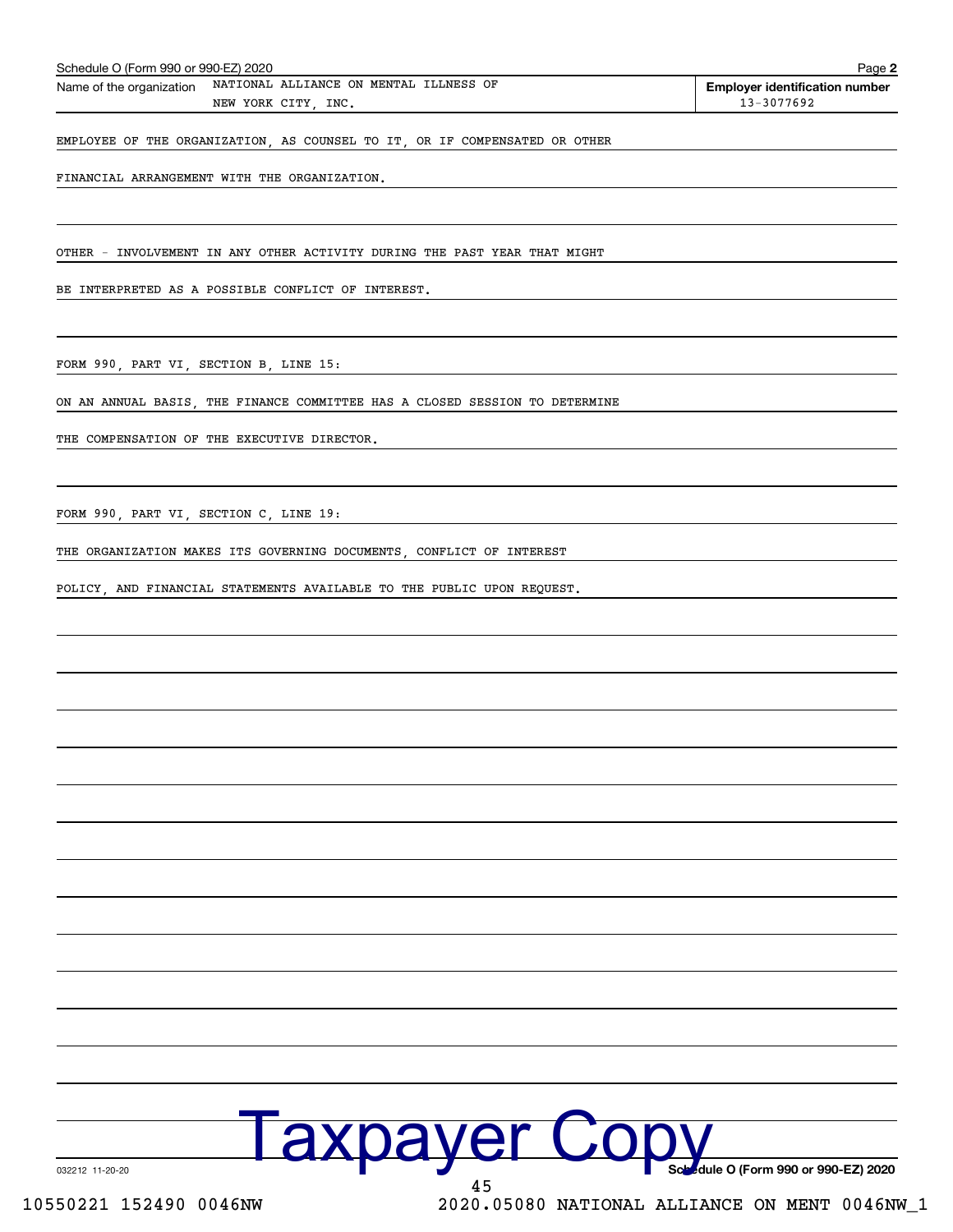Schedule O (Form 990 or 990-EZ) 2020

Name of the organization: NATIONAL ALLIANCE ON MENTAL ILLNESS OF NEW YORK CITY, INC.

**Employer identification number** 13-3077692

EMPLOYEE OF THE ORGANIZATION, AS COUNSEL TO IT, OR IF COMPENSATED OR OTHER FINANCIAL ARRANGEMENT WITH THE ORGANIZATION.

OTHER - INVOLVEMENT IN ANY OTHER ACTIVITY DURING THE PAST YEAR THAT MIGHT BE INTERPRETED AS A POSSIBLE CONFLICT OF INTEREST.

FORM 990, PART VI, SECTION B, LINE 15:

ON AN ANNUAL BASIS, THE FINANCE COMMITTEE HAS A CLOSED SESSION TO DETERMINE THE COMPENSATION OF THE EXECUTIVE DIRECTOR.

FORM 990, PART VI, SECTION C, LINE 19:

THE ORGANIZATION MAKES ITS GOVERNING DOCUMENTS, CONFLICT OF INTEREST POLICY, AND FINANCIAL STATEMENTS AVAILABLE TO THE PUBLIC UPON REQUEST.

Taxpayer Copy

032212 11-20-20 **Schedule O (Form 990 or 990-EZ) 2020**

10550221 152490 0046NW 2020.05080 NATIONAL ALLIANCE ON MENT 0046NW_1